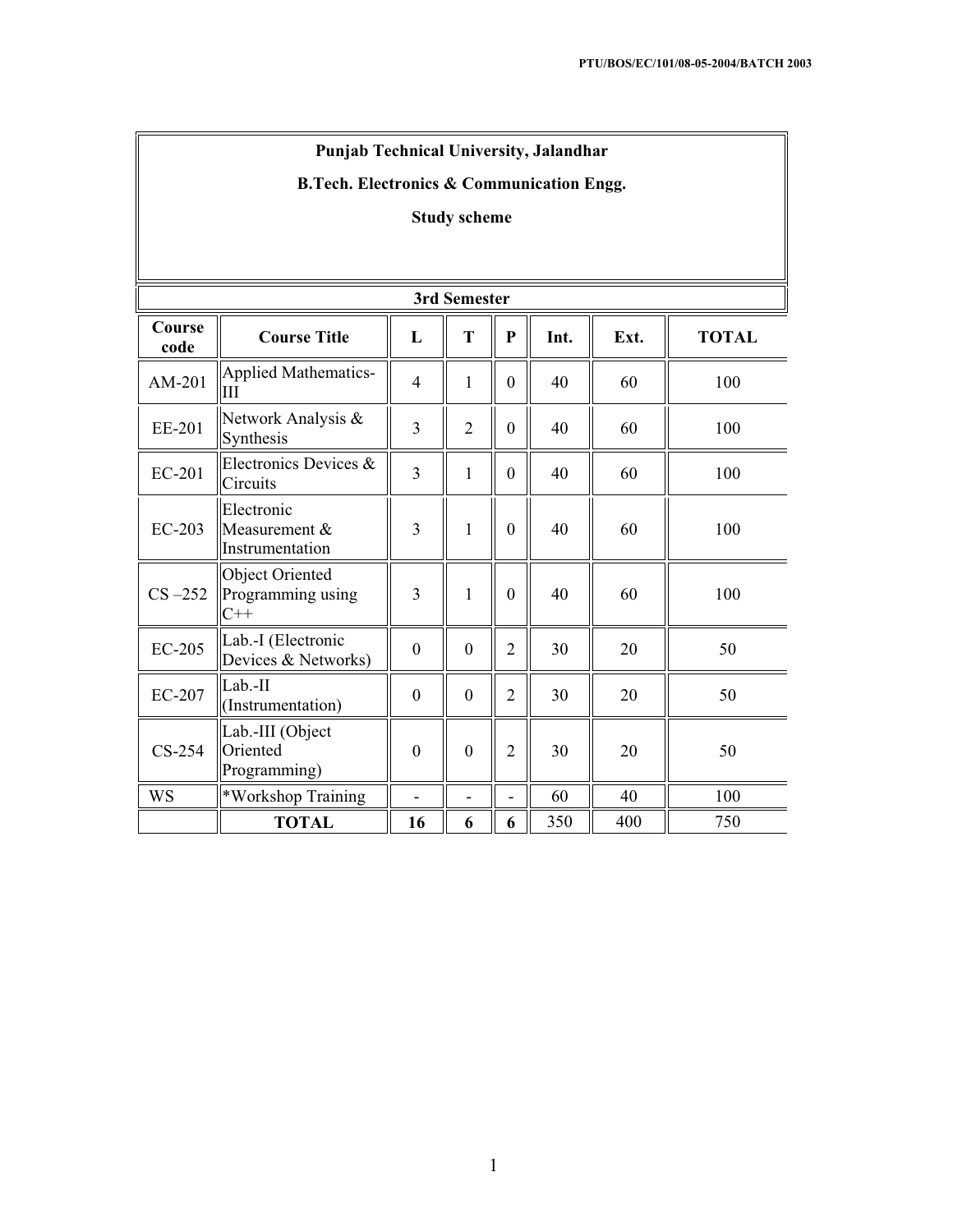**Punjab Technical University, Jalandhar**

**B.Tech. Electronics & Communication Engg.**

**Study scheme**

**3rd Semester**

| Course code | Course Title | L | T | P | Int. | Ext. | TOTAL |
|---|---|---|---|---|---|---|---|
| AM-201 | Applied Mathematics-III | 4 | 1 | 0 | 40 | 60 | 100 |
| EE-201 | Network Analysis & Synthesis | 3 | 2 | 0 | 40 | 60 | 100 |
| EC-201 | Electronics Devices & Circuits | 3 | 1 | 0 | 40 | 60 | 100 |
| EC-203 | Electronic Measurement & Instrumentation | 3 | 1 | 0 | 40 | 60 | 100 |
| CS –252 | Object Oriented Programming using C++ | 3 | 1 | 0 | 40 | 60 | 100 |
| EC-205 | Lab.-I (Electronic Devices & Networks) | 0 | 0 | 2 | 30 | 20 | 50 |
| EC-207 | Lab.-II (Instrumentation) | 0 | 0 | 2 | 30 | 20 | 50 |
| CS-254 | Lab.-III (Object Oriented Programming) | 0 | 0 | 2 | 30 | 20 | 50 |
| WS | *Workshop Training | - | - | - | 60 | 40 | 100 |
| | **TOTAL** | **16** | **6** | **6** | 350 | 400 | 750 |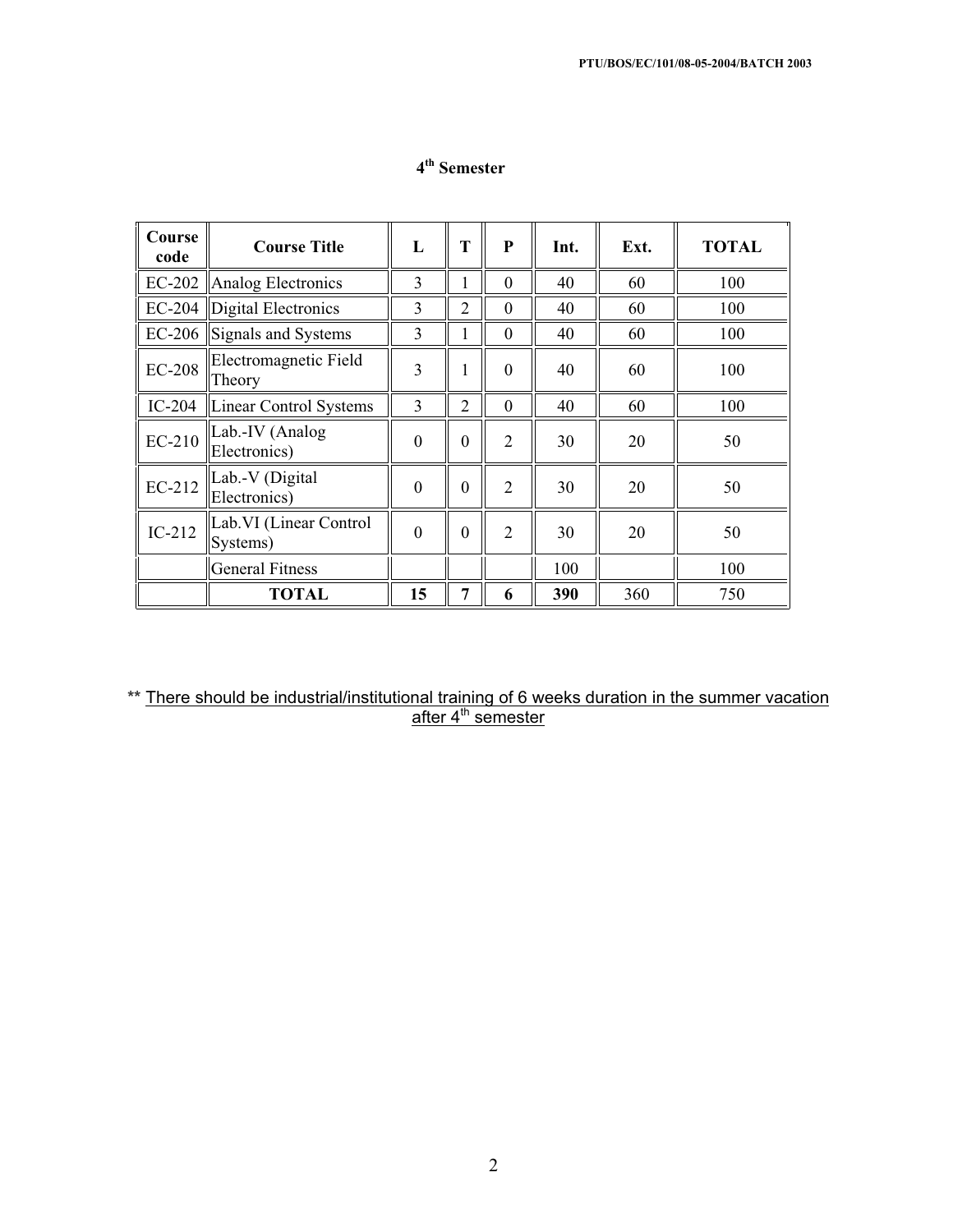## 4th Semester

| Course code | Course Title | L | T | P | Int. | Ext. | TOTAL |
|---|---|---|---|---|---|---|---|
| EC-202 | Analog Electronics | 3 | 1 | 0 | 40 | 60 | 100 |
| EC-204 | Digital Electronics | 3 | 2 | 0 | 40 | 60 | 100 |
| EC-206 | Signals and Systems | 3 | 1 | 0 | 40 | 60 | 100 |
| EC-208 | Electromagnetic Field Theory | 3 | 1 | 0 | 40 | 60 | 100 |
| IC-204 | Linear Control Systems | 3 | 2 | 0 | 40 | 60 | 100 |
| EC-210 | Lab.-IV (Analog Electronics) | 0 | 0 | 2 | 30 | 20 | 50 |
| EC-212 | Lab.-V (Digital Electronics) | 0 | 0 | 2 | 30 | 20 | 50 |
| IC-212 | Lab.VI (Linear Control Systems) | 0 | 0 | 2 | 30 | 20 | 50 |
| | General Fitness | | | | 100 | | 100 |
| | **TOTAL** | **15** | **7** | **6** | **390** | 360 | 750 |

** There should be industrial/institutional training of 6 weeks duration in the summer vacation after 4th semester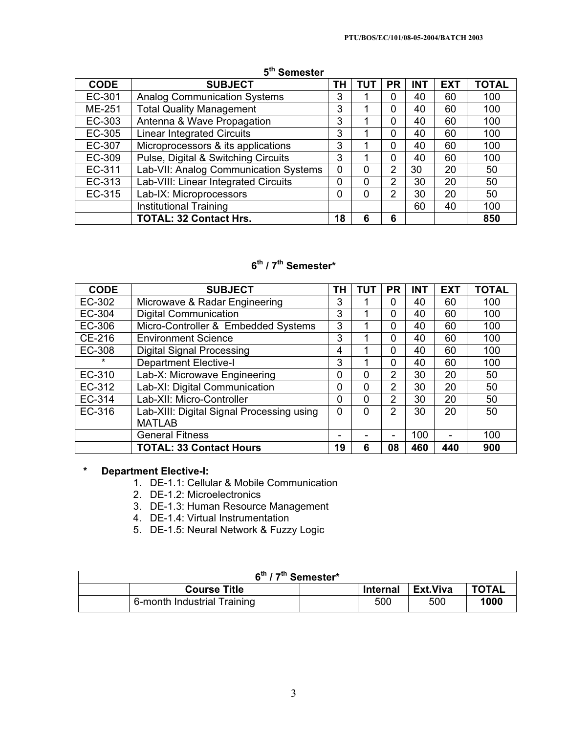## 5th Semester

| CODE | SUBJECT | TH | TUT | PR | INT | EXT | TOTAL |
|---|---|---|---|---|---|---|---|
| EC-301 | Analog Communication Systems | 3 | 1 | 0 | 40 | 60 | 100 |
| ME-251 | Total Quality Management | 3 | 1 | 0 | 40 | 60 | 100 |
| EC-303 | Antenna & Wave Propagation | 3 | 1 | 0 | 40 | 60 | 100 |
| EC-305 | Linear Integrated Circuits | 3 | 1 | 0 | 40 | 60 | 100 |
| EC-307 | Microprocessors & its applications | 3 | 1 | 0 | 40 | 60 | 100 |
| EC-309 | Pulse, Digital & Switching Circuits | 3 | 1 | 0 | 40 | 60 | 100 |
| EC-311 | Lab-VII: Analog Communication Systems | 0 | 0 | 2 | 30 | 20 | 50 |
| EC-313 | Lab-VIII: Linear Integrated Circuits | 0 | 0 | 2 | 30 | 20 | 50 |
| EC-315 | Lab-IX: Microprocessors | 0 | 0 | 2 | 30 | 20 | 50 |
| | Institutional Training | | | | 60 | 40 | 100 |
| | **TOTAL: 32 Contact Hrs.** | **18** | **6** | **6** | | | **850** |

## 6th / 7th Semester*

| CODE | SUBJECT | TH | TUT | PR | INT | EXT | TOTAL |
|---|---|---|---|---|---|---|---|
| EC-302 | Microwave & Radar Engineering | 3 | 1 | 0 | 40 | 60 | 100 |
| EC-304 | Digital Communication | 3 | 1 | 0 | 40 | 60 | 100 |
| EC-306 | Micro-Controller & Embedded Systems | 3 | 1 | 0 | 40 | 60 | 100 |
| CE-216 | Environment Science | 3 | 1 | 0 | 40 | 60 | 100 |
| EC-308 | Digital Signal Processing | 4 | 1 | 0 | 40 | 60 | 100 |
| * | Department Elective-I | 3 | 1 | 0 | 40 | 60 | 100 |
| EC-310 | Lab-X: Microwave Engineering | 0 | 0 | 2 | 30 | 20 | 50 |
| EC-312 | Lab-XI: Digital Communication | 0 | 0 | 2 | 30 | 20 | 50 |
| EC-314 | Lab-XII: Micro-Controller | 0 | 0 | 2 | 30 | 20 | 50 |
| EC-316 | Lab-XIII: Digital Signal Processing using MATLAB | 0 | 0 | 2 | 30 | 20 | 50 |
| | General Fitness | - | - | - | 100 | - | 100 |
| | **TOTAL: 33 Contact Hours** | **19** | **6** | **08** | **460** | **440** | **900** |

\* **Department Elective-I:**

1. DE-1.1: Cellular & Mobile Communication
2. DE-1.2: Microelectronics
3. DE-1.3: Human Resource Management
4. DE-1.4: Virtual Instrumentation
5. DE-1.5: Neural Network & Fuzzy Logic

| 6th / 7th Semester* | | | | | |
|---|---|---|---|---|---|
| | **Course Title** | | **Internal** | **Ext.Viva** | **TOTAL** |
| | 6-month Industrial Training | | 500 | 500 | **1000** |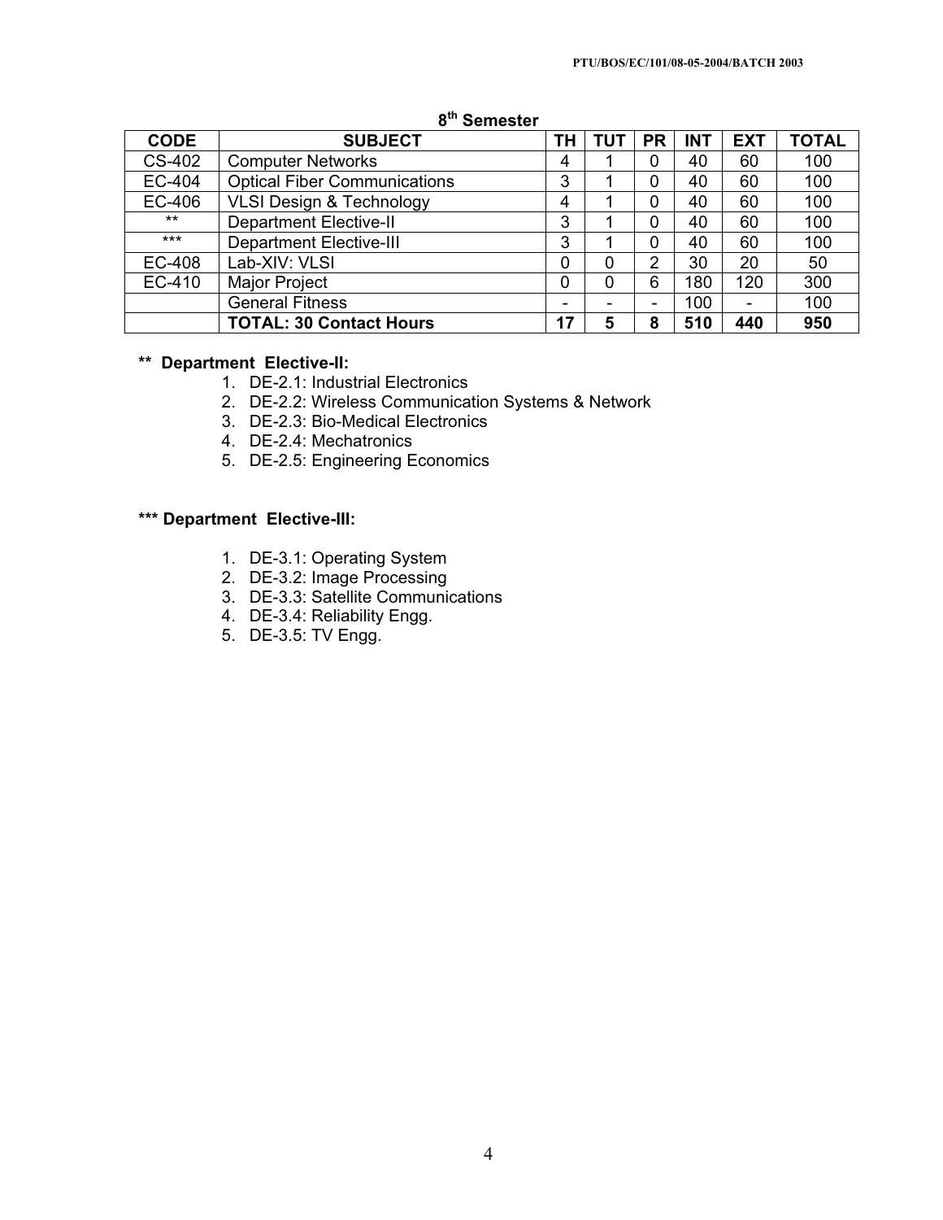## 8th Semester

| CODE | SUBJECT | TH | TUT | PR | INT | EXT | TOTAL |
|---|---|---|---|---|---|---|---|
| CS-402 | Computer Networks | 4 | 1 | 0 | 40 | 60 | 100 |
| EC-404 | Optical Fiber Communications | 3 | 1 | 0 | 40 | 60 | 100 |
| EC-406 | VLSI Design & Technology | 4 | 1 | 0 | 40 | 60 | 100 |
| ** | Department Elective-II | 3 | 1 | 0 | 40 | 60 | 100 |
| *** | Department Elective-III | 3 | 1 | 0 | 40 | 60 | 100 |
| EC-408 | Lab-XIV: VLSI | 0 | 0 | 2 | 30 | 20 | 50 |
| EC-410 | Major Project | 0 | 0 | 6 | 180 | 120 | 300 |
| | General Fitness | - | - | - | 100 | - | 100 |
| | **TOTAL: 30 Contact Hours** | **17** | **5** | **8** | **510** | **440** | **950** |

**** Department Elective-II:**

1. DE-2.1: Industrial Electronics
2. DE-2.2: Wireless Communication Systems & Network
3. DE-2.3: Bio-Medical Electronics
4. DE-2.4: Mechatronics
5. DE-2.5: Engineering Economics

***** Department Elective-III:**

1. DE-3.1: Operating System
2. DE-3.2: Image Processing
3. DE-3.3: Satellite Communications
4. DE-3.4: Reliability Engg.
5. DE-3.5: TV Engg.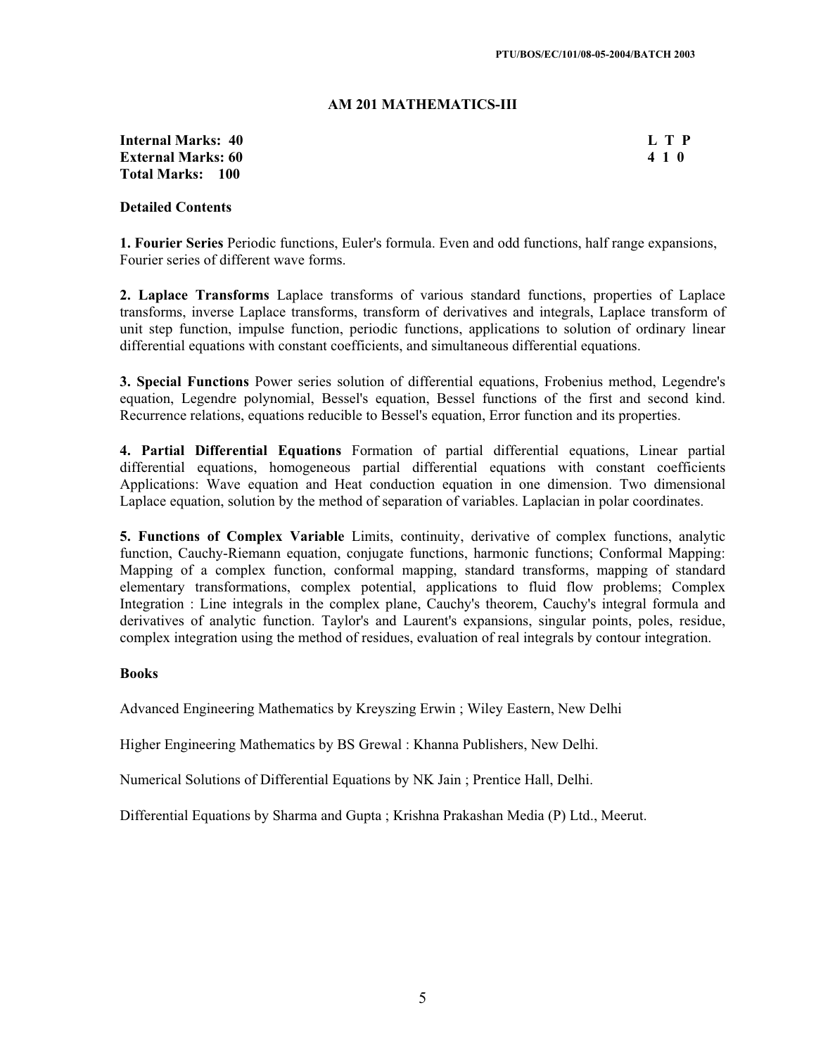## AM 201 MATHEMATICS-III

| | L T P |
|---|---|
| **Internal Marks: 40** | **L T P** |
| **External Marks: 60** | **4 1 0** |
| **Total Marks: 100** | |

**Detailed Contents**

**1. Fourier Series** Periodic functions, Euler's formula. Even and odd functions, half range expansions, Fourier series of different wave forms.

**2. Laplace Transforms** Laplace transforms of various standard functions, properties of Laplace transforms, inverse Laplace transforms, transform of derivatives and integrals, Laplace transform of unit step function, impulse function, periodic functions, applications to solution of ordinary linear differential equations with constant coefficients, and simultaneous differential equations.

**3. Special Functions** Power series solution of differential equations, Frobenius method, Legendre's equation, Legendre polynomial, Bessel's equation, Bessel functions of the first and second kind. Recurrence relations, equations reducible to Bessel's equation, Error function and its properties.

**4. Partial Differential Equations** Formation of partial differential equations, Linear partial differential equations, homogeneous partial differential equations with constant coefficients Applications: Wave equation and Heat conduction equation in one dimension. Two dimensional Laplace equation, solution by the method of separation of variables. Laplacian in polar coordinates.

**5. Functions of Complex Variable** Limits, continuity, derivative of complex functions, analytic function, Cauchy-Riemann equation, conjugate functions, harmonic functions; Conformal Mapping: Mapping of a complex function, conformal mapping, standard transforms, mapping of standard elementary transformations, complex potential, applications to fluid flow problems; Complex Integration : Line integrals in the complex plane, Cauchy's theorem, Cauchy's integral formula and derivatives of analytic function. Taylor's and Laurent's expansions, singular points, poles, residue, complex integration using the method of residues, evaluation of real integrals by contour integration.

**Books**

Advanced Engineering Mathematics by Kreyszing Erwin ; Wiley Eastern, New Delhi

Higher Engineering Mathematics by BS Grewal : Khanna Publishers, New Delhi.

Numerical Solutions of Differential Equations by NK Jain ; Prentice Hall, Delhi.

Differential Equations by Sharma and Gupta ; Krishna Prakashan Media (P) Ltd., Meerut.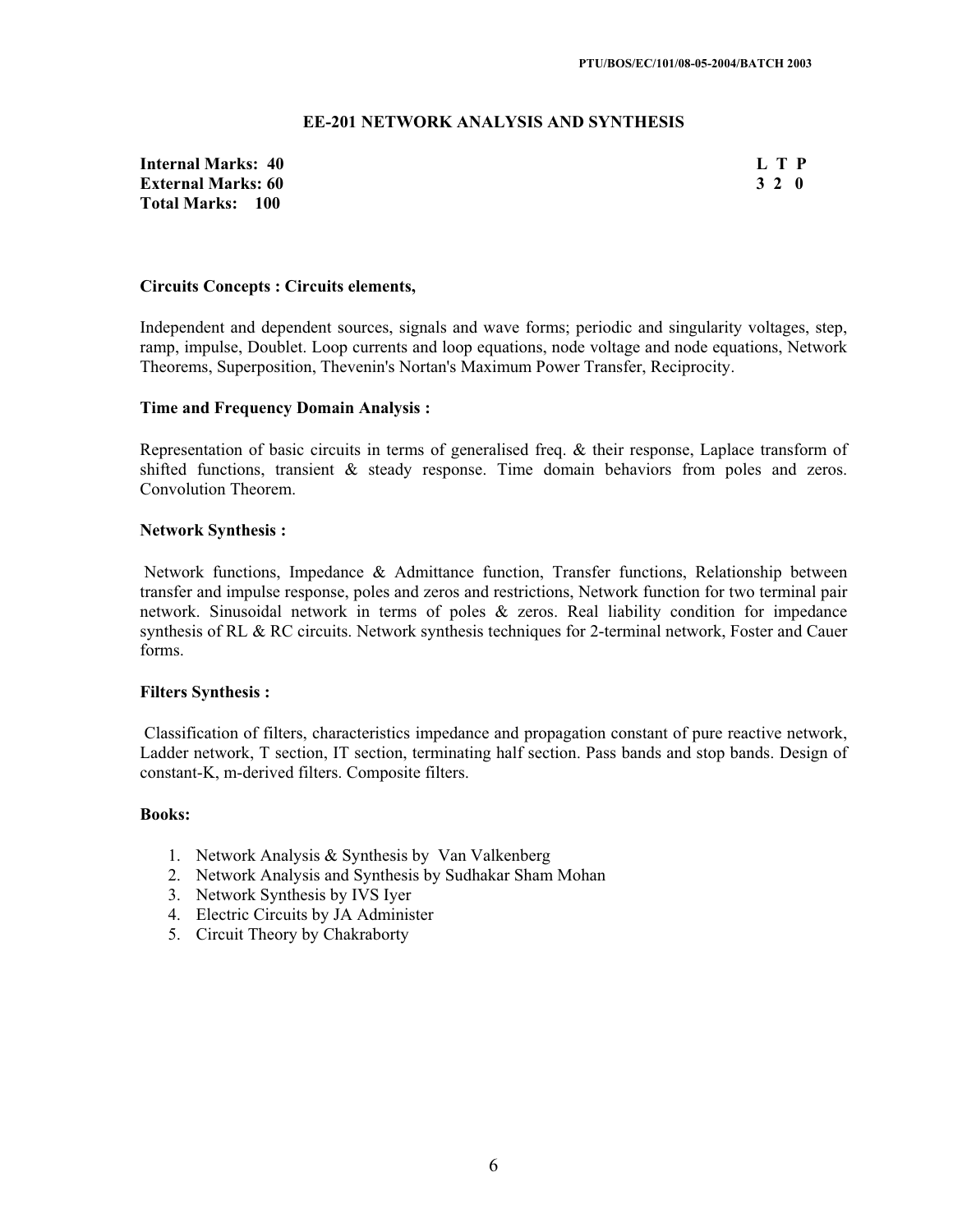## EE-201 NETWORK ANALYSIS AND SYNTHESIS

**Internal Marks: 40**
**External Marks: 60**
**Total Marks: 100**

| L | T | P |
|---|---|---|
| 3 | 2 | 0 |

**Circuits Concepts : Circuits elements,**

Independent and dependent sources, signals and wave forms; periodic and singularity voltages, step, ramp, impulse, Doublet. Loop currents and loop equations, node voltage and node equations, Network Theorems, Superposition, Thevenin's Nortan's Maximum Power Transfer, Reciprocity.

**Time and Frequency Domain Analysis :**

Representation of basic circuits in terms of generalised freq. & their response, Laplace transform of shifted functions, transient & steady response. Time domain behaviors from poles and zeros. Convolution Theorem.

**Network Synthesis :**

Network functions, Impedance & Admittance function, Transfer functions, Relationship between transfer and impulse response, poles and zeros and restrictions, Network function for two terminal pair network. Sinusoidal network in terms of poles & zeros. Real liability condition for impedance synthesis of RL & RC circuits. Network synthesis techniques for 2-terminal network, Foster and Cauer forms.

**Filters Synthesis :**

Classification of filters, characteristics impedance and propagation constant of pure reactive network, Ladder network, T section, IT section, terminating half section. Pass bands and stop bands. Design of constant-K, m-derived filters. Composite filters.

**Books:**

1. Network Analysis & Synthesis by Van Valkenberg
2. Network Analysis and Synthesis by Sudhakar Sham Mohan
3. Network Synthesis by IVS Iyer
4. Electric Circuits by JA Administer
5. Circuit Theory by Chakraborty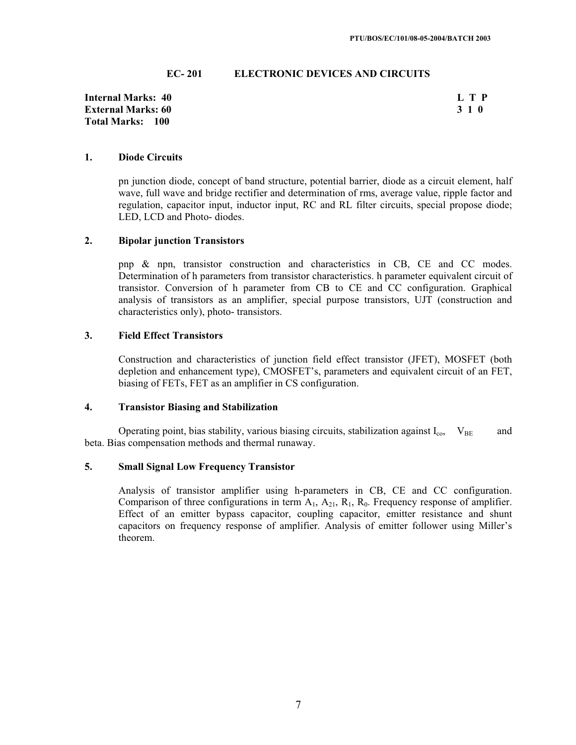## EC- 201 ELECTRONIC DEVICES AND CIRCUITS

**Internal Marks: 40**
**External Marks: 60**
**Total Marks: 100**

| L | T | P |
|---|---|---|
| 3 | 1 | 0 |

### 1. Diode Circuits

pn junction diode, concept of band structure, potential barrier, diode as a circuit element, half wave, full wave and bridge rectifier and determination of rms, average value, ripple factor and regulation, capacitor input, inductor input, RC and RL filter circuits, special propose diode; LED, LCD and Photo- diodes.

### 2. Bipolar junction Transistors

pnp & npn, transistor construction and characteristics in CB, CE and CC modes. Determination of h parameters from transistor characteristics. h parameter equivalent circuit of transistor. Conversion of h parameter from CB to CE and CC configuration. Graphical analysis of transistors as an amplifier, special purpose transistors, UJT (construction and characteristics only), photo- transistors.

### 3. Field Effect Transistors

Construction and characteristics of junction field effect transistor (JFET), MOSFET (both depletion and enhancement type), CMOSFET's, parameters and equivalent circuit of an FET, biasing of FETs, FET as an amplifier in CS configuration.

### 4. Transistor Biasing and Stabilization

Operating point, bias stability, various biasing circuits, stabilization against $I_{co}$, $V_{BE}$ and beta. Bias compensation methods and thermal runaway.

### 5. Small Signal Low Frequency Transistor

Analysis of transistor amplifier using h-parameters in CB, CE and CC configuration. Comparison of three configurations in term $A_1$, $A_{21}$, $R_1$, $R_0$. Frequency response of amplifier. Effect of an emitter bypass capacitor, coupling capacitor, emitter resistance and shunt capacitors on frequency response of amplifier. Analysis of emitter follower using Miller's theorem.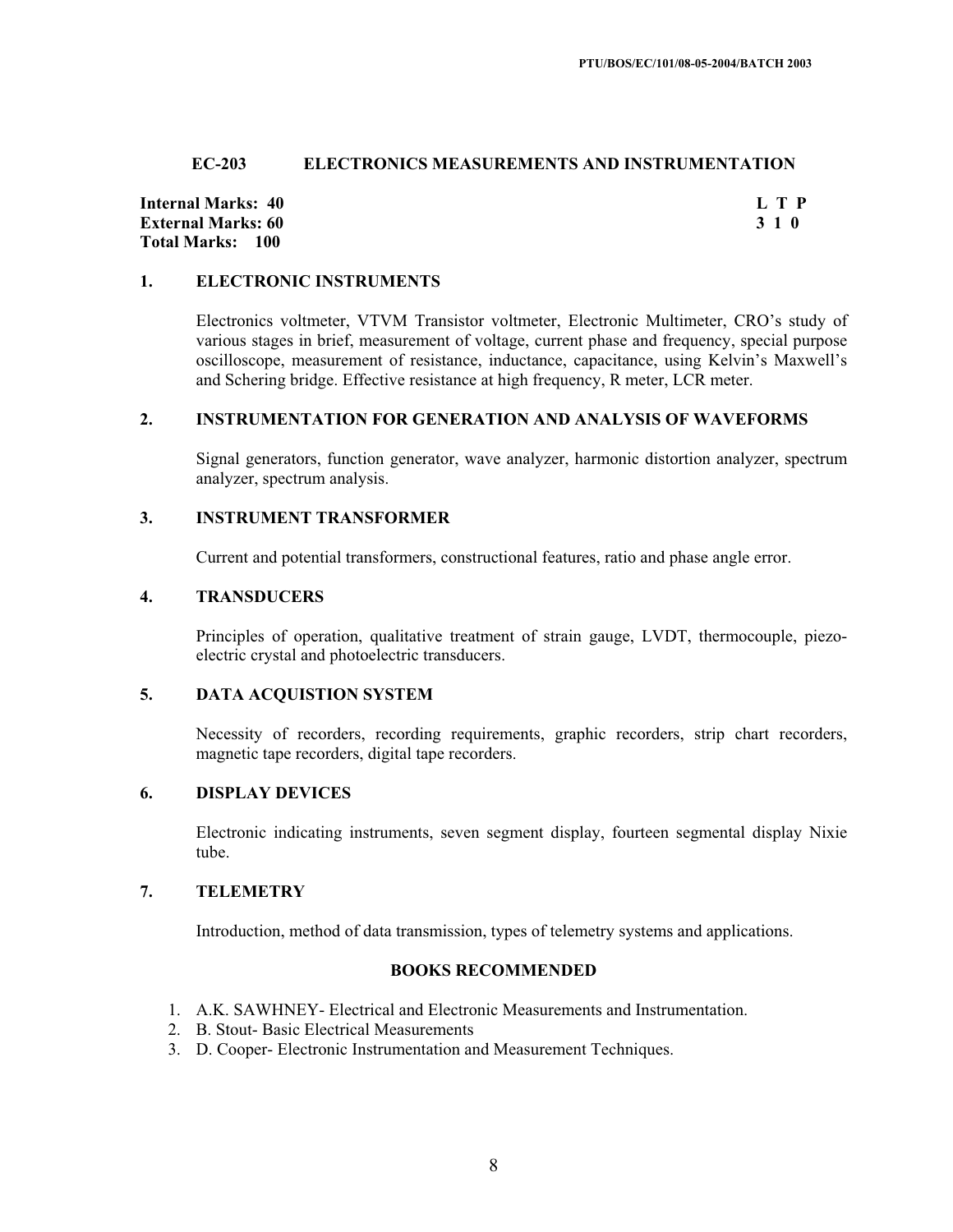# EC-203 ELECTRONICS MEASUREMENTS AND INSTRUMENTATION

**Internal Marks: 40**
**External Marks: 60**
**Total Marks: 100**

| L | T | P |
|---|---|---|
| 3 | 1 | 0 |

## 1. ELECTRONIC INSTRUMENTS

Electronics voltmeter, VTVM Transistor voltmeter, Electronic Multimeter, CRO's study of various stages in brief, measurement of voltage, current phase and frequency, special purpose oscilloscope, measurement of resistance, inductance, capacitance, using Kelvin's Maxwell's and Schering bridge. Effective resistance at high frequency, R meter, LCR meter.

## 2. INSTRUMENTATION FOR GENERATION AND ANALYSIS OF WAVEFORMS

Signal generators, function generator, wave analyzer, harmonic distortion analyzer, spectrum analyzer, spectrum analysis.

## 3. INSTRUMENT TRANSFORMER

Current and potential transformers, constructional features, ratio and phase angle error.

## 4. TRANSDUCERS

Principles of operation, qualitative treatment of strain gauge, LVDT, thermocouple, piezo-electric crystal and photoelectric transducers.

## 5. DATA ACQUISTION SYSTEM

Necessity of recorders, recording requirements, graphic recorders, strip chart recorders, magnetic tape recorders, digital tape recorders.

## 6. DISPLAY DEVICES

Electronic indicating instruments, seven segment display, fourteen segmental display Nixie tube.

## 7. TELEMETRY

Introduction, method of data transmission, types of telemetry systems and applications.

### BOOKS RECOMMENDED

1. A.K. SAWHNEY- Electrical and Electronic Measurements and Instrumentation.
2. B. Stout- Basic Electrical Measurements
3. D. Cooper- Electronic Instrumentation and Measurement Techniques.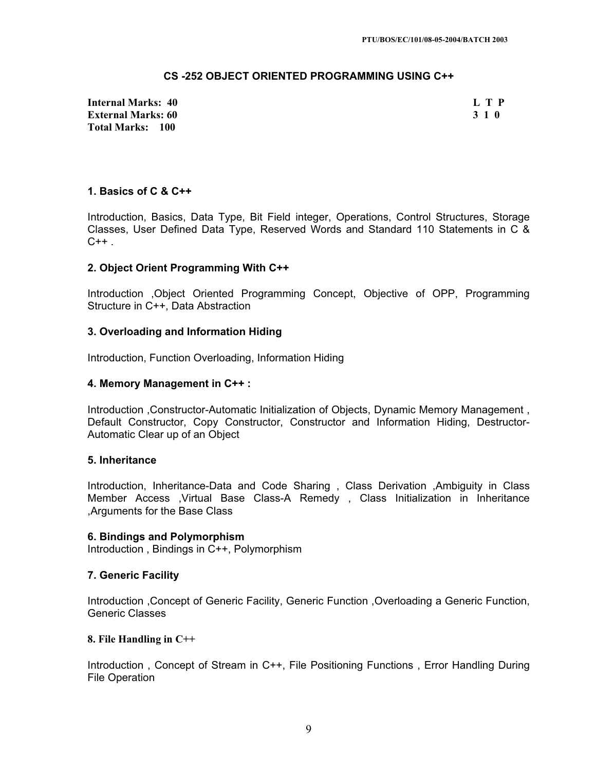## CS -252 OBJECT ORIENTED PROGRAMMING USING C++

**Internal Marks: 40**
**External Marks: 60**
**Total Marks: 100**

| L | T | P |
|---|---|---|
| 3 | 1 | 0 |

### 1. Basics of C & C++

Introduction, Basics, Data Type, Bit Field integer, Operations, Control Structures, Storage Classes, User Defined Data Type, Reserved Words and Standard 110 Statements in C & C++ .

### 2. Object Orient Programming With C++

Introduction ,Object Oriented Programming Concept, Objective of OPP, Programming Structure in C++, Data Abstraction

### 3. Overloading and Information Hiding

Introduction, Function Overloading, Information Hiding

### 4. Memory Management in C++ :

Introduction ,Constructor-Automatic Initialization of Objects, Dynamic Memory Management , Default Constructor, Copy Constructor, Constructor and Information Hiding, Destructor-Automatic Clear up of an Object

### 5. Inheritance

Introduction, Inheritance-Data and Code Sharing , Class Derivation ,Ambiguity in Class Member Access ,Virtual Base Class-A Remedy , Class Initialization in Inheritance ,Arguments for the Base Class

### 6. Bindings and Polymorphism

Introduction , Bindings in C++, Polymorphism

### 7. Generic Facility

Introduction ,Concept of Generic Facility, Generic Function ,Overloading a Generic Function, Generic Classes

### 8. File Handling in C++

Introduction , Concept of Stream in C++, File Positioning Functions , Error Handling During File Operation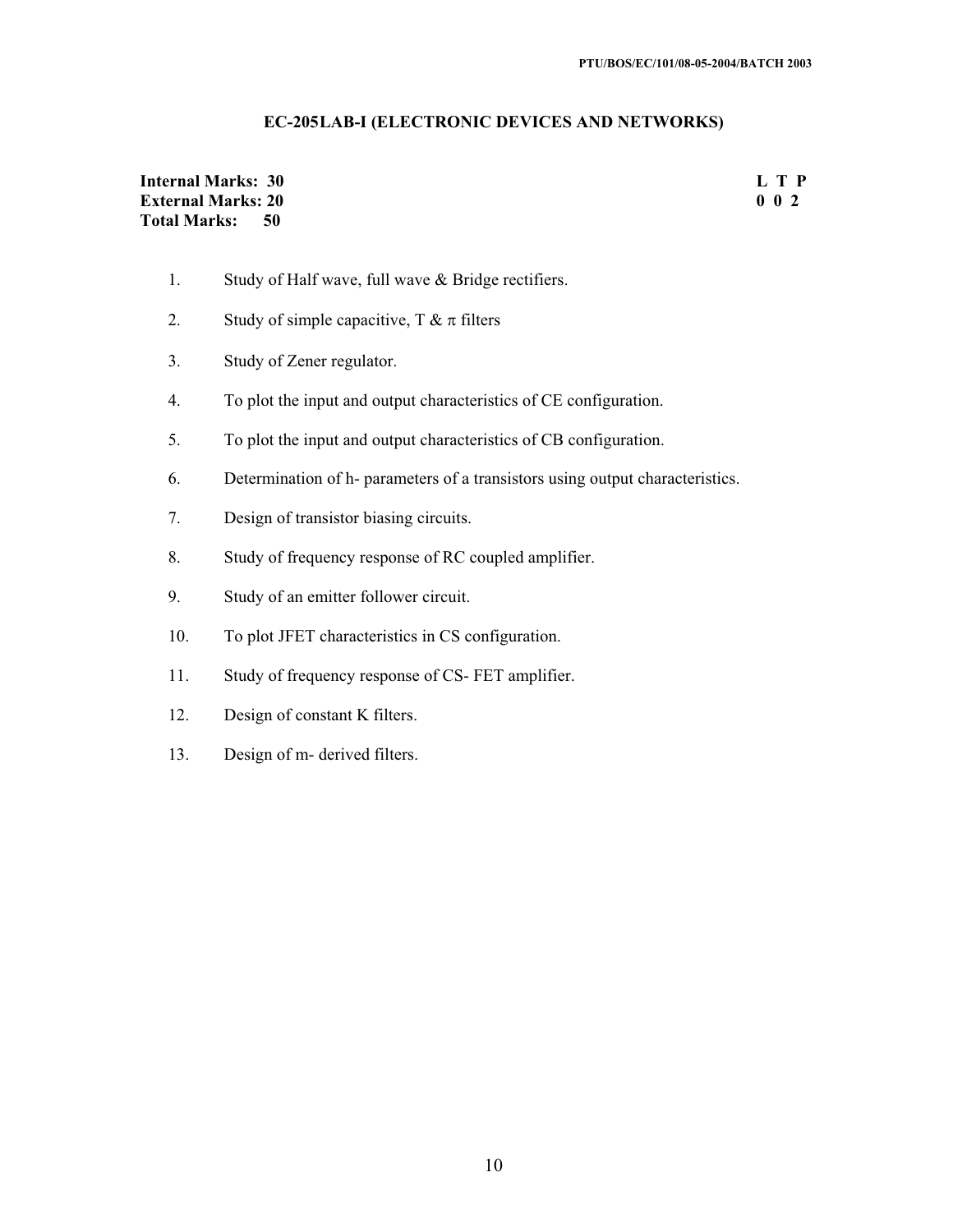## EC-205LAB-I (ELECTRONIC DEVICES AND NETWORKS)

| | |
|---|---|
| **Internal Marks: 30** | **L T P** |
| **External Marks: 20** | **0 0 2** |
| **Total Marks: 50** | |

1. Study of Half wave, full wave & Bridge rectifiers.
2. Study of simple capacitive, T & $\pi$ filters
3. Study of Zener regulator.
4. To plot the input and output characteristics of CE configuration.
5. To plot the input and output characteristics of CB configuration.
6. Determination of h- parameters of a transistors using output characteristics.
7. Design of transistor biasing circuits.
8. Study of frequency response of RC coupled amplifier.
9. Study of an emitter follower circuit.
10. To plot JFET characteristics in CS configuration.
11. Study of frequency response of CS- FET amplifier.
12. Design of constant K filters.
13. Design of m- derived filters.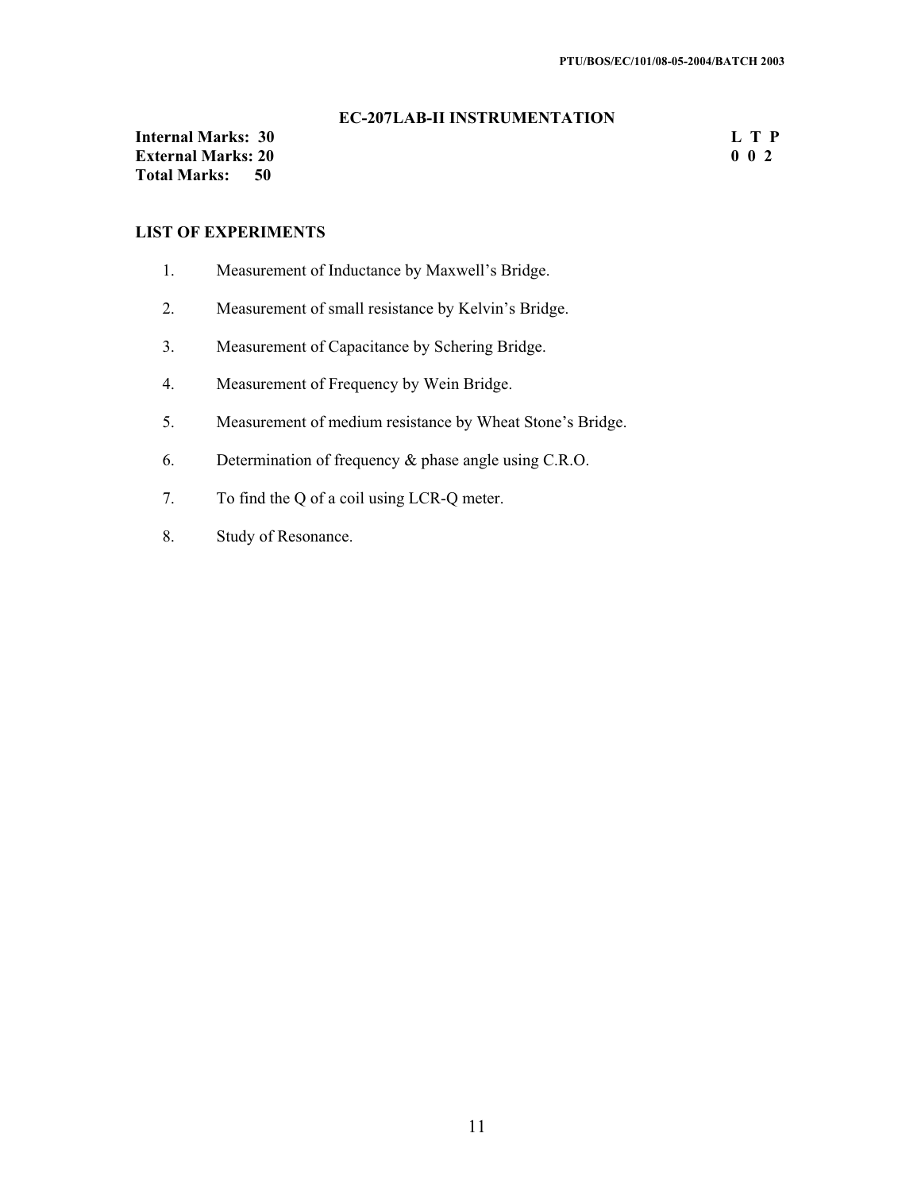## EC-207LAB-II INSTRUMENTATION

**Internal Marks: 30** **L T P**
**External Marks: 20** **0 0 2**
**Total Marks: 50**

**LIST OF EXPERIMENTS**

1. Measurement of Inductance by Maxwell's Bridge.
2. Measurement of small resistance by Kelvin's Bridge.
3. Measurement of Capacitance by Schering Bridge.
4. Measurement of Frequency by Wein Bridge.
5. Measurement of medium resistance by Wheat Stone's Bridge.
6. Determination of frequency & phase angle using C.R.O.
7. To find the Q of a coil using LCR-Q meter.
8. Study of Resonance.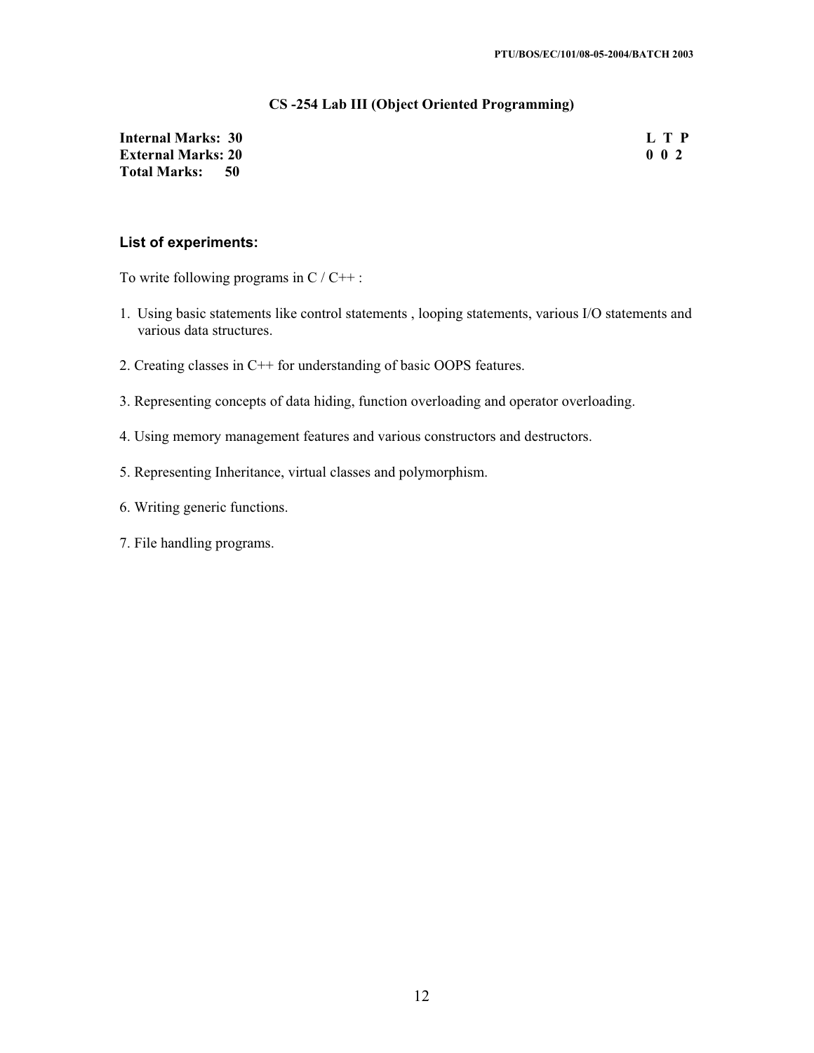## CS -254 Lab III (Object Oriented Programming)

| | |
|---|---|
| **Internal Marks: 30** | **L T P** |
| **External Marks: 20** | **0 0 2** |
| **Total Marks: 50** | |

### List of experiments:

To write following programs in C / C++ :

1. Using basic statements like control statements , looping statements, various I/O statements and various data structures.

2. Creating classes in C++ for understanding of basic OOPS features.

3. Representing concepts of data hiding, function overloading and operator overloading.

4. Using memory management features and various constructors and destructors.

5. Representing Inheritance, virtual classes and polymorphism.

6. Writing generic functions.

7. File handling programs.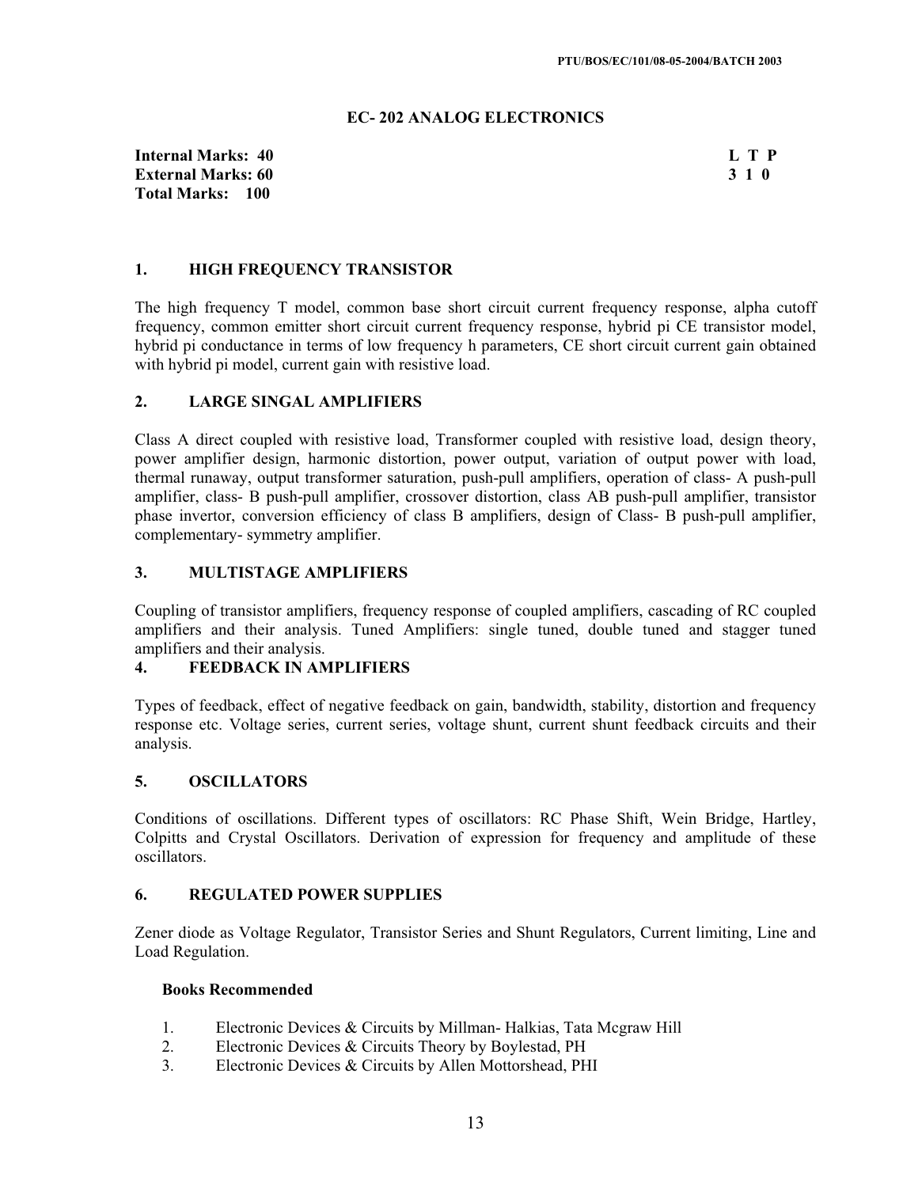## EC- 202 ANALOG ELECTRONICS

**Internal Marks: 40**
**External Marks: 60**
**Total Marks: 100**

| L | T | P |
|---|---|---|
| 3 | 1 | 0 |

### 1. HIGH FREQUENCY TRANSISTOR

The high frequency T model, common base short circuit current frequency response, alpha cutoff frequency, common emitter short circuit current frequency response, hybrid pi CE transistor model, hybrid pi conductance in terms of low frequency h parameters, CE short circuit current gain obtained with hybrid pi model, current gain with resistive load.

### 2. LARGE SINGAL AMPLIFIERS

Class A direct coupled with resistive load, Transformer coupled with resistive load, design theory, power amplifier design, harmonic distortion, power output, variation of output power with load, thermal runaway, output transformer saturation, push-pull amplifiers, operation of class- A push-pull amplifier, class- B push-pull amplifier, crossover distortion, class AB push-pull amplifier, transistor phase invertor, conversion efficiency of class B amplifiers, design of Class- B push-pull amplifier, complementary- symmetry amplifier.

### 3. MULTISTAGE AMPLIFIERS

Coupling of transistor amplifiers, frequency response of coupled amplifiers, cascading of RC coupled amplifiers and their analysis. Tuned Amplifiers: single tuned, double tuned and stagger tuned amplifiers and their analysis.

### 4. FEEDBACK IN AMPLIFIERS

Types of feedback, effect of negative feedback on gain, bandwidth, stability, distortion and frequency response etc. Voltage series, current series, voltage shunt, current shunt feedback circuits and their analysis.

### 5. OSCILLATORS

Conditions of oscillations. Different types of oscillators: RC Phase Shift, Wein Bridge, Hartley, Colpitts and Crystal Oscillators. Derivation of expression for frequency and amplitude of these oscillators.

### 6. REGULATED POWER SUPPLIES

Zener diode as Voltage Regulator, Transistor Series and Shunt Regulators, Current limiting, Line and Load Regulation.

**Books Recommended**

1. Electronic Devices & Circuits by Millman- Halkias, Tata Mcgraw Hill
2. Electronic Devices & Circuits Theory by Boylestad, PH
3. Electronic Devices & Circuits by Allen Mottorshead, PHI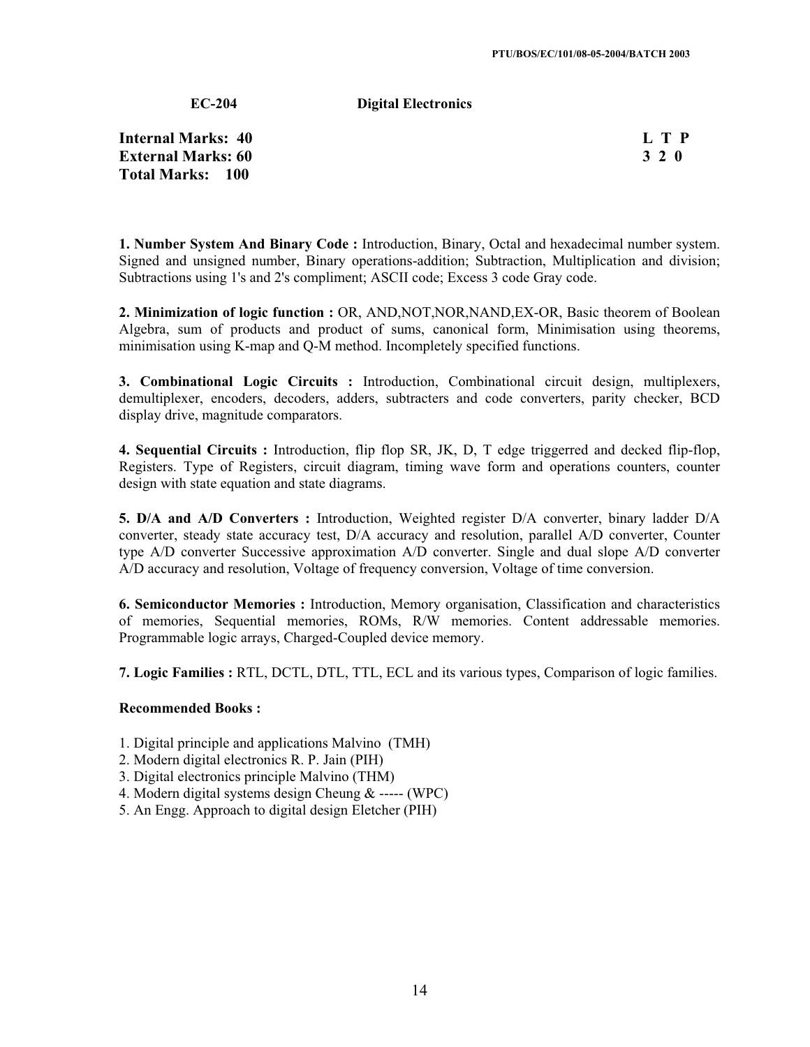**EC-204 Digital Electronics**

**Internal Marks: 40**
**External Marks: 60**
**Total Marks: 100**

| L | T | P |
|---|---|---|
| 3 | 2 | 0 |

**1. Number System And Binary Code :** Introduction, Binary, Octal and hexadecimal number system. Signed and unsigned number, Binary operations-addition; Subtraction, Multiplication and division; Subtractions using 1's and 2's compliment; ASCII code; Excess 3 code Gray code.

**2. Minimization of logic function :** OR, AND,NOT,NOR,NAND,EX-OR, Basic theorem of Boolean Algebra, sum of products and product of sums, canonical form, Minimisation using theorems, minimisation using K-map and Q-M method. Incompletely specified functions.

**3. Combinational Logic Circuits :** Introduction, Combinational circuit design, multiplexers, demultiplexer, encoders, decoders, adders, subtracters and code converters, parity checker, BCD display drive, magnitude comparators.

**4. Sequential Circuits :** Introduction, flip flop SR, JK, D, T edge triggerred and decked flip-flop, Registers. Type of Registers, circuit diagram, timing wave form and operations counters, counter design with state equation and state diagrams.

**5. D/A and A/D Converters :** Introduction, Weighted register D/A converter, binary ladder D/A converter, steady state accuracy test, D/A accuracy and resolution, parallel A/D converter, Counter type A/D converter Successive approximation A/D converter. Single and dual slope A/D converter A/D accuracy and resolution, Voltage of frequency conversion, Voltage of time conversion.

**6. Semiconductor Memories :** Introduction, Memory organisation, Classification and characteristics of memories, Sequential memories, ROMs, R/W memories. Content addressable memories. Programmable logic arrays, Charged-Coupled device memory.

**7. Logic Families :** RTL, DCTL, DTL, TTL, ECL and its various types, Comparison of logic families.

**Recommended Books :**

1. Digital principle and applications Malvino (TMH)
2. Modern digital electronics R. P. Jain (PIH)
3. Digital electronics principle Malvino (THM)
4. Modern digital systems design Cheung & ----- (WPC)
5. An Engg. Approach to digital design Eletcher (PIH)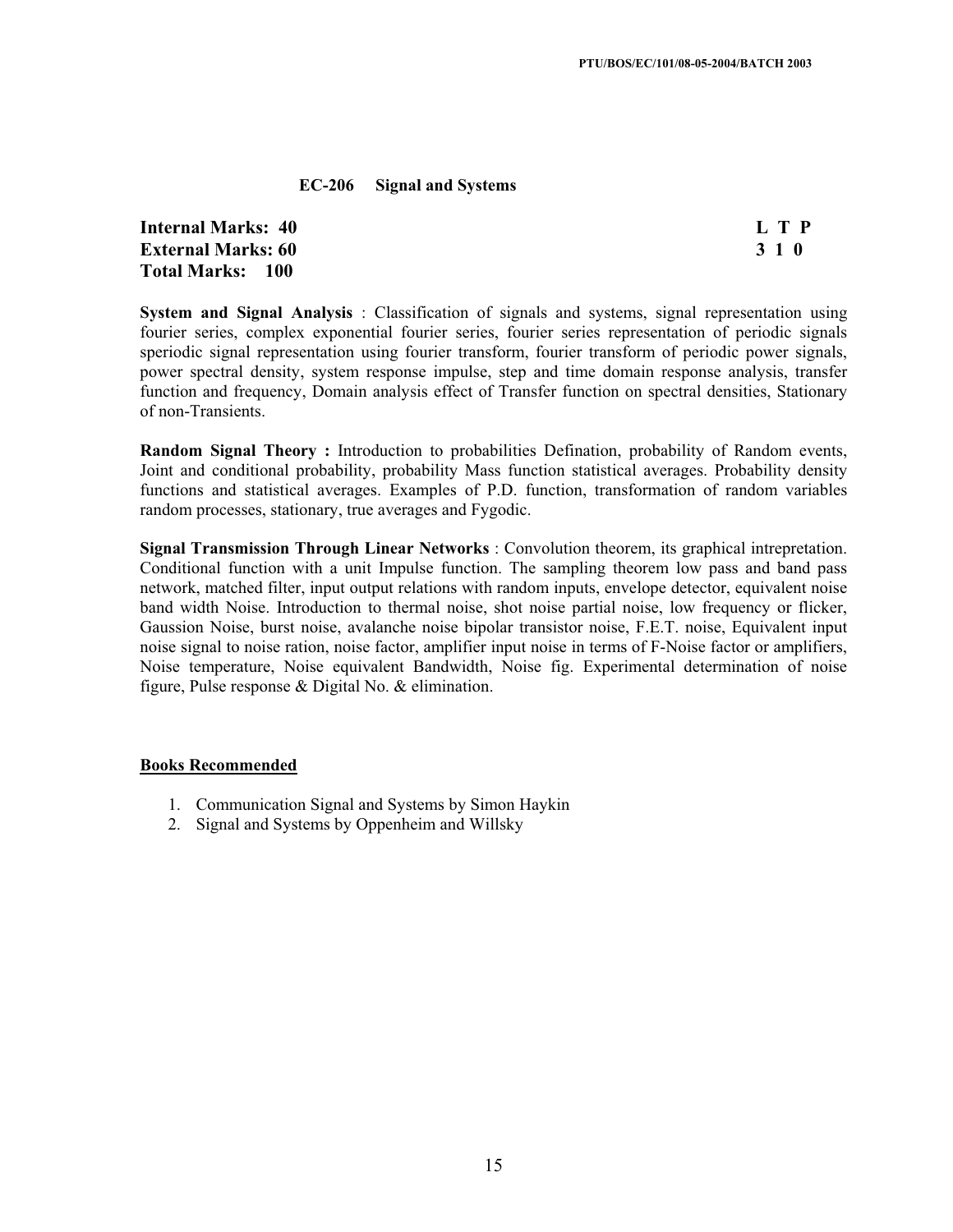## EC-206 Signal and Systems

**Internal Marks: 40** **L T P**
**External Marks: 60** **3 1 0**
**Total Marks: 100**

**System and Signal Analysis** : Classification of signals and systems, signal representation using fourier series, complex exponential fourier series, fourier series representation of periodic signals speriodic signal representation using fourier transform, fourier transform of periodic power signals, power spectral density, system response impulse, step and time domain response analysis, transfer function and frequency, Domain analysis effect of Transfer function on spectral densities, Stationary of non-Transients.

**Random Signal Theory :** Introduction to probabilities Defination, probability of Random events, Joint and conditional probability, probability Mass function statistical averages. Probability density functions and statistical averages. Examples of P.D. function, transformation of random variables random processes, stationary, true averages and Fygodic.

**Signal Transmission Through Linear Networks** : Convolution theorem, its graphical intrepretation. Conditional function with a unit Impulse function. The sampling theorem low pass and band pass network, matched filter, input output relations with random inputs, envelope detector, equivalent noise band width Noise. Introduction to thermal noise, shot noise partial noise, low frequency or flicker, Gaussion Noise, burst noise, avalanche noise bipolar transistor noise, F.E.T. noise, Equivalent input noise signal to noise ration, noise factor, amplifier input noise in terms of F-Noise factor or amplifiers, Noise temperature, Noise equivalent Bandwidth, Noise fig. Experimental determination of noise figure, Pulse response & Digital No. & elimination.

**Books Recommended**

1. Communication Signal and Systems by Simon Haykin
2. Signal and Systems by Oppenheim and Willsky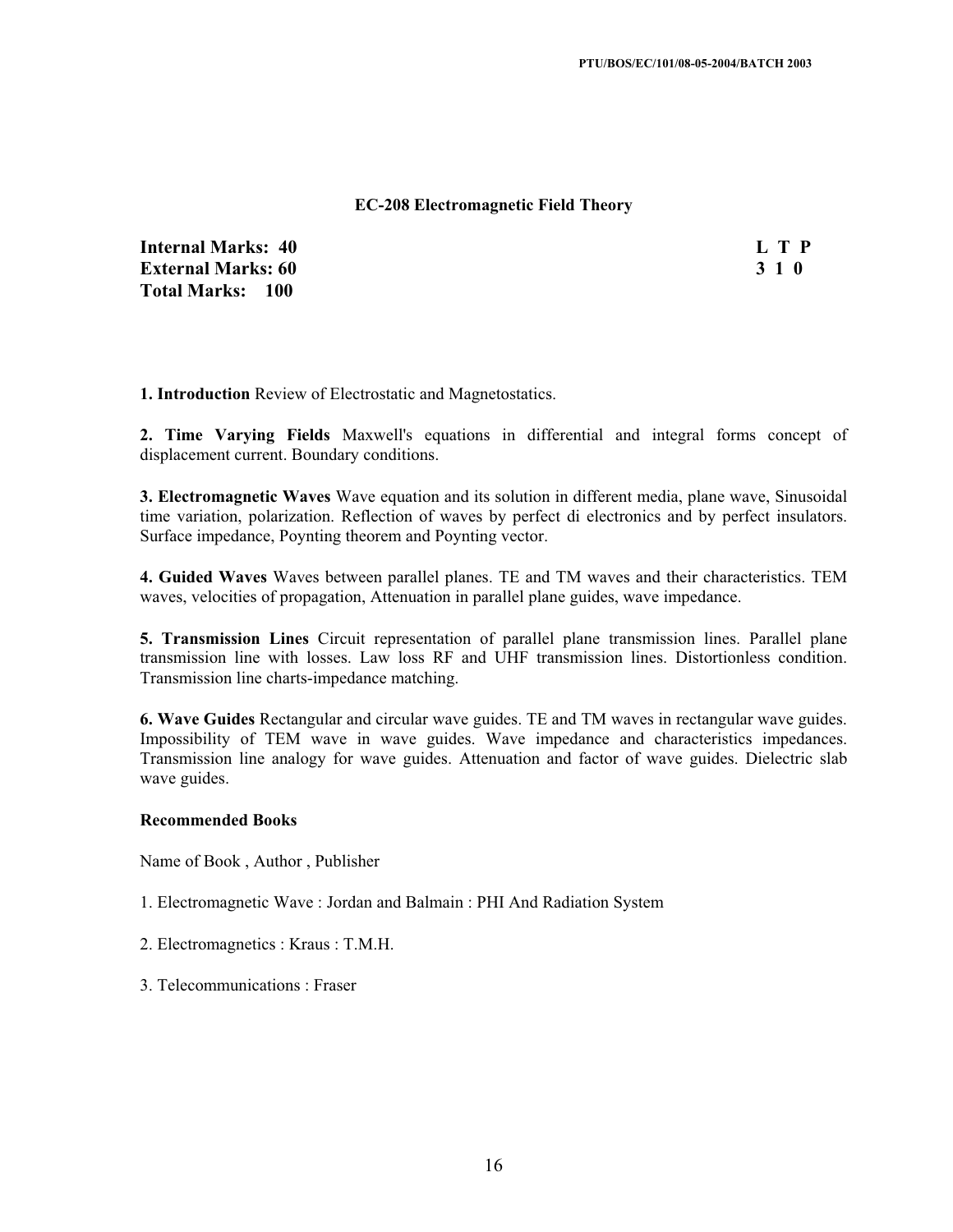## EC-208 Electromagnetic Field Theory

| **Internal Marks: 40** | **L T P** |
|---|---|
| **External Marks: 60** | **3 1 0** |
| **Total Marks: 100** | |

**1. Introduction** Review of Electrostatic and Magnetostatics.

**2. Time Varying Fields** Maxwell's equations in differential and integral forms concept of displacement current. Boundary conditions.

**3. Electromagnetic Waves** Wave equation and its solution in different media, plane wave, Sinusoidal time variation, polarization. Reflection of waves by perfect di electronics and by perfect insulators. Surface impedance, Poynting theorem and Poynting vector.

**4. Guided Waves** Waves between parallel planes. TE and TM waves and their characteristics. TEM waves, velocities of propagation, Attenuation in parallel plane guides, wave impedance.

**5. Transmission Lines** Circuit representation of parallel plane transmission lines. Parallel plane transmission line with losses. Law loss RF and UHF transmission lines. Distortionless condition. Transmission line charts-impedance matching.

**6. Wave Guides** Rectangular and circular wave guides. TE and TM waves in rectangular wave guides. Impossibility of TEM wave in wave guides. Wave impedance and characteristics impedances. Transmission line analogy for wave guides. Attenuation and factor of wave guides. Dielectric slab wave guides.

### Recommended Books

Name of Book , Author , Publisher

1. Electromagnetic Wave : Jordan and Balmain : PHI And Radiation System
2. Electromagnetics : Kraus : T.M.H.
3. Telecommunications : Fraser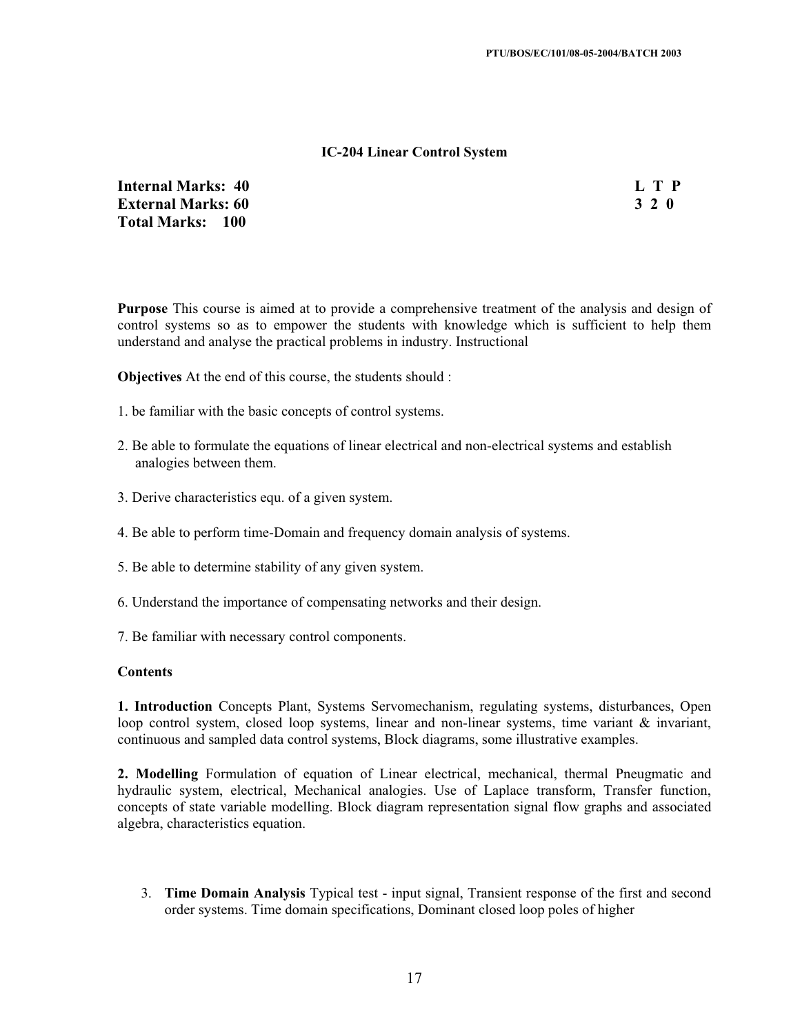## IC-204 Linear Control System

**Internal Marks: 40** **L T P**
**External Marks: 60** **3 2 0**
**Total Marks: 100**

**Purpose** This course is aimed at to provide a comprehensive treatment of the analysis and design of control systems so as to empower the students with knowledge which is sufficient to help them understand and analyse the practical problems in industry. Instructional

**Objectives** At the end of this course, the students should :

1. be familiar with the basic concepts of control systems.

2. Be able to formulate the equations of linear electrical and non-electrical systems and establish analogies between them.

3. Derive characteristics equ. of a given system.

4. Be able to perform time-Domain and frequency domain analysis of systems.

5. Be able to determine stability of any given system.

6. Understand the importance of compensating networks and their design.

7. Be familiar with necessary control components.

**Contents**

**1. Introduction** Concepts Plant, Systems Servomechanism, regulating systems, disturbances, Open loop control system, closed loop systems, linear and non-linear systems, time variant & invariant, continuous and sampled data control systems, Block diagrams, some illustrative examples.

**2. Modelling** Formulation of equation of Linear electrical, mechanical, thermal Pneugmatic and hydraulic system, electrical, Mechanical analogies. Use of Laplace transform, Transfer function, concepts of state variable modelling. Block diagram representation signal flow graphs and associated algebra, characteristics equation.

3. **Time Domain Analysis** Typical test - input signal, Transient response of the first and second order systems. Time domain specifications, Dominant closed loop poles of higher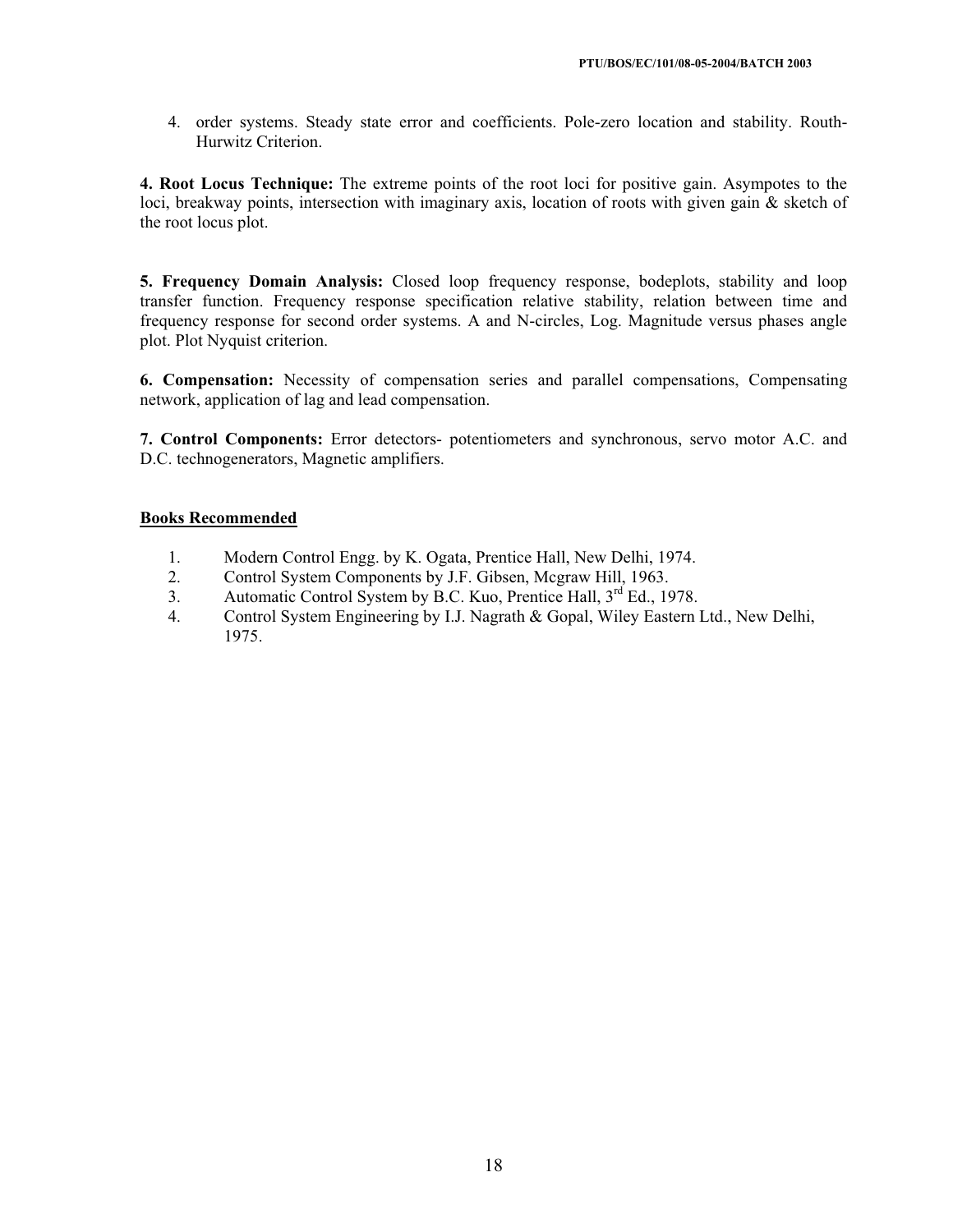4. order systems. Steady state error and coefficients. Pole-zero location and stability. Routh-Hurwitz Criterion.

**4. Root Locus Technique:** The extreme points of the root loci for positive gain. Asympotes to the loci, breakway points, intersection with imaginary axis, location of roots with given gain & sketch of the root locus plot.

**5. Frequency Domain Analysis:** Closed loop frequency response, bodeplots, stability and loop transfer function. Frequency response specification relative stability, relation between time and frequency response for second order systems. A and N-circles, Log. Magnitude versus phases angle plot. Plot Nyquist criterion.

**6. Compensation:** Necessity of compensation series and parallel compensations, Compensating network, application of lag and lead compensation.

**7. Control Components:** Error detectors- potentiometers and synchronous, servo motor A.C. and D.C. technogenerators, Magnetic amplifiers.

## Books Recommended

1. Modern Control Engg. by K. Ogata, Prentice Hall, New Delhi, 1974.
2. Control System Components by J.F. Gibsen, Mcgraw Hill, 1963.
3. Automatic Control System by B.C. Kuo, Prentice Hall, 3rd Ed., 1978.
4. Control System Engineering by I.J. Nagrath & Gopal, Wiley Eastern Ltd., New Delhi, 1975.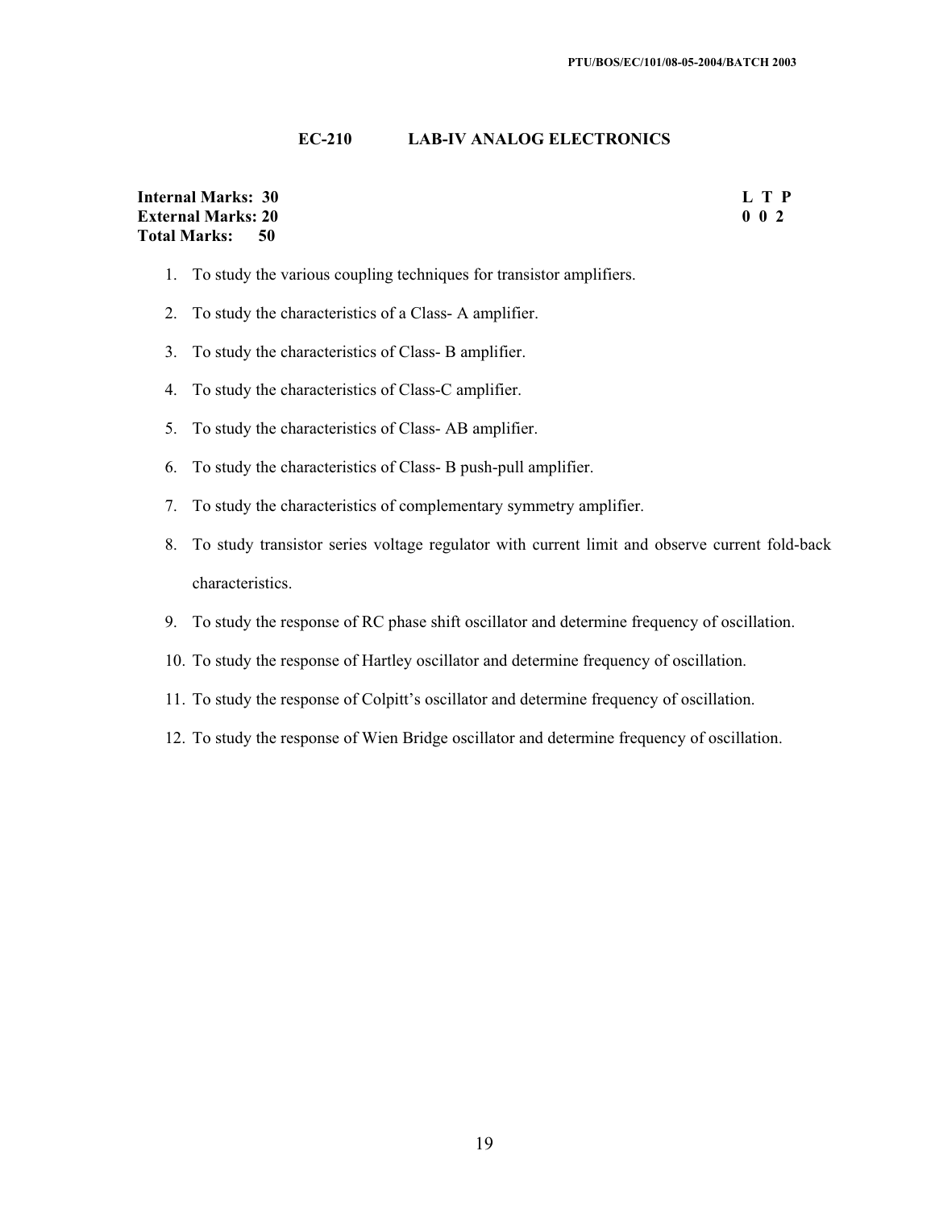## EC-210 LAB-IV ANALOG ELECTRONICS

**Internal Marks: 30** | **L T P**
**External Marks: 20** | **0 0 2**
**Total Marks: 50**

1. To study the various coupling techniques for transistor amplifiers.
2. To study the characteristics of a Class- A amplifier.
3. To study the characteristics of Class- B amplifier.
4. To study the characteristics of Class-C amplifier.
5. To study the characteristics of Class- AB amplifier.
6. To study the characteristics of Class- B push-pull amplifier.
7. To study the characteristics of complementary symmetry amplifier.
8. To study transistor series voltage regulator with current limit and observe current fold-back characteristics.
9. To study the response of RC phase shift oscillator and determine frequency of oscillation.
10. To study the response of Hartley oscillator and determine frequency of oscillation.
11. To study the response of Colpitt's oscillator and determine frequency of oscillation.
12. To study the response of Wien Bridge oscillator and determine frequency of oscillation.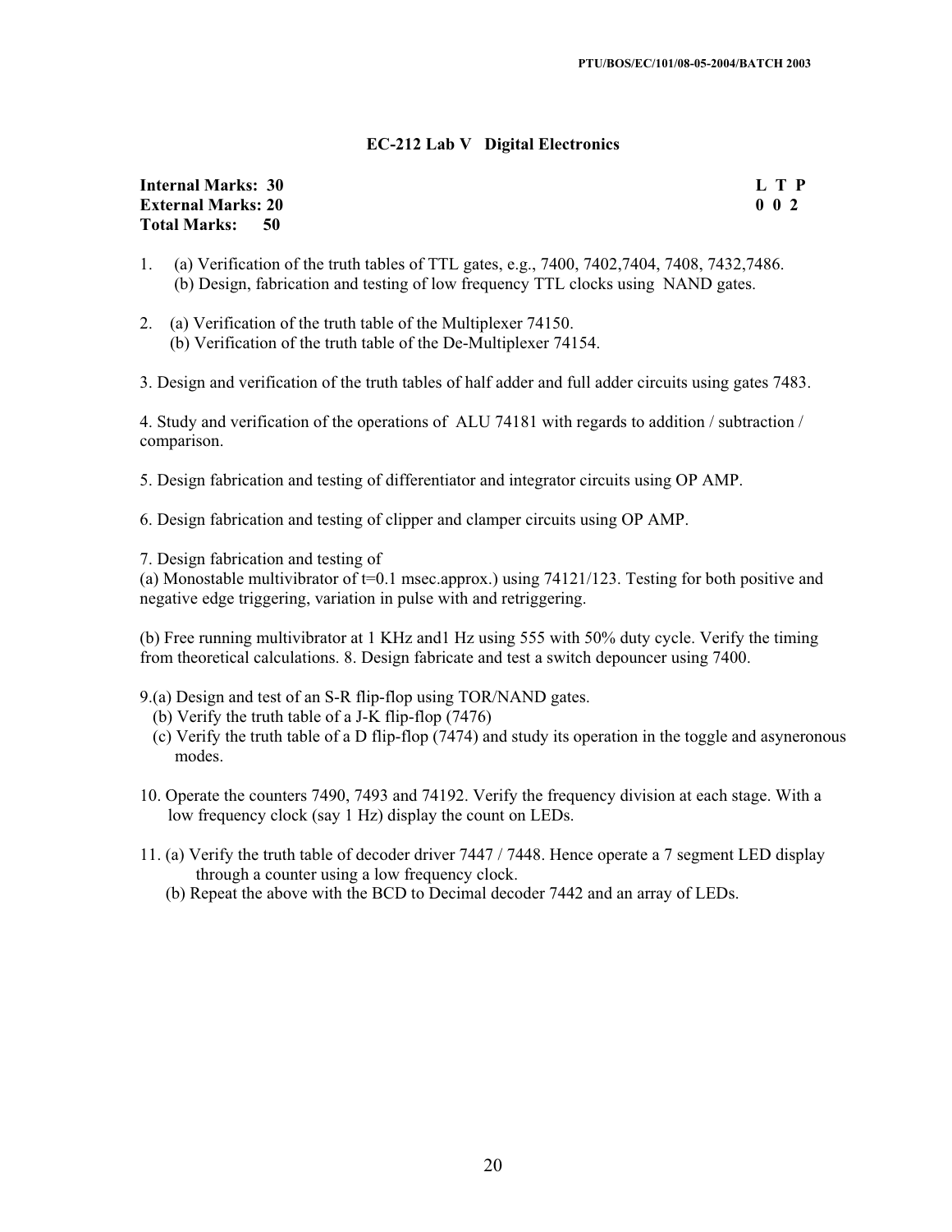## EC-212 Lab V Digital Electronics

**Internal Marks: 30** **L T P**
**External Marks: 20** **0 0 2**
**Total Marks: 50**

1. (a) Verification of the truth tables of TTL gates, e.g., 7400, 7402,7404, 7408, 7432,7486.
   (b) Design, fabrication and testing of low frequency TTL clocks using NAND gates.

2. (a) Verification of the truth table of the Multiplexer 74150.
   (b) Verification of the truth table of the De-Multiplexer 74154.

3. Design and verification of the truth tables of half adder and full adder circuits using gates 7483.

4. Study and verification of the operations of ALU 74181 with regards to addition / subtraction / comparison.

5. Design fabrication and testing of differentiator and integrator circuits using OP AMP.

6. Design fabrication and testing of clipper and clamper circuits using OP AMP.

7. Design fabrication and testing of
(a) Monostable multivibrator of t=0.1 msec.approx.) using 74121/123. Testing for both positive and negative edge triggering, variation in pulse with and retriggering.

(b) Free running multivibrator at 1 KHz and1 Hz using 555 with 50% duty cycle. Verify the timing from theoretical calculations. 8. Design fabricate and test a switch depouncer using 7400.

9.(a) Design and test of an S-R flip-flop using TOR/NAND gates.
   (b) Verify the truth table of a J-K flip-flop (7476)
   (c) Verify the truth table of a D flip-flop (7474) and study its operation in the toggle and asyneronous modes.

10. Operate the counters 7490, 7493 and 74192. Verify the frequency division at each stage. With a low frequency clock (say 1 Hz) display the count on LEDs.

11. (a) Verify the truth table of decoder driver 7447 / 7448. Hence operate a 7 segment LED display through a counter using a low frequency clock.
    (b) Repeat the above with the BCD to Decimal decoder 7442 and an array of LEDs.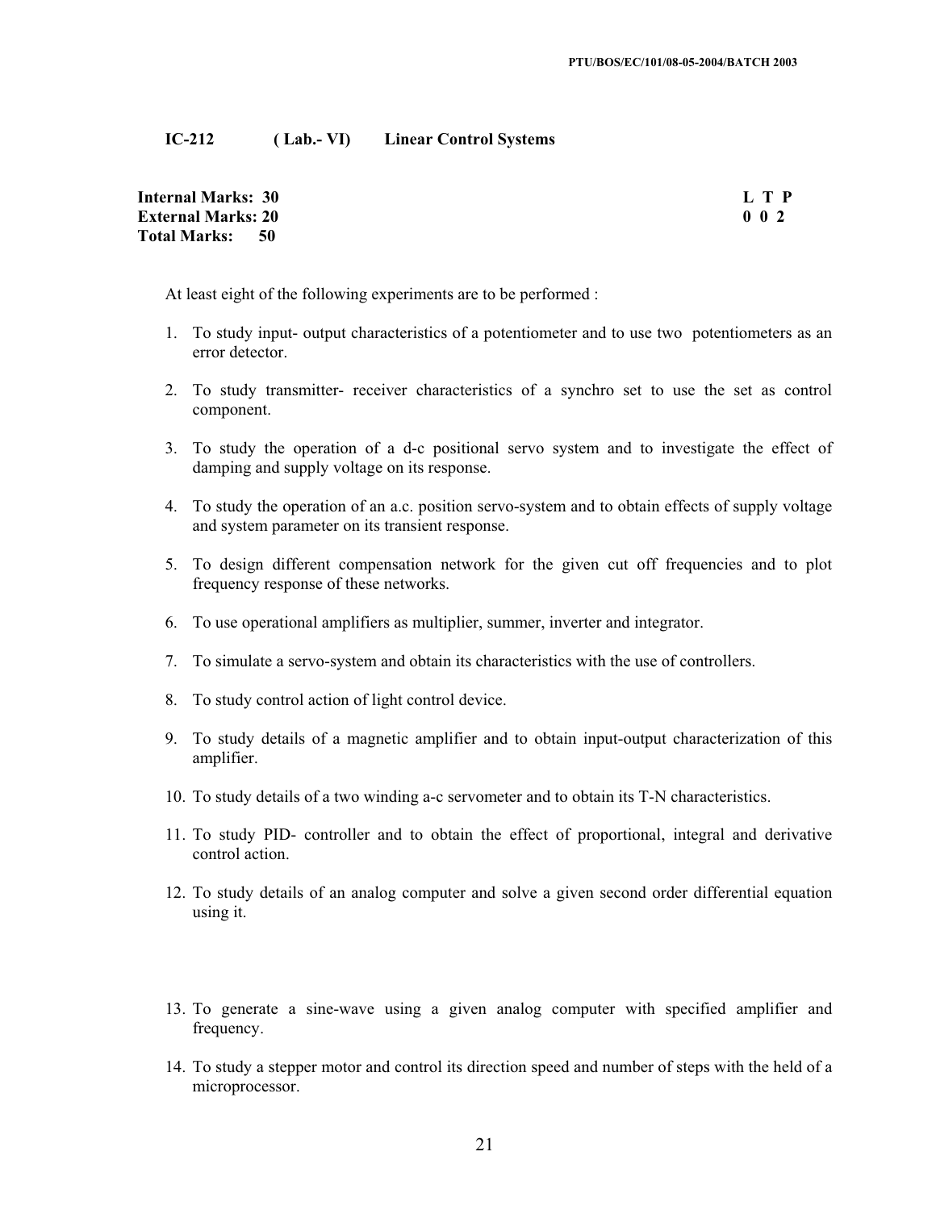**IC-212 ( Lab.- VI) Linear Control Systems**

**Internal Marks: 30**
**External Marks: 20**
**Total Marks: 50**

**L T P**
**0 0 2**

At least eight of the following experiments are to be performed :

1. To study input- output characteristics of a potentiometer and to use two potentiometers as an error detector.
2. To study transmitter- receiver characteristics of a synchro set to use the set as control component.
3. To study the operation of a d-c positional servo system and to investigate the effect of damping and supply voltage on its response.
4. To study the operation of an a.c. position servo-system and to obtain effects of supply voltage and system parameter on its transient response.
5. To design different compensation network for the given cut off frequencies and to plot frequency response of these networks.
6. To use operational amplifiers as multiplier, summer, inverter and integrator.
7. To simulate a servo-system and obtain its characteristics with the use of controllers.
8. To study control action of light control device.
9. To study details of a magnetic amplifier and to obtain input-output characterization of this amplifier.
10. To study details of a two winding a-c servometer and to obtain its T-N characteristics.
11. To study PID- controller and to obtain the effect of proportional, integral and derivative control action.
12. To study details of an analog computer and solve a given second order differential equation using it.
13. To generate a sine-wave using a given analog computer with specified amplifier and frequency.
14. To study a stepper motor and control its direction speed and number of steps with the held of a microprocessor.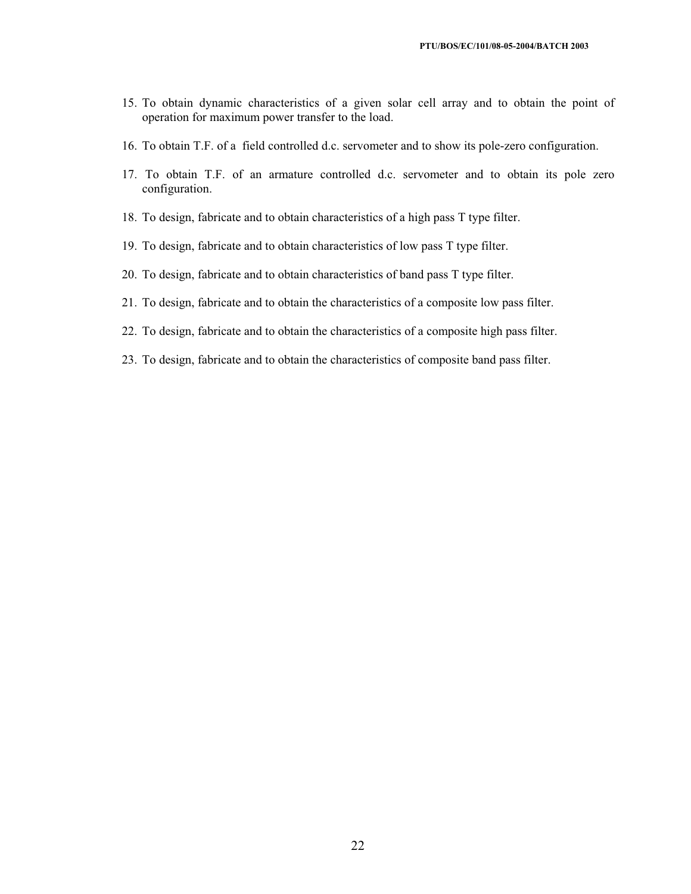15. To obtain dynamic characteristics of a given solar cell array and to obtain the point of operation for maximum power transfer to the load.

16. To obtain T.F. of a field controlled d.c. servometer and to show its pole-zero configuration.

17. To obtain T.F. of an armature controlled d.c. servometer and to obtain its pole zero configuration.

18. To design, fabricate and to obtain characteristics of a high pass T type filter.

19. To design, fabricate and to obtain characteristics of low pass T type filter.

20. To design, fabricate and to obtain characteristics of band pass T type filter.

21. To design, fabricate and to obtain the characteristics of a composite low pass filter.

22. To design, fabricate and to obtain the characteristics of a composite high pass filter.

23. To design, fabricate and to obtain the characteristics of composite band pass filter.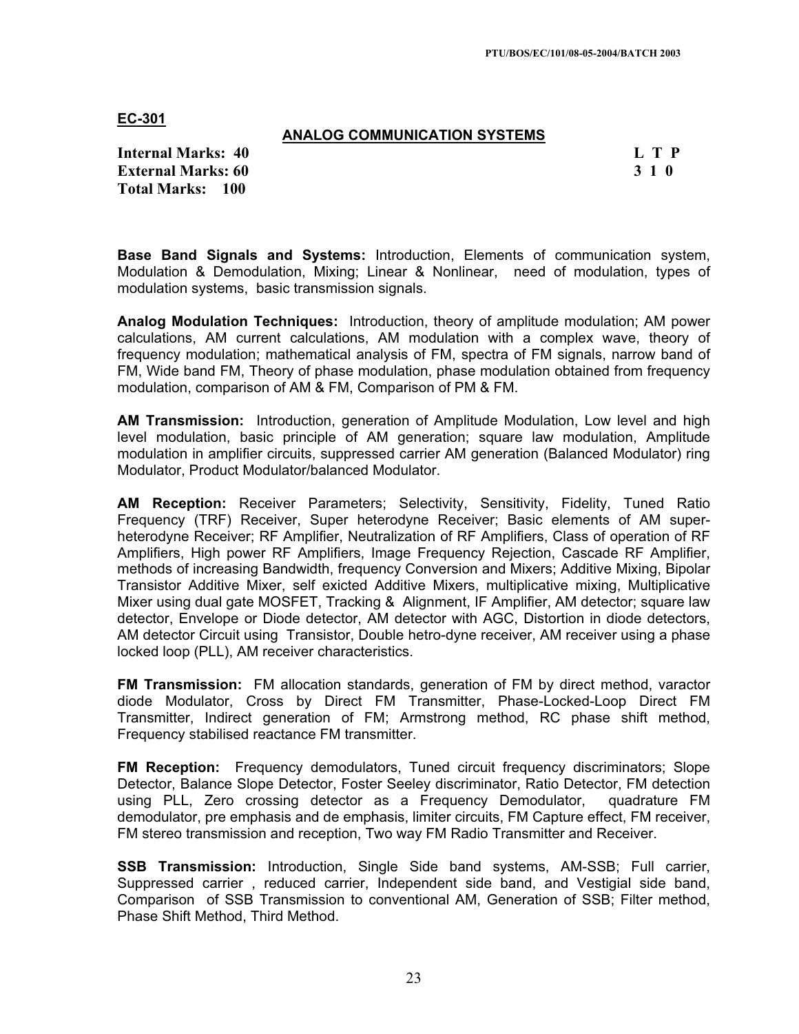**EC-301**

## ANALOG COMMUNICATION SYSTEMS

| | |
|---|---|
| **Internal Marks: 40** | **L T P** |
| **External Marks: 60** | **3 1 0** |
| **Total Marks: 100** | |

**Base Band Signals and Systems:** Introduction, Elements of communication system, Modulation & Demodulation, Mixing; Linear & Nonlinear, need of modulation, types of modulation systems, basic transmission signals.

**Analog Modulation Techniques:** Introduction, theory of amplitude modulation; AM power calculations, AM current calculations, AM modulation with a complex wave, theory of frequency modulation; mathematical analysis of FM, spectra of FM signals, narrow band of FM, Wide band FM, Theory of phase modulation, phase modulation obtained from frequency modulation, comparison of AM & FM, Comparison of PM & FM.

**AM Transmission:** Introduction, generation of Amplitude Modulation, Low level and high level modulation, basic principle of AM generation; square law modulation, Amplitude modulation in amplifier circuits, suppressed carrier AM generation (Balanced Modulator) ring Modulator, Product Modulator/balanced Modulator.

**AM Reception:** Receiver Parameters; Selectivity, Sensitivity, Fidelity, Tuned Ratio Frequency (TRF) Receiver, Super heterodyne Receiver; Basic elements of AM super-heterodyne Receiver; RF Amplifier, Neutralization of RF Amplifiers, Class of operation of RF Amplifiers, High power RF Amplifiers, Image Frequency Rejection, Cascade RF Amplifier, methods of increasing Bandwidth, frequency Conversion and Mixers; Additive Mixing, Bipolar Transistor Additive Mixer, self exicted Additive Mixers, multiplicative mixing, Multiplicative Mixer using dual gate MOSFET, Tracking & Alignment, IF Amplifier, AM detector; square law detector, Envelope or Diode detector, AM detector with AGC, Distortion in diode detectors, AM detector Circuit using Transistor, Double hetro-dyne receiver, AM receiver using a phase locked loop (PLL), AM receiver characteristics.

**FM Transmission:** FM allocation standards, generation of FM by direct method, varactor diode Modulator, Cross by Direct FM Transmitter, Phase-Locked-Loop Direct FM Transmitter, Indirect generation of FM; Armstrong method, RC phase shift method, Frequency stabilised reactance FM transmitter.

**FM Reception:** Frequency demodulators, Tuned circuit frequency discriminators; Slope Detector, Balance Slope Detector, Foster Seeley discriminator, Ratio Detector, FM detection using PLL, Zero crossing detector as a Frequency Demodulator, quadrature FM demodulator, pre emphasis and de emphasis, limiter circuits, FM Capture effect, FM receiver, FM stereo transmission and reception, Two way FM Radio Transmitter and Receiver.

**SSB Transmission:** Introduction, Single Side band systems, AM-SSB; Full carrier, Suppressed carrier , reduced carrier, Independent side band, and Vestigial side band, Comparison of SSB Transmission to conventional AM, Generation of SSB; Filter method, Phase Shift Method, Third Method.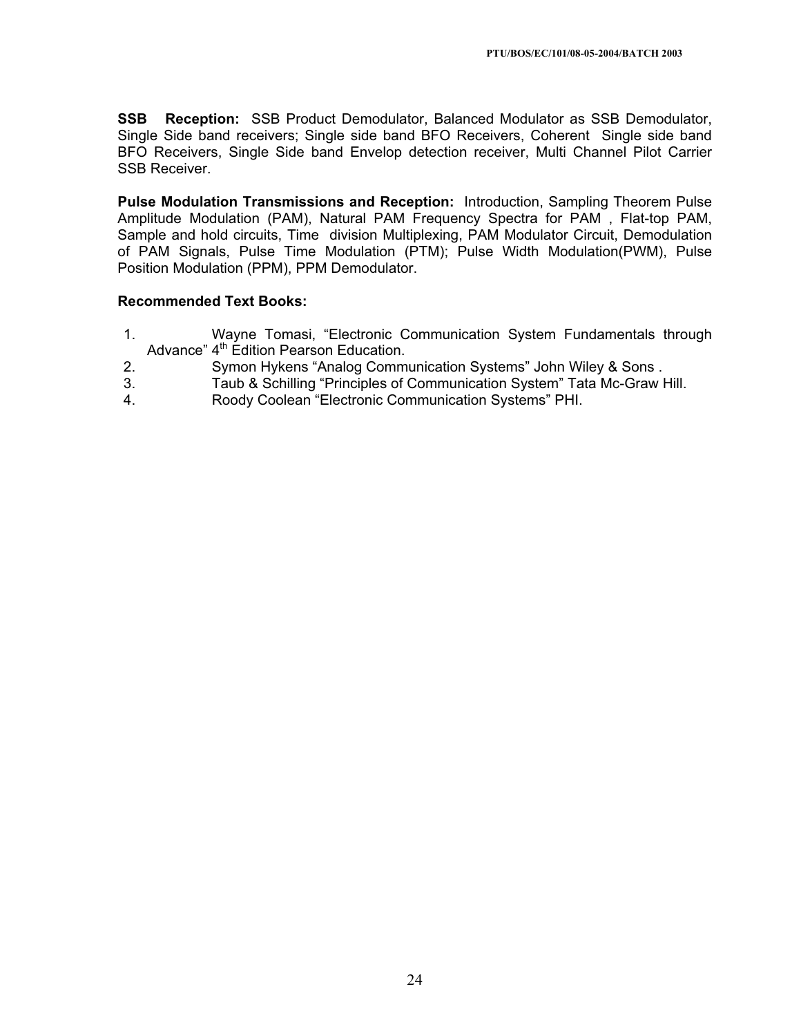**SSB Reception:** SSB Product Demodulator, Balanced Modulator as SSB Demodulator, Single Side band receivers; Single side band BFO Receivers, Coherent Single side band BFO Receivers, Single Side band Envelop detection receiver, Multi Channel Pilot Carrier SSB Receiver.

**Pulse Modulation Transmissions and Reception:** Introduction, Sampling Theorem Pulse Amplitude Modulation (PAM), Natural PAM Frequency Spectra for PAM , Flat-top PAM, Sample and hold circuits, Time division Multiplexing, PAM Modulator Circuit, Demodulation of PAM Signals, Pulse Time Modulation (PTM); Pulse Width Modulation(PWM), Pulse Position Modulation (PPM), PPM Demodulator.

**Recommended Text Books:**

1. Wayne Tomasi, "Electronic Communication System Fundamentals through Advance" 4th Edition Pearson Education.
2. Symon Hykens "Analog Communication Systems" John Wiley & Sons .
3. Taub & Schilling "Principles of Communication System" Tata Mc-Graw Hill.
4. Roody Coolean "Electronic Communication Systems" PHI.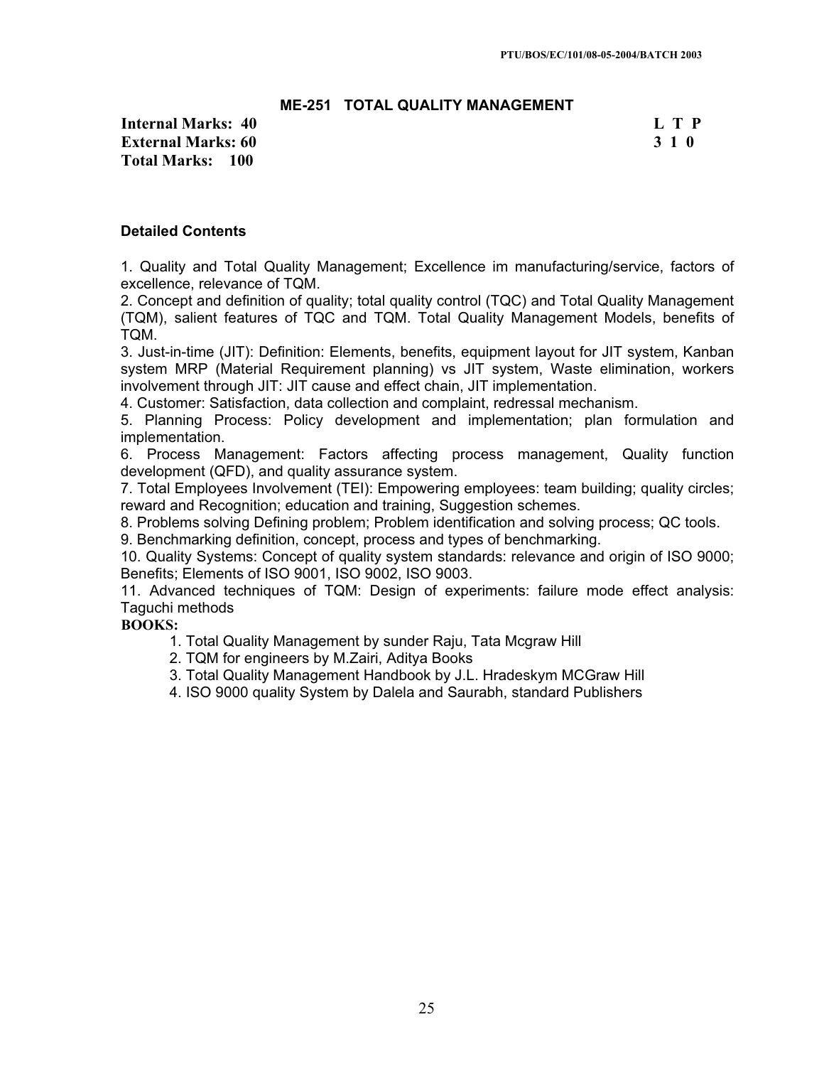## ME-251 TOTAL QUALITY MANAGEMENT

**Internal Marks: 40** | **L T P**
**External Marks: 60** | **3 1 0**
**Total Marks: 100**

### Detailed Contents

1. Quality and Total Quality Management; Excellence im manufacturing/service, factors of excellence, relevance of TQM.
2. Concept and definition of quality; total quality control (TQC) and Total Quality Management (TQM), salient features of TQC and TQM. Total Quality Management Models, benefits of TQM.
3. Just-in-time (JIT): Definition: Elements, benefits, equipment layout for JIT system, Kanban system MRP (Material Requirement planning) vs JIT system, Waste elimination, workers involvement through JIT: JIT cause and effect chain, JIT implementation.
4. Customer: Satisfaction, data collection and complaint, redressal mechanism.
5. Planning Process: Policy development and implementation; plan formulation and implementation.
6. Process Management: Factors affecting process management, Quality function development (QFD), and quality assurance system.
7. Total Employees Involvement (TEI): Empowering employees: team building; quality circles; reward and Recognition; education and training, Suggestion schemes.
8. Problems solving Defining problem; Problem identification and solving process; QC tools.
9. Benchmarking definition, concept, process and types of benchmarking.
10. Quality Systems: Concept of quality system standards: relevance and origin of ISO 9000; Benefits; Elements of ISO 9001, ISO 9002, ISO 9003.
11. Advanced techniques of TQM: Design of experiments: failure mode effect analysis: Taguchi methods

**BOOKS:**

1. Total Quality Management by sunder Raju, Tata Mcgraw Hill
2. TQM for engineers by M.Zairi, Aditya Books
3. Total Quality Management Handbook by J.L. Hradeskym MCGraw Hill
4. ISO 9000 quality System by Dalela and Saurabh, standard Publishers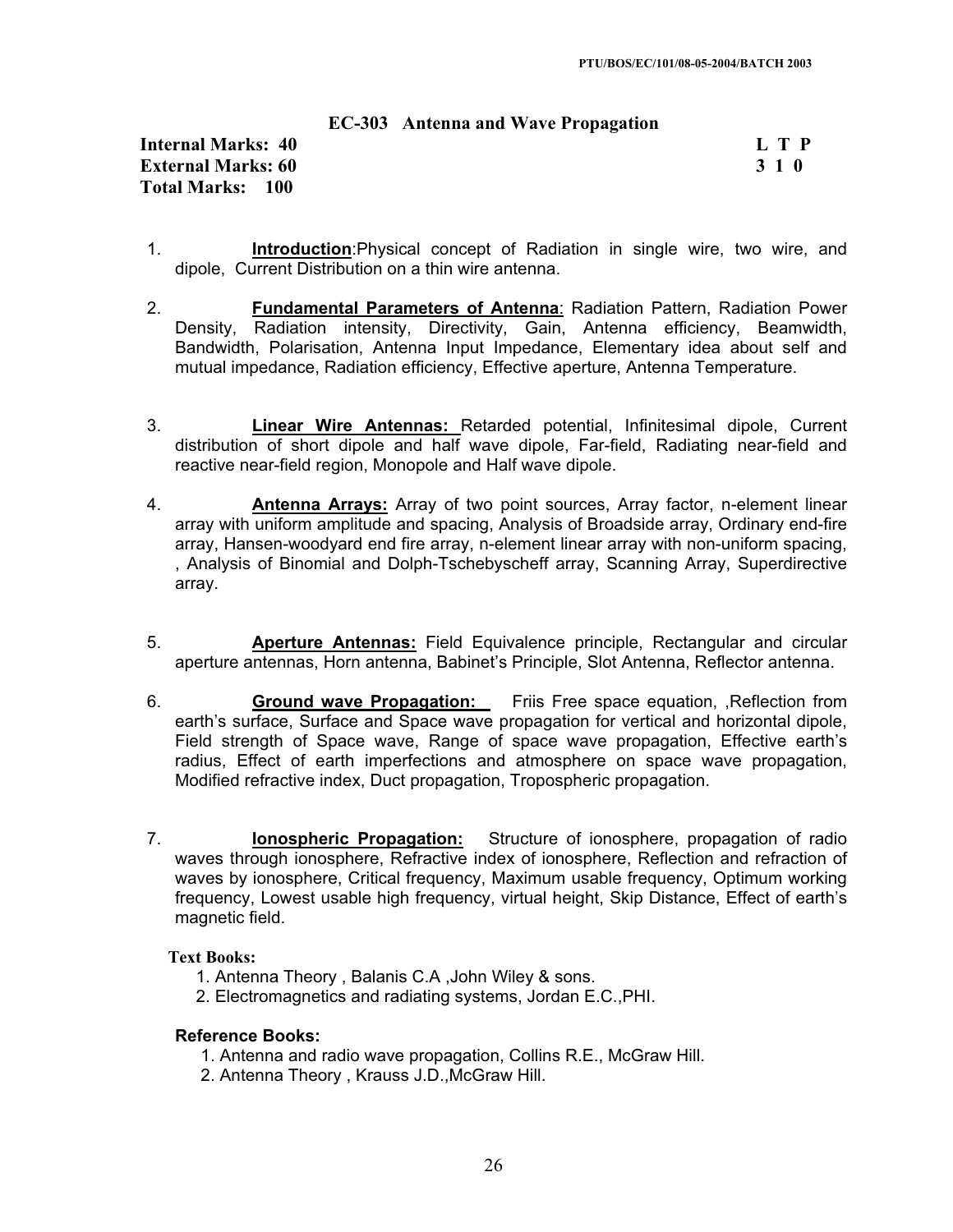# EC-303 Antenna and Wave Propagation

**Internal Marks: 40**
**External Marks: 60**
**Total Marks: 100**

| L | T | P |
|---|---|---|
| 3 | 1 | 0 |

1. **Introduction**:Physical concept of Radiation in single wire, two wire, and dipole, Current Distribution on a thin wire antenna.

2. **Fundamental Parameters of Antenna**: Radiation Pattern, Radiation Power Density, Radiation intensity, Directivity, Gain, Antenna efficiency, Beamwidth, Bandwidth, Polarisation, Antenna Input Impedance, Elementary idea about self and mutual impedance, Radiation efficiency, Effective aperture, Antenna Temperature.

3. **Linear Wire Antennas:** Retarded potential, Infinitesimal dipole, Current distribution of short dipole and half wave dipole, Far-field, Radiating near-field and reactive near-field region, Monopole and Half wave dipole.

4. **Antenna Arrays:** Array of two point sources, Array factor, n-element linear array with uniform amplitude and spacing, Analysis of Broadside array, Ordinary end-fire array, Hansen-woodyard end fire array, n-element linear array with non-uniform spacing, , Analysis of Binomial and Dolph-Tschebyscheff array, Scanning Array, Superdirective array.

5. **Aperture Antennas:** Field Equivalence principle, Rectangular and circular aperture antennas, Horn antenna, Babinet's Principle, Slot Antenna, Reflector antenna.

6. **Ground wave Propagation:** Friis Free space equation, ,Reflection from earth's surface, Surface and Space wave propagation for vertical and horizontal dipole, Field strength of Space wave, Range of space wave propagation, Effective earth's radius, Effect of earth imperfections and atmosphere on space wave propagation, Modified refractive index, Duct propagation, Tropospheric propagation.

7. **Ionospheric Propagation:** Structure of ionosphere, propagation of radio waves through ionosphere, Refractive index of ionosphere, Reflection and refraction of waves by ionosphere, Critical frequency, Maximum usable frequency, Optimum working frequency, Lowest usable high frequency, virtual height, Skip Distance, Effect of earth's magnetic field.

**Text Books:**

1. Antenna Theory , Balanis C.A ,John Wiley & sons.
2. Electromagnetics and radiating systems, Jordan E.C.,PHI.

**Reference Books:**

1. Antenna and radio wave propagation, Collins R.E., McGraw Hill.
2. Antenna Theory , Krauss J.D.,McGraw Hill.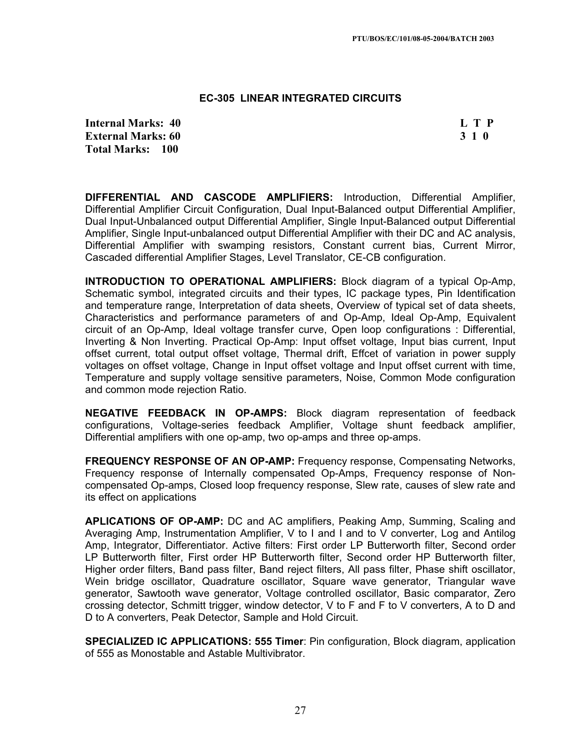## EC-305 LINEAR INTEGRATED CIRCUITS

**Internal Marks: 40**
**External Marks: 60**
**Total Marks: 100**

| L | T | P |
|---|---|---|
| 3 | 1 | 0 |

**DIFFERENTIAL AND CASCODE AMPLIFIERS:** Introduction, Differential Amplifier, Differential Amplifier Circuit Configuration, Dual Input-Balanced output Differential Amplifier, Dual Input-Unbalanced output Differential Amplifier, Single Input-Balanced output Differential Amplifier, Single Input-unbalanced output Differential Amplifier with their DC and AC analysis, Differential Amplifier with swamping resistors, Constant current bias, Current Mirror, Cascaded differential Amplifier Stages, Level Translator, CE-CB configuration.

**INTRODUCTION TO OPERATIONAL AMPLIFIERS:** Block diagram of a typical Op-Amp, Schematic symbol, integrated circuits and their types, IC package types, Pin Identification and temperature range, Interpretation of data sheets, Overview of typical set of data sheets, Characteristics and performance parameters of and Op-Amp, Ideal Op-Amp, Equivalent circuit of an Op-Amp, Ideal voltage transfer curve, Open loop configurations : Differential, Inverting & Non Inverting. Practical Op-Amp: Input offset voltage, Input bias current, Input offset current, total output offset voltage, Thermal drift, Effcet of variation in power supply voltages on offset voltage, Change in Input offset voltage and Input offset current with time, Temperature and supply voltage sensitive parameters, Noise, Common Mode configuration and common mode rejection Ratio.

**NEGATIVE FEEDBACK IN OP-AMPS:** Block diagram representation of feedback configurations, Voltage-series feedback Amplifier, Voltage shunt feedback amplifier, Differential amplifiers with one op-amp, two op-amps and three op-amps.

**FREQUENCY RESPONSE OF AN OP-AMP:** Frequency response, Compensating Networks, Frequency response of Internally compensated Op-Amps, Frequency response of Non-compensated Op-amps, Closed loop frequency response, Slew rate, causes of slew rate and its effect on applications

**APLICATIONS OF OP-AMP:** DC and AC amplifiers, Peaking Amp, Summing, Scaling and Averaging Amp, Instrumentation Amplifier, V to I and I and to V converter, Log and Antilog Amp, Integrator, Differentiator. Active filters: First order LP Butterworth filter, Second order LP Butterworth filter, First order HP Butterworth filter, Second order HP Butterworth filter, Higher order filters, Band pass filter, Band reject filters, All pass filter, Phase shift oscillator, Wein bridge oscillator, Quadrature oscillator, Square wave generator, Triangular wave generator, Sawtooth wave generator, Voltage controlled oscillator, Basic comparator, Zero crossing detector, Schmitt trigger, window detector, V to F and F to V converters, A to D and D to A converters, Peak Detector, Sample and Hold Circuit.

**SPECIALIZED IC APPLICATIONS: 555 Timer**: Pin configuration, Block diagram, application of 555 as Monostable and Astable Multivibrator.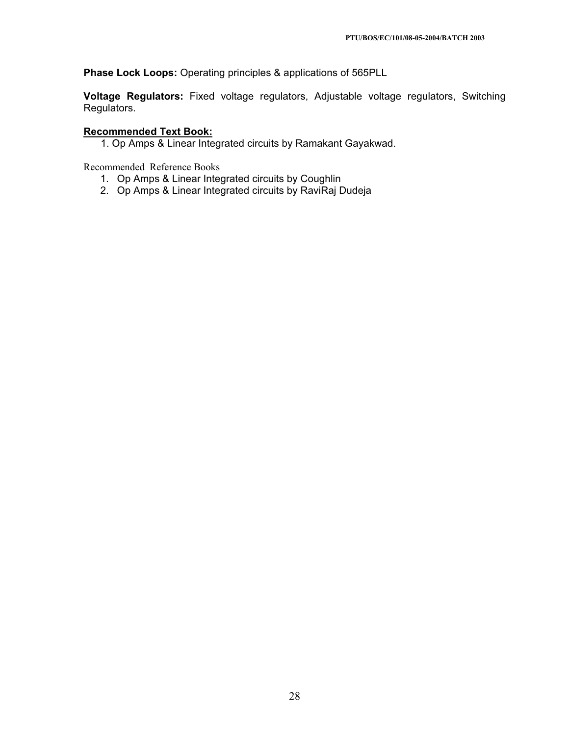**Phase Lock Loops:** Operating principles & applications of 565PLL

**Voltage Regulators:** Fixed voltage regulators, Adjustable voltage regulators, Switching Regulators.

**Recommended Text Book:**

1. Op Amps & Linear Integrated circuits by Ramakant Gayakwad.

Recommended Reference Books

1. Op Amps & Linear Integrated circuits by Coughlin
2. Op Amps & Linear Integrated circuits by RaviRaj Dudeja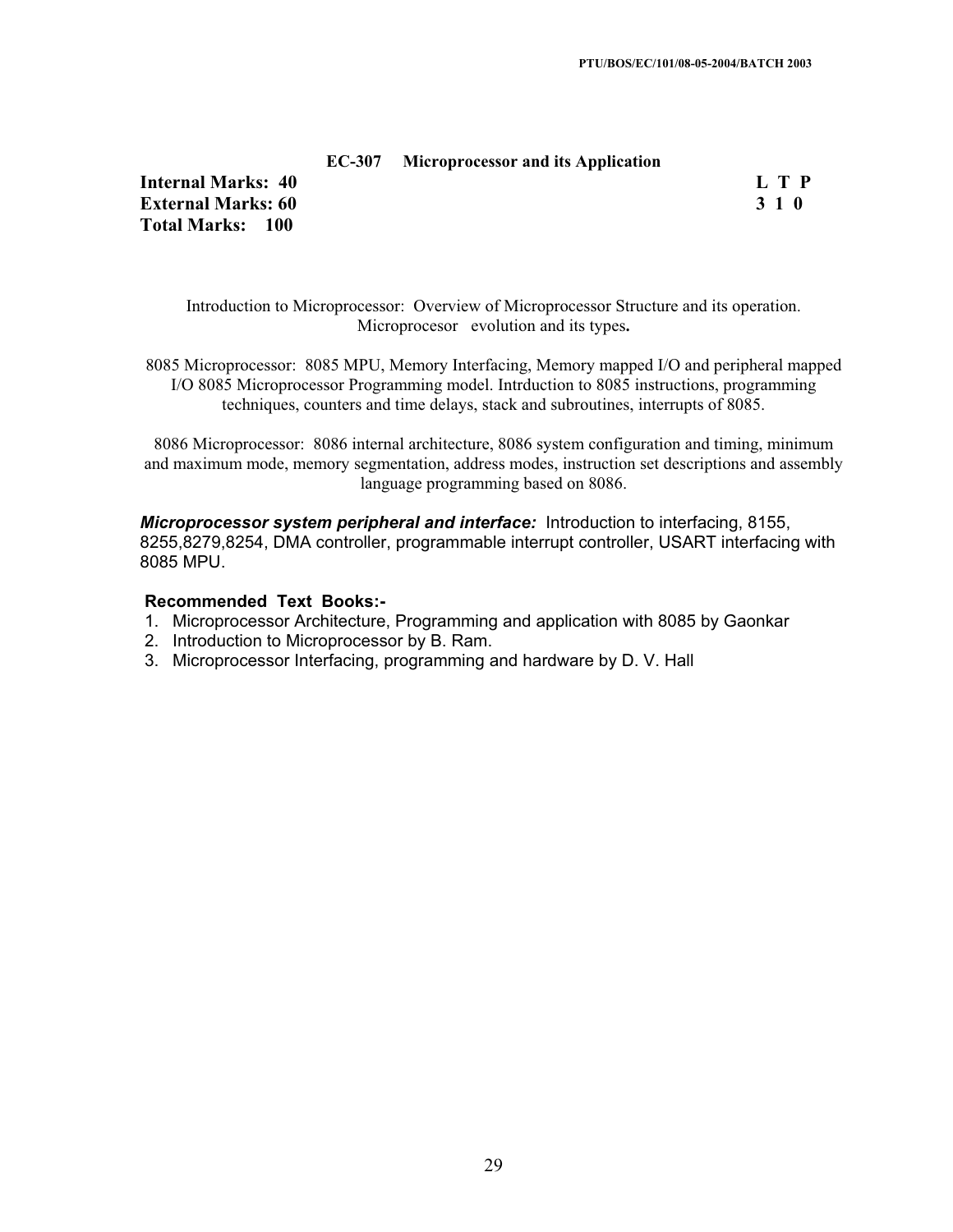## EC-307 Microprocessor and its Application

**Internal Marks: 40**
**External Marks: 60**
**Total Marks: 100**

**L T P**
**3 1 0**

Introduction to Microprocessor: Overview of Microprocessor Structure and its operation. Microprocesor evolution and its types**.**

8085 Microprocessor: 8085 MPU, Memory Interfacing, Memory mapped I/O and peripheral mapped I/O 8085 Microprocessor Programming model. Intrduction to 8085 instructions, programming techniques, counters and time delays, stack and subroutines, interrupts of 8085.

8086 Microprocessor: 8086 internal architecture, 8086 system configuration and timing, minimum and maximum mode, memory segmentation, address modes, instruction set descriptions and assembly language programming based on 8086.

***Microprocessor system peripheral and interface:*** Introduction to interfacing, 8155, 8255,8279,8254, DMA controller, programmable interrupt controller, USART interfacing with 8085 MPU.

**Recommended Text Books:-**

1. Microprocessor Architecture, Programming and application with 8085 by Gaonkar
2. Introduction to Microprocessor by B. Ram.
3. Microprocessor Interfacing, programming and hardware by D. V. Hall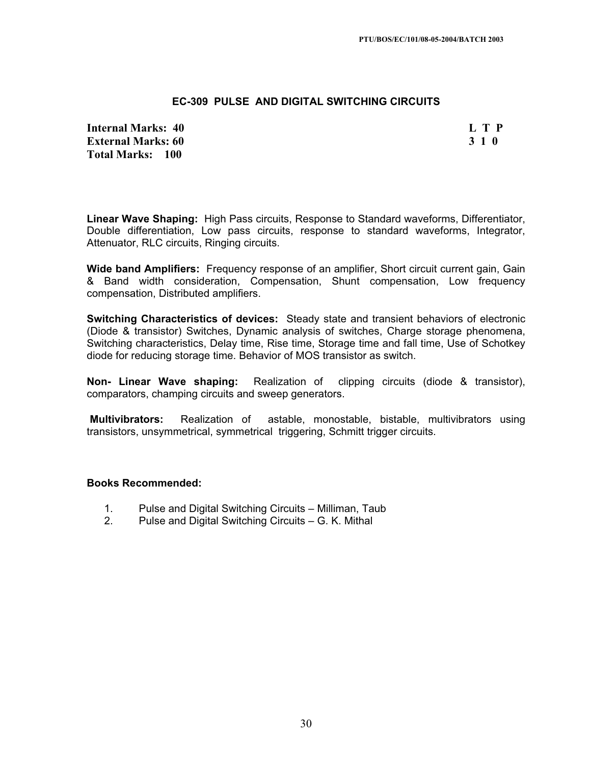## EC-309 PULSE AND DIGITAL SWITCHING CIRCUITS

| | L | T | P |
|---|---|---|---|
| **Internal Marks: 40** | 3 | 1 | 0 |
| **External Marks: 60** | | | |
| **Total Marks: 100** | | | |

**Linear Wave Shaping:** High Pass circuits, Response to Standard waveforms, Differentiator, Double differentiation, Low pass circuits, response to standard waveforms, Integrator, Attenuator, RLC circuits, Ringing circuits.

**Wide band Amplifiers:** Frequency response of an amplifier, Short circuit current gain, Gain & Band width consideration, Compensation, Shunt compensation, Low frequency compensation, Distributed amplifiers.

**Switching Characteristics of devices:** Steady state and transient behaviors of electronic (Diode & transistor) Switches, Dynamic analysis of switches, Charge storage phenomena, Switching characteristics, Delay time, Rise time, Storage time and fall time, Use of Schotkey diode for reducing storage time. Behavior of MOS transistor as switch.

**Non- Linear Wave shaping:** Realization of clipping circuits (diode & transistor), comparators, champing circuits and sweep generators.

**Multivibrators:** Realization of astable, monostable, bistable, multivibrators using transistors, unsymmetrical, symmetrical triggering, Schmitt trigger circuits.

### Books Recommended:

1. Pulse and Digital Switching Circuits – Milliman, Taub
2. Pulse and Digital Switching Circuits – G. K. Mithal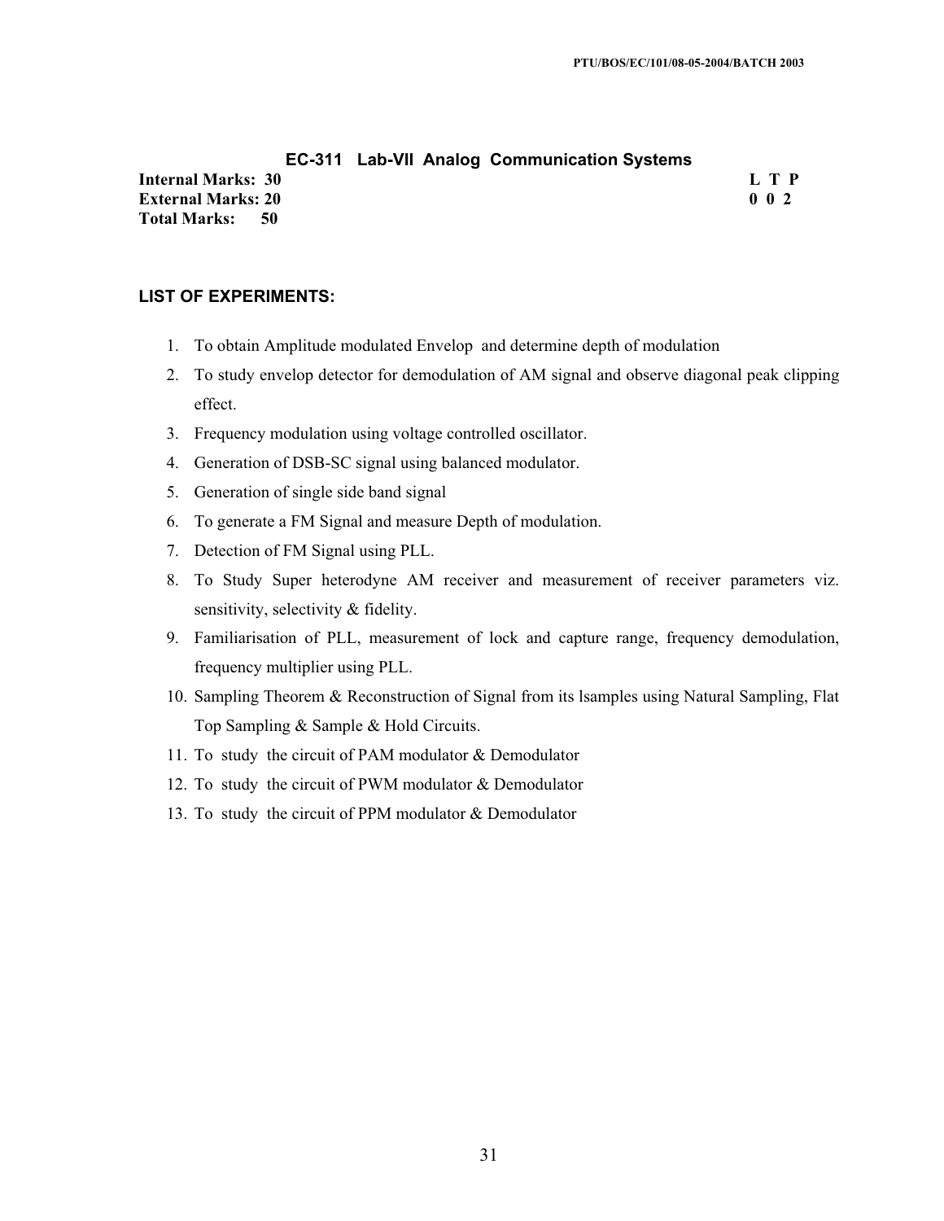## EC-311 Lab-VII Analog Communication Systems

**Internal Marks: 30** **L T P**
**External Marks: 20** **0 0 2**
**Total Marks: 50**

### LIST OF EXPERIMENTS:

1. To obtain Amplitude modulated Envelop and determine depth of modulation
2. To study envelop detector for demodulation of AM signal and observe diagonal peak clipping effect.
3. Frequency modulation using voltage controlled oscillator.
4. Generation of DSB-SC signal using balanced modulator.
5. Generation of single side band signal
6. To generate a FM Signal and measure Depth of modulation.
7. Detection of FM Signal using PLL.
8. To Study Super heterodyne AM receiver and measurement of receiver parameters viz. sensitivity, selectivity & fidelity.
9. Familiarisation of PLL, measurement of lock and capture range, frequency demodulation, frequency multiplier using PLL.
10. Sampling Theorem & Reconstruction of Signal from its lsamples using Natural Sampling, Flat Top Sampling & Sample & Hold Circuits.
11. To study the circuit of PAM modulator & Demodulator
12. To study the circuit of PWM modulator & Demodulator
13. To study the circuit of PPM modulator & Demodulator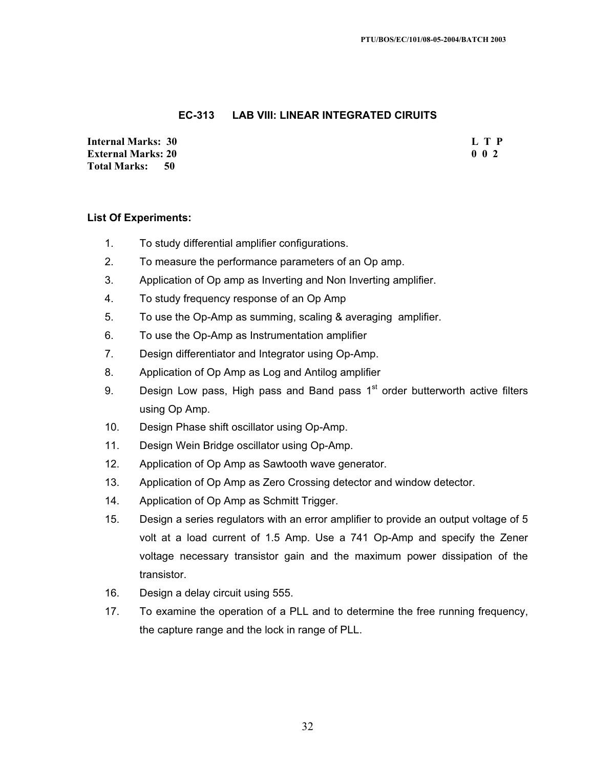## EC-313 LAB VIII: LINEAR INTEGRATED CIRUITS

**Internal Marks: 30**
**External Marks: 20**
**Total Marks: 50**

| L | T | P |
|---|---|---|
| 0 | 0 | 2 |

**List Of Experiments:**

1. To study differential amplifier configurations.
2. To measure the performance parameters of an Op amp.
3. Application of Op amp as Inverting and Non Inverting amplifier.
4. To study frequency response of an Op Amp
5. To use the Op-Amp as summing, scaling & averaging amplifier.
6. To use the Op-Amp as Instrumentation amplifier
7. Design differentiator and Integrator using Op-Amp.
8. Application of Op Amp as Log and Antilog amplifier
9. Design Low pass, High pass and Band pass 1st order butterworth active filters using Op Amp.
10. Design Phase shift oscillator using Op-Amp.
11. Design Wein Bridge oscillator using Op-Amp.
12. Application of Op Amp as Sawtooth wave generator.
13. Application of Op Amp as Zero Crossing detector and window detector.
14. Application of Op Amp as Schmitt Trigger.
15. Design a series regulators with an error amplifier to provide an output voltage of 5 volt at a load current of 1.5 Amp. Use a 741 Op-Amp and specify the Zener voltage necessary transistor gain and the maximum power dissipation of the transistor.
16. Design a delay circuit using 555.
17. To examine the operation of a PLL and to determine the free running frequency, the capture range and the lock in range of PLL.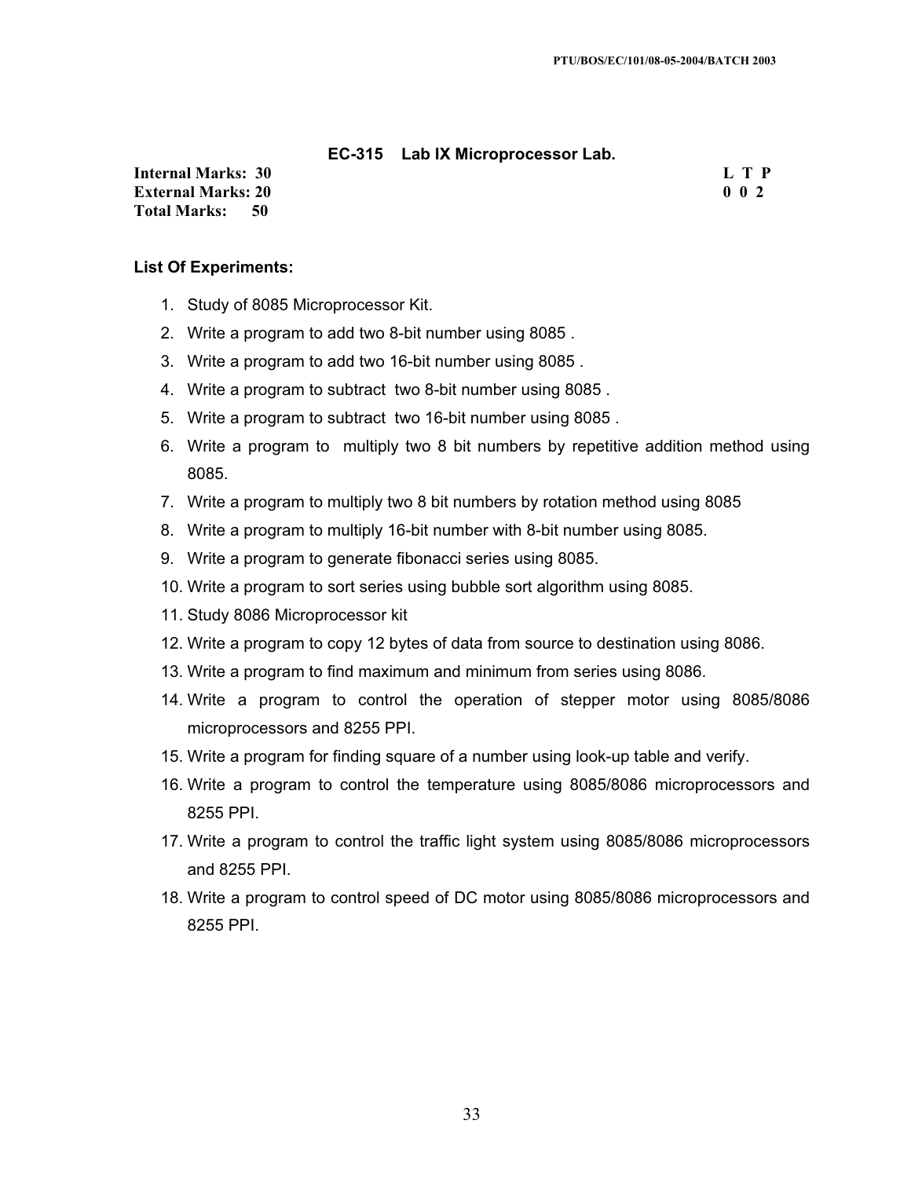## EC-315 Lab IX Microprocessor Lab.

| | |
|---|---|
| **Internal Marks: 30** | **L T P** |
| **External Marks: 20** | **0 0 2** |
| **Total Marks: 50** | |

**List Of Experiments:**

1. Study of 8085 Microprocessor Kit.
2. Write a program to add two 8-bit number using 8085 .
3. Write a program to add two 16-bit number using 8085 .
4. Write a program to subtract two 8-bit number using 8085 .
5. Write a program to subtract two 16-bit number using 8085 .
6. Write a program to multiply two 8 bit numbers by repetitive addition method using 8085.
7. Write a program to multiply two 8 bit numbers by rotation method using 8085
8. Write a program to multiply 16-bit number with 8-bit number using 8085.
9. Write a program to generate fibonacci series using 8085.
10. Write a program to sort series using bubble sort algorithm using 8085.
11. Study 8086 Microprocessor kit
12. Write a program to copy 12 bytes of data from source to destination using 8086.
13. Write a program to find maximum and minimum from series using 8086.
14. Write a program to control the operation of stepper motor using 8085/8086 microprocessors and 8255 PPI.
15. Write a program for finding square of a number using look-up table and verify.
16. Write a program to control the temperature using 8085/8086 microprocessors and 8255 PPI.
17. Write a program to control the traffic light system using 8085/8086 microprocessors and 8255 PPI.
18. Write a program to control speed of DC motor using 8085/8086 microprocessors and 8255 PPI.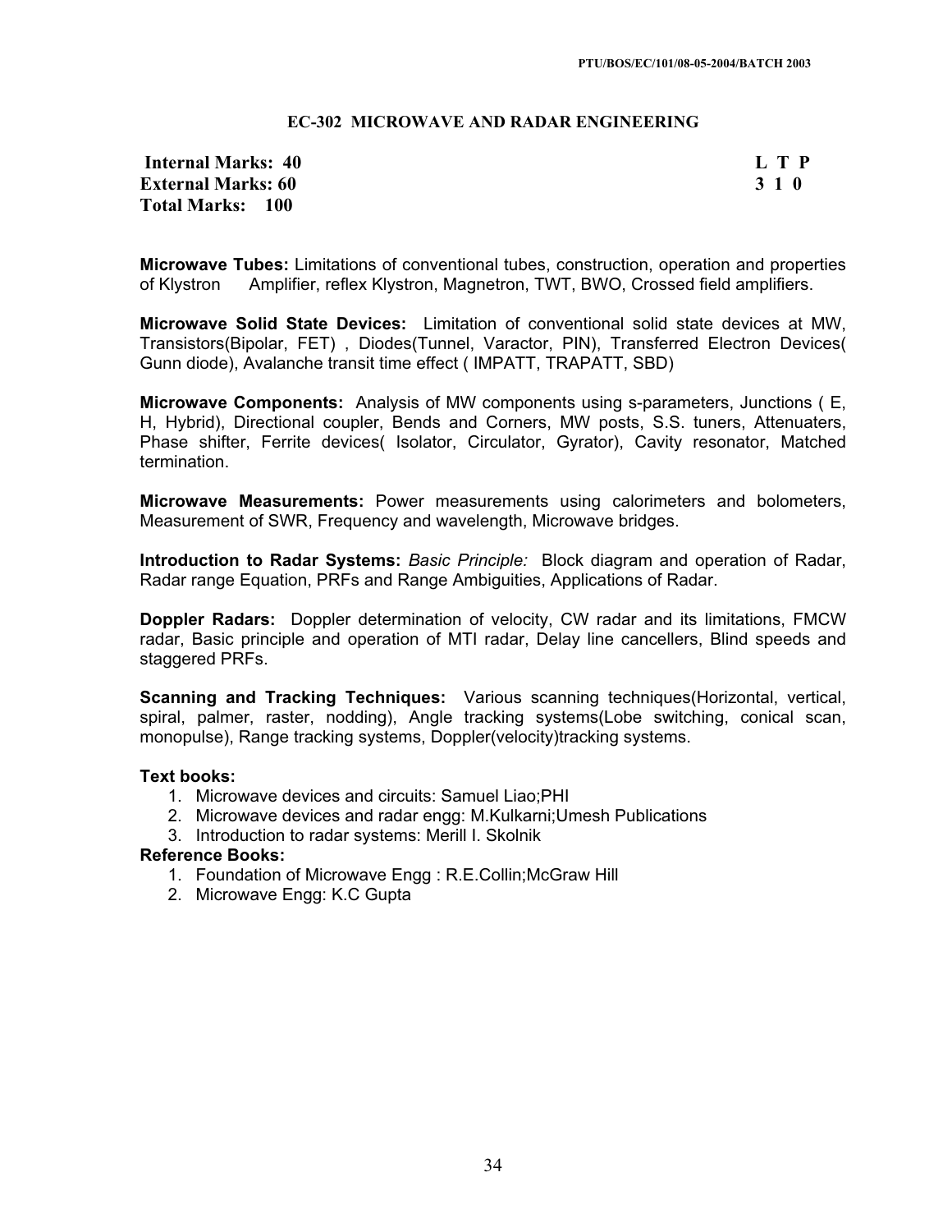PTU/BOS/EC/101/08-05-2004/BATCH 2003

## EC-302 MICROWAVE AND RADAR ENGINEERING

| | |
|---|---|
| **Internal Marks: 40** | **L T P** |
| **External Marks: 60** | **3 1 0** |
| **Total Marks: 100** | |

**Microwave Tubes:** Limitations of conventional tubes, construction, operation and properties of Klystron Amplifier, reflex Klystron, Magnetron, TWT, BWO, Crossed field amplifiers.

**Microwave Solid State Devices:** Limitation of conventional solid state devices at MW, Transistors(Bipolar, FET) , Diodes(Tunnel, Varactor, PIN), Transferred Electron Devices( Gunn diode), Avalanche transit time effect ( IMPATT, TRAPATT, SBD)

**Microwave Components:** Analysis of MW components using s-parameters, Junctions ( E, H, Hybrid), Directional coupler, Bends and Corners, MW posts, S.S. tuners, Attenuaters, Phase shifter, Ferrite devices( Isolator, Circulator, Gyrator), Cavity resonator, Matched termination.

**Microwave Measurements:** Power measurements using calorimeters and bolometers, Measurement of SWR, Frequency and wavelength, Microwave bridges.

**Introduction to Radar Systems:** *Basic Principle:* Block diagram and operation of Radar, Radar range Equation, PRFs and Range Ambiguities, Applications of Radar.

**Doppler Radars:** Doppler determination of velocity, CW radar and its limitations, FMCW radar, Basic principle and operation of MTI radar, Delay line cancellers, Blind speeds and staggered PRFs.

**Scanning and Tracking Techniques:** Various scanning techniques(Horizontal, vertical, spiral, palmer, raster, nodding), Angle tracking systems(Lobe switching, conical scan, monopulse), Range tracking systems, Doppler(velocity)tracking systems.

**Text books:**

1. Microwave devices and circuits: Samuel Liao;PHI
2. Microwave devices and radar engg: M.Kulkarni;Umesh Publications
3. Introduction to radar systems: Merill I. Skolnik

**Reference Books:**

1. Foundation of Microwave Engg : R.E.Collin;McGraw Hill
2. Microwave Engg: K.C Gupta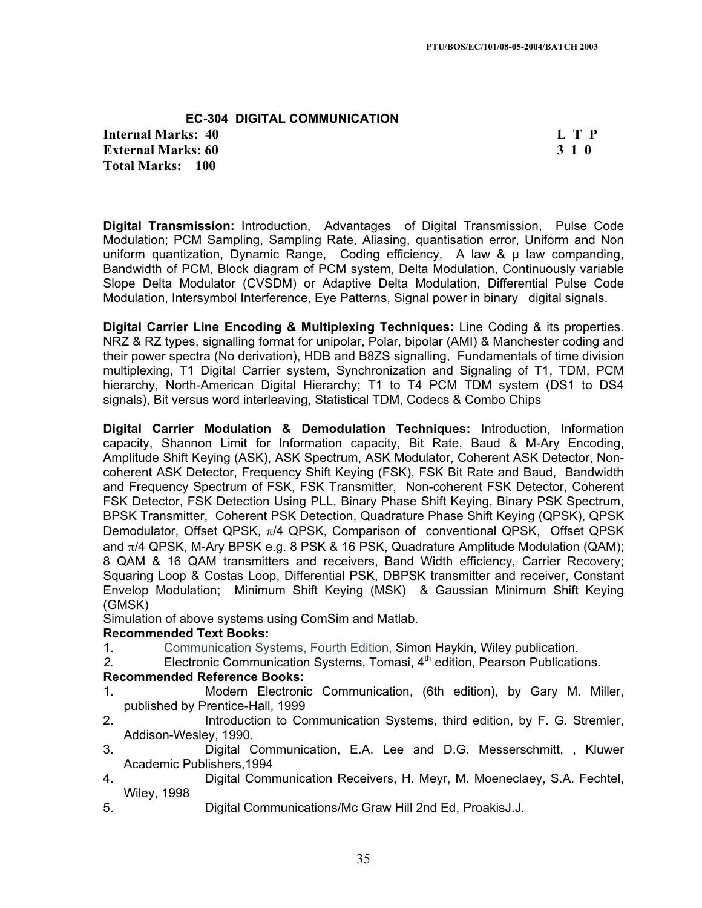## EC-304 DIGITAL COMMUNICATION

**Internal Marks: 40** **L T P**

**External Marks: 60** **3 1 0**

**Total Marks: 100**

**Digital Transmission:** Introduction, Advantages of Digital Transmission, Pulse Code Modulation; PCM Sampling, Sampling Rate, Aliasing, quantisation error, Uniform and Non uniform quantization, Dynamic Range, Coding efficiency, A law & μ law companding, Bandwidth of PCM, Block diagram of PCM system, Delta Modulation, Continuously variable Slope Delta Modulator (CVSDM) or Adaptive Delta Modulation, Differential Pulse Code Modulation, Intersymbol Interference, Eye Patterns, Signal power in binary digital signals.

**Digital Carrier Line Encoding & Multiplexing Techniques:** Line Coding & its properties. NRZ & RZ types, signalling format for unipolar, Polar, bipolar (AMI) & Manchester coding and their power spectra (No derivation), HDB and B8ZS signalling, Fundamentals of time division multiplexing, T1 Digital Carrier system, Synchronization and Signaling of T1, TDM, PCM hierarchy, North-American Digital Hierarchy; T1 to T4 PCM TDM system (DS1 to DS4 signals), Bit versus word interleaving, Statistical TDM, Codecs & Combo Chips

**Digital Carrier Modulation & Demodulation Techniques:** Introduction, Information capacity, Shannon Limit for Information capacity, Bit Rate, Baud & M-Ary Encoding, Amplitude Shift Keying (ASK), ASK Spectrum, ASK Modulator, Coherent ASK Detector, Non-coherent ASK Detector, Frequency Shift Keying (FSK), FSK Bit Rate and Baud, Bandwidth and Frequency Spectrum of FSK, FSK Transmitter, Non-coherent FSK Detector, Coherent FSK Detector, FSK Detection Using PLL, Binary Phase Shift Keying, Binary PSK Spectrum, BPSK Transmitter, Coherent PSK Detection, Quadrature Phase Shift Keying (QPSK), QPSK Demodulator, Offset QPSK, $\pi/4$ QPSK, Comparison of conventional QPSK, Offset QPSK and $\pi/4$ QPSK, M-Ary BPSK e.g. 8 PSK & 16 PSK, Quadrature Amplitude Modulation (QAM); 8 QAM & 16 QAM transmitters and receivers, Band Width efficiency, Carrier Recovery; Squaring Loop & Costas Loop, Differential PSK, DBPSK transmitter and receiver, Constant Envelop Modulation; Minimum Shift Keying (MSK) & Gaussian Minimum Shift Keying (GMSK)

Simulation of above systems using ComSim and Matlab.

**Recommended Text Books:**

1. Communication Systems, Fourth Edition, Simon Haykin, Wiley publication.
2. Electronic Communication Systems, Tomasi, 4th edition, Pearson Publications.

**Recommended Reference Books:**

1. Modern Electronic Communication, (6th edition), by Gary M. Miller, published by Prentice-Hall, 1999
2. Introduction to Communication Systems, third edition, by F. G. Stremler, Addison-Wesley, 1990.
3. Digital Communication, E.A. Lee and D.G. Messerschmitt, , Kluwer Academic Publishers,1994
4. Digital Communication Receivers, H. Meyr, M. Moeneclaey, S.A. Fechtel, Wiley, 1998
5. Digital Communications/Mc Graw Hill 2nd Ed, ProakisJ.J.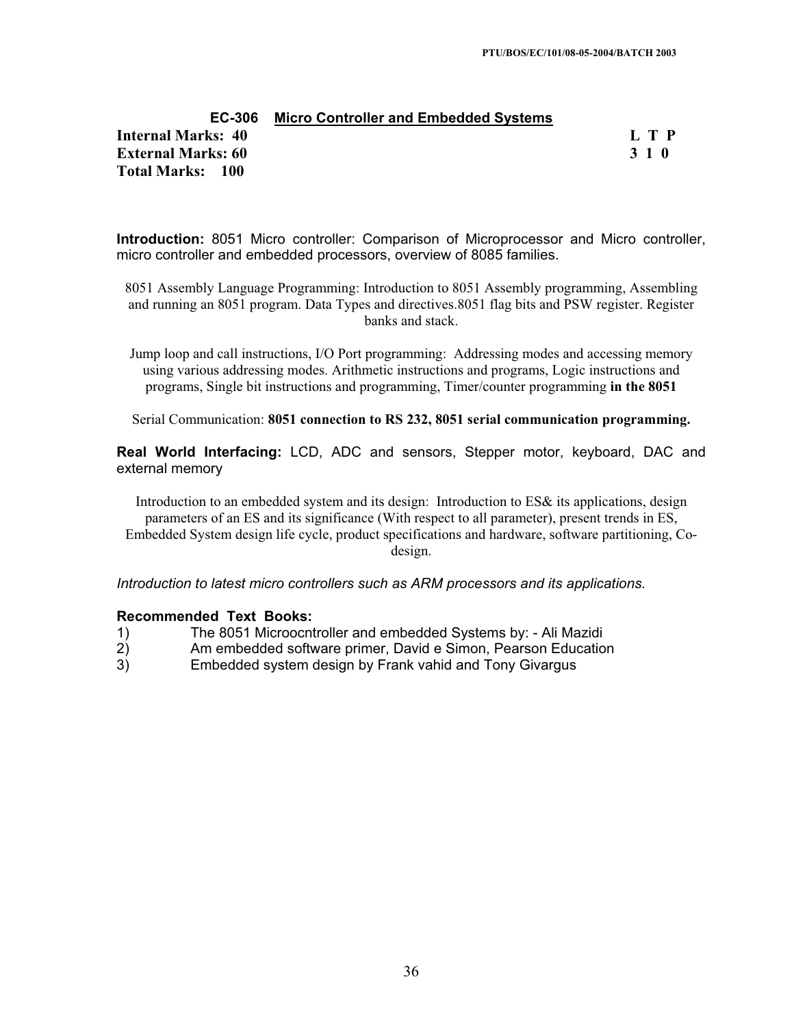### EC-306 Micro Controller and Embedded Systems

**Internal Marks: 40** **L T P**
**External Marks: 60** **3 1 0**
**Total Marks: 100**

**Introduction:** 8051 Micro controller: Comparison of Microprocessor and Micro controller, micro controller and embedded processors, overview of 8085 families.

8051 Assembly Language Programming: Introduction to 8051 Assembly programming, Assembling and running an 8051 program. Data Types and directives.8051 flag bits and PSW register. Register banks and stack.

Jump loop and call instructions, I/O Port programming: Addressing modes and accessing memory using various addressing modes. Arithmetic instructions and programs, Logic instructions and programs, Single bit instructions and programming, Timer/counter programming **in the 8051**

Serial Communication: **8051 connection to RS 232, 8051 serial communication programming.**

**Real World Interfacing:** LCD, ADC and sensors, Stepper motor, keyboard, DAC and external memory

Introduction to an embedded system and its design: Introduction to ES& its applications, design parameters of an ES and its significance (With respect to all parameter), present trends in ES, Embedded System design life cycle, product specifications and hardware, software partitioning, Co-design.

*Introduction to latest micro controllers such as ARM processors and its applications.*

**Recommended Text Books:**

1) The 8051 Microocntroller and embedded Systems by: - Ali Mazidi
2) Am embedded software primer, David e Simon, Pearson Education
3) Embedded system design by Frank vahid and Tony Givargus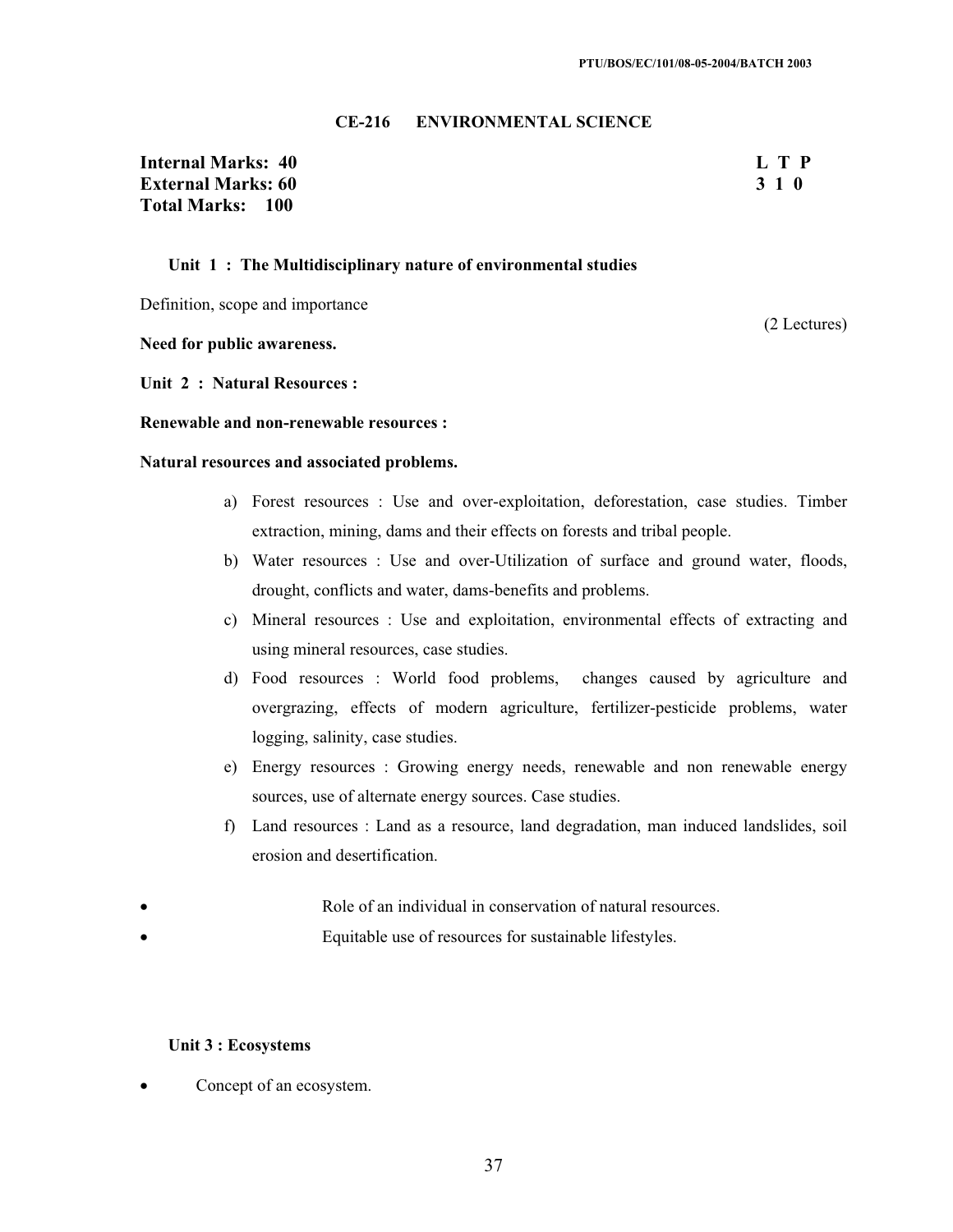## CE-216 ENVIRONMENTAL SCIENCE

**Internal Marks: 40**
**External Marks: 60**
**Total Marks: 100**

| L | T | P |
|---|---|---|
| 3 | 1 | 0 |

### Unit 1 : The Multidisciplinary nature of environmental studies

Definition, scope and importance

(2 Lectures)

**Need for public awareness.**

### Unit 2 : Natural Resources :

**Renewable and non-renewable resources :**

**Natural resources and associated problems.**

a) Forest resources : Use and over-exploitation, deforestation, case studies. Timber extraction, mining, dams and their effects on forests and tribal people.
b) Water resources : Use and over-Utilization of surface and ground water, floods, drought, conflicts and water, dams-benefits and problems.
c) Mineral resources : Use and exploitation, environmental effects of extracting and using mineral resources, case studies.
d) Food resources : World food problems, changes caused by agriculture and overgrazing, effects of modern agriculture, fertilizer-pesticide problems, water logging, salinity, case studies.
e) Energy resources : Growing energy needs, renewable and non renewable energy sources, use of alternate energy sources. Case studies.
f) Land resources : Land as a resource, land degradation, man induced landslides, soil erosion and desertification.

- Role of an individual in conservation of natural resources.
- Equitable use of resources for sustainable lifestyles.

### Unit 3 : Ecosystems

- Concept of an ecosystem.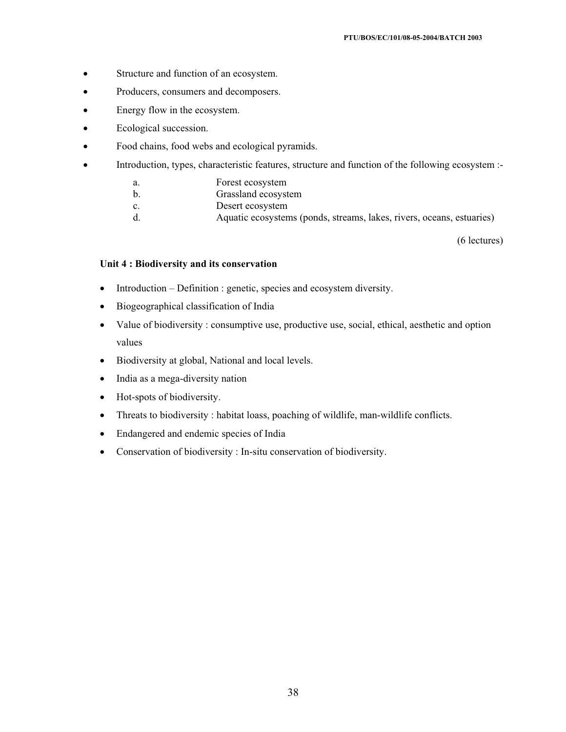- Structure and function of an ecosystem.
- Producers, consumers and decomposers.
- Energy flow in the ecosystem.
- Ecological succession.
- Food chains, food webs and ecological pyramids.
- Introduction, types, characteristic features, structure and function of the following ecosystem :-
  - a. Forest ecosystem
  - b. Grassland ecosystem
  - c. Desert ecosystem
  - d. Aquatic ecosystems (ponds, streams, lakes, rivers, oceans, estuaries)

(6 lectures)

**Unit 4 : Biodiversity and its conservation**

- Introduction – Definition : genetic, species and ecosystem diversity.
- Biogeographical classification of India
- Value of biodiversity : consumptive use, productive use, social, ethical, aesthetic and option values
- Biodiversity at global, National and local levels.
- India as a mega-diversity nation
- Hot-spots of biodiversity.
- Threats to biodiversity : habitat loass, poaching of wildlife, man-wildlife conflicts.
- Endangered and endemic species of India
- Conservation of biodiversity : In-situ conservation of biodiversity.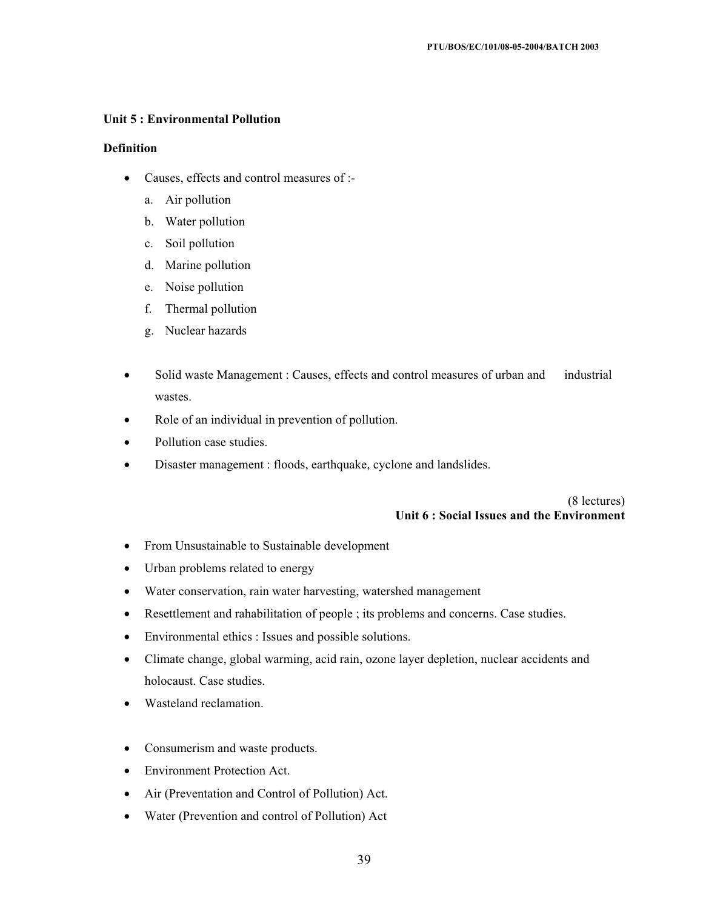**Unit 5 : Environmental Pollution**

**Definition**

- Causes, effects and control measures of :-
  a. Air pollution
  b. Water pollution
  c. Soil pollution
  d. Marine pollution
  e. Noise pollution
  f. Thermal pollution
  g. Nuclear hazards

- Solid waste Management : Causes, effects and control measures of urban and industrial wastes.
- Role of an individual in prevention of pollution.
- Pollution case studies.
- Disaster management : floods, earthquake, cyclone and landslides.

(8 lectures)

**Unit 6 : Social Issues and the Environment**

- From Unsustainable to Sustainable development
- Urban problems related to energy
- Water conservation, rain water harvesting, watershed management
- Resettlement and rahabilitation of people ; its problems and concerns. Case studies.
- Environmental ethics : Issues and possible solutions.
- Climate change, global warming, acid rain, ozone layer depletion, nuclear accidents and holocaust. Case studies.
- Wasteland reclamation.

- Consumerism and waste products.
- Environment Protection Act.
- Air (Preventation and Control of Pollution) Act.
- Water (Prevention and control of Pollution) Act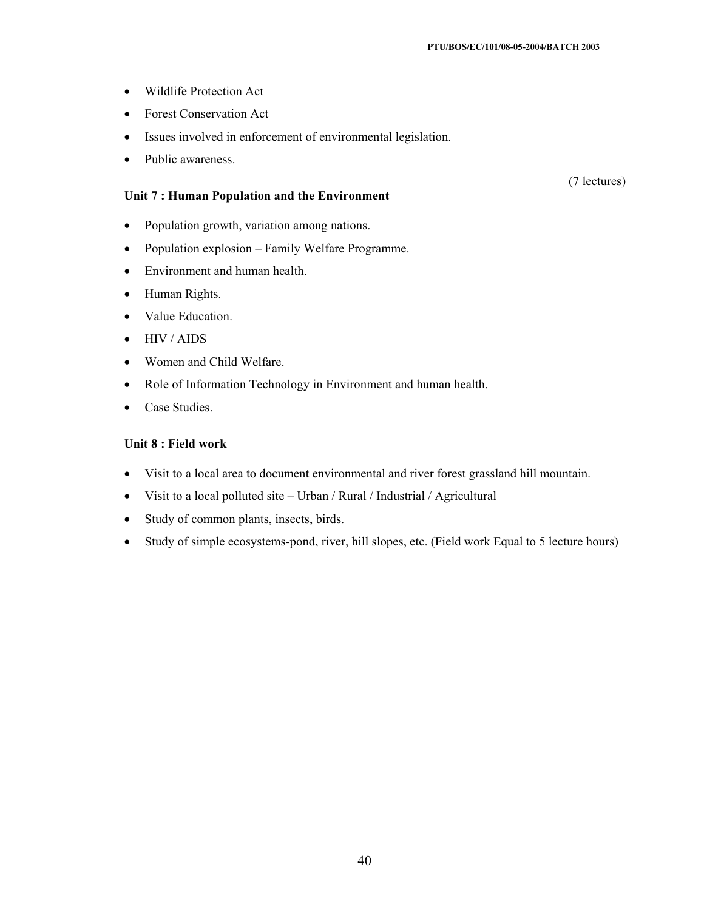- Wildlife Protection Act
- Forest Conservation Act
- Issues involved in enforcement of environmental legislation.
- Public awareness.

(7 lectures)

**Unit 7 : Human Population and the Environment**

- Population growth, variation among nations.
- Population explosion – Family Welfare Programme.
- Environment and human health.
- Human Rights.
- Value Education.
- HIV / AIDS
- Women and Child Welfare.
- Role of Information Technology in Environment and human health.
- Case Studies.

**Unit 8 : Field work**

- Visit to a local area to document environmental and river forest grassland hill mountain.
- Visit to a local polluted site – Urban / Rural / Industrial / Agricultural
- Study of common plants, insects, birds.
- Study of simple ecosystems-pond, river, hill slopes, etc. (Field work Equal to 5 lecture hours)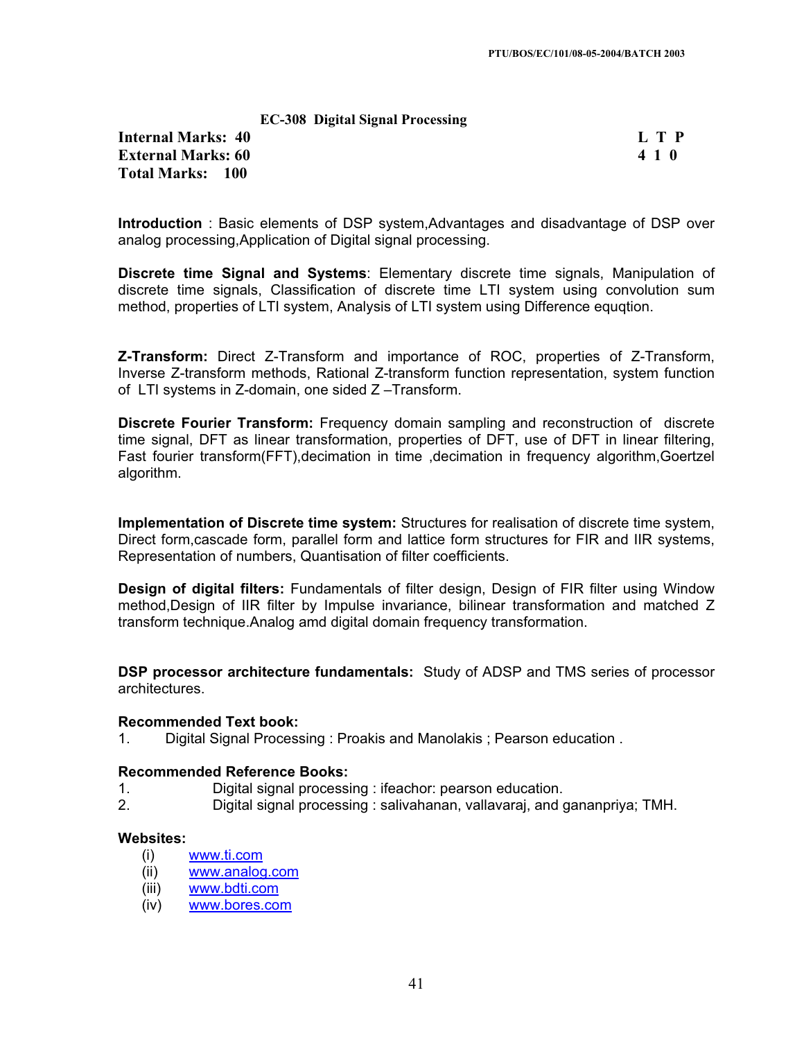## EC-308 Digital Signal Processing

| | L T P |
|---|---|
| **Internal Marks: 40** | |
| **External Marks: 60** | **4 1 0** |
| **Total Marks: 100** | |

**Introduction** : Basic elements of DSP system,Advantages and disadvantage of DSP over analog processing,Application of Digital signal processing.

**Discrete time Signal and Systems**: Elementary discrete time signals, Manipulation of discrete time signals, Classification of discrete time LTI system using convolution sum method, properties of LTI system, Analysis of LTI system using Difference equqtion.

**Z-Transform:** Direct Z-Transform and importance of ROC, properties of Z-Transform, Inverse Z-transform methods, Rational Z-transform function representation, system function of LTI systems in Z-domain, one sided Z –Transform.

**Discrete Fourier Transform:** Frequency domain sampling and reconstruction of discrete time signal, DFT as linear transformation, properties of DFT, use of DFT in linear filtering, Fast fourier transform(FFT),decimation in time ,decimation in frequency algorithm,Goertzel algorithm.

**Implementation of Discrete time system:** Structures for realisation of discrete time system, Direct form,cascade form, parallel form and lattice form structures for FIR and IIR systems, Representation of numbers, Quantisation of filter coefficients.

**Design of digital filters:** Fundamentals of filter design, Design of FIR filter using Window method,Design of IIR filter by Impulse invariance, bilinear transformation and matched Z transform technique.Analog amd digital domain frequency transformation.

**DSP processor architecture fundamentals:** Study of ADSP and TMS series of processor architectures.

**Recommended Text book:**

1. Digital Signal Processing : Proakis and Manolakis ; Pearson education .

**Recommended Reference Books:**

1. Digital signal processing : ifeachor: pearson education.
2. Digital signal processing : salivahanan, vallavaraj, and gananpriya; TMH.

**Websites:**

(i) www.ti.com
(ii) www.analog.com
(iii) www.bdti.com
(iv) www.bores.com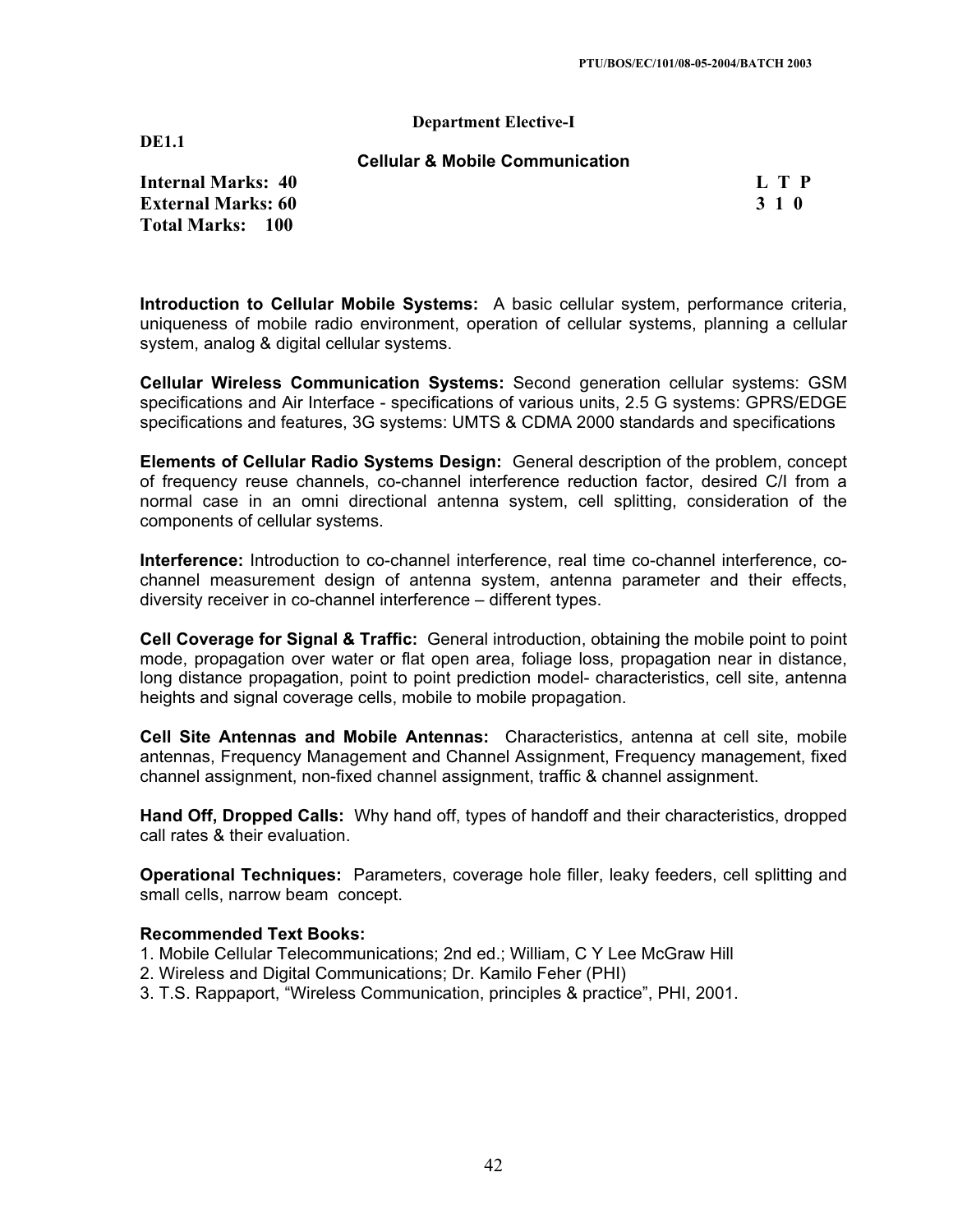**Department Elective-I**

**DE1.1**

## Cellular & Mobile Communication

**Internal Marks: 40** | **L T P**
**External Marks: 60** | **3 1 0**
**Total Marks: 100**

**Introduction to Cellular Mobile Systems:** A basic cellular system, performance criteria, uniqueness of mobile radio environment, operation of cellular systems, planning a cellular system, analog & digital cellular systems.

**Cellular Wireless Communication Systems:** Second generation cellular systems: GSM specifications and Air Interface - specifications of various units, 2.5 G systems: GPRS/EDGE specifications and features, 3G systems: UMTS & CDMA 2000 standards and specifications

**Elements of Cellular Radio Systems Design:** General description of the problem, concept of frequency reuse channels, co-channel interference reduction factor, desired C/I from a normal case in an omni directional antenna system, cell splitting, consideration of the components of cellular systems.

**Interference:** Introduction to co-channel interference, real time co-channel interference, co-channel measurement design of antenna system, antenna parameter and their effects, diversity receiver in co-channel interference – different types.

**Cell Coverage for Signal & Traffic:** General introduction, obtaining the mobile point to point mode, propagation over water or flat open area, foliage loss, propagation near in distance, long distance propagation, point to point prediction model- characteristics, cell site, antenna heights and signal coverage cells, mobile to mobile propagation.

**Cell Site Antennas and Mobile Antennas:** Characteristics, antenna at cell site, mobile antennas, Frequency Management and Channel Assignment, Frequency management, fixed channel assignment, non-fixed channel assignment, traffic & channel assignment.

**Hand Off, Dropped Calls:** Why hand off, types of handoff and their characteristics, dropped call rates & their evaluation.

**Operational Techniques:** Parameters, coverage hole filler, leaky feeders, cell splitting and small cells, narrow beam concept.

**Recommended Text Books:**

1. Mobile Cellular Telecommunications; 2nd ed.; William, C Y Lee McGraw Hill
2. Wireless and Digital Communications; Dr. Kamilo Feher (PHI)
3. T.S. Rappaport, "Wireless Communication, principles & practice", PHI, 2001.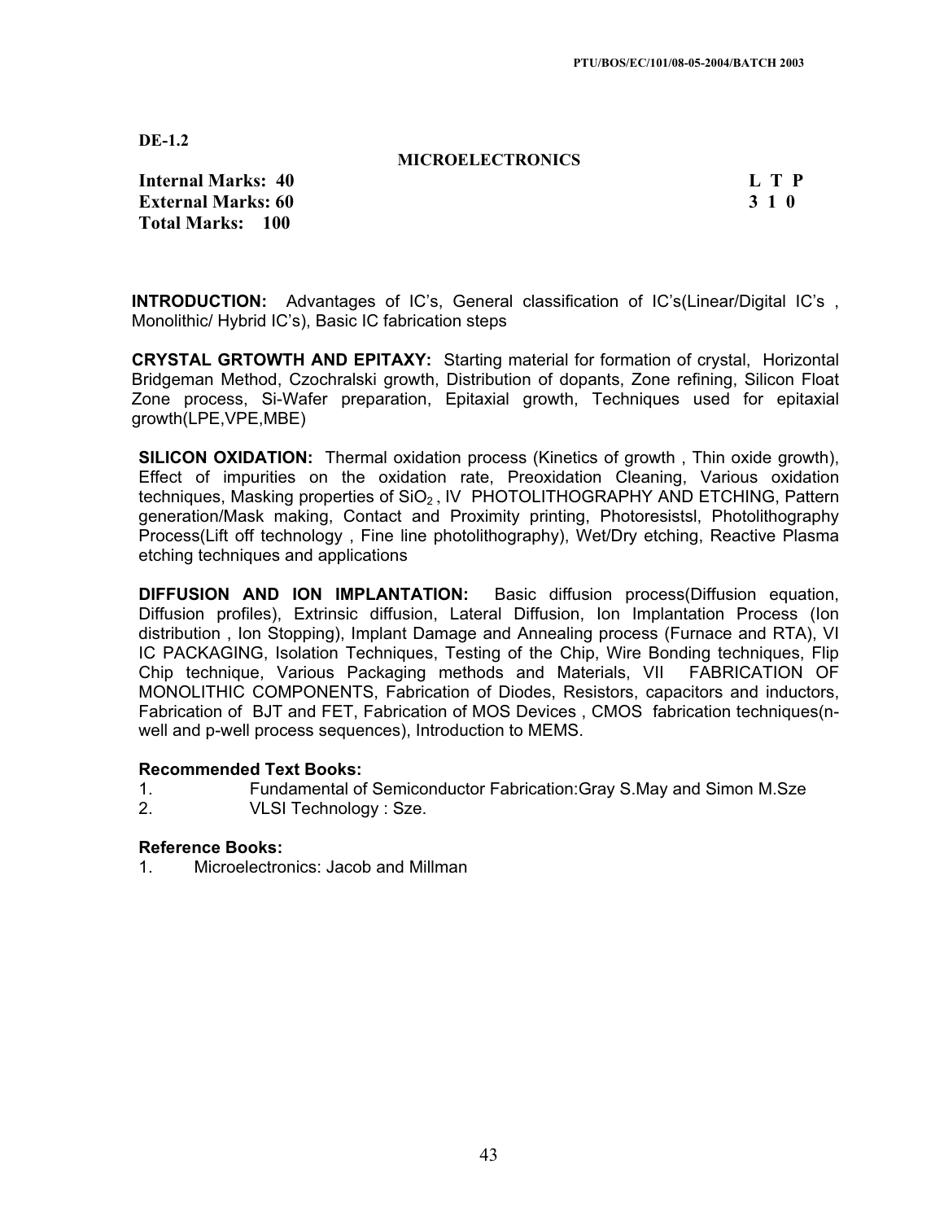**DE-1.2**

## MICROELECTRONICS

**Internal Marks: 40** **L T P**
**External Marks: 60** **3 1 0**
**Total Marks: 100**

**INTRODUCTION:** Advantages of IC's, General classification of IC's(Linear/Digital IC's , Monolithic/ Hybrid IC's), Basic IC fabrication steps

**CRYSTAL GRTOWTH AND EPITAXY:** Starting material for formation of crystal, Horizontal Bridgeman Method, Czochralski growth, Distribution of dopants, Zone refining, Silicon Float Zone process, Si-Wafer preparation, Epitaxial growth, Techniques used for epitaxial growth(LPE,VPE,MBE)

**SILICON OXIDATION:** Thermal oxidation process (Kinetics of growth , Thin oxide growth), Effect of impurities on the oxidation rate, Preoxidation Cleaning, Various oxidation techniques, Masking properties of $SiO_2$ , IV PHOTOLITHOGRAPHY AND ETCHING, Pattern generation/Mask making, Contact and Proximity printing, Photoresistsl, Photolithography Process(Lift off technology , Fine line photolithography), Wet/Dry etching, Reactive Plasma etching techniques and applications

**DIFFUSION AND ION IMPLANTATION:** Basic diffusion process(Diffusion equation, Diffusion profiles), Extrinsic diffusion, Lateral Diffusion, Ion Implantation Process (Ion distribution , Ion Stopping), Implant Damage and Annealing process (Furnace and RTA), VI IC PACKAGING, Isolation Techniques, Testing of the Chip, Wire Bonding techniques, Flip Chip technique, Various Packaging methods and Materials, VII FABRICATION OF MONOLITHIC COMPONENTS, Fabrication of Diodes, Resistors, capacitors and inductors, Fabrication of BJT and FET, Fabrication of MOS Devices , CMOS fabrication techniques(n-well and p-well process sequences), Introduction to MEMS.

**Recommended Text Books:**

1. Fundamental of Semiconductor Fabrication:Gray S.May and Simon M.Sze
2. VLSI Technology : Sze.

**Reference Books:**

1. Microelectronics: Jacob and Millman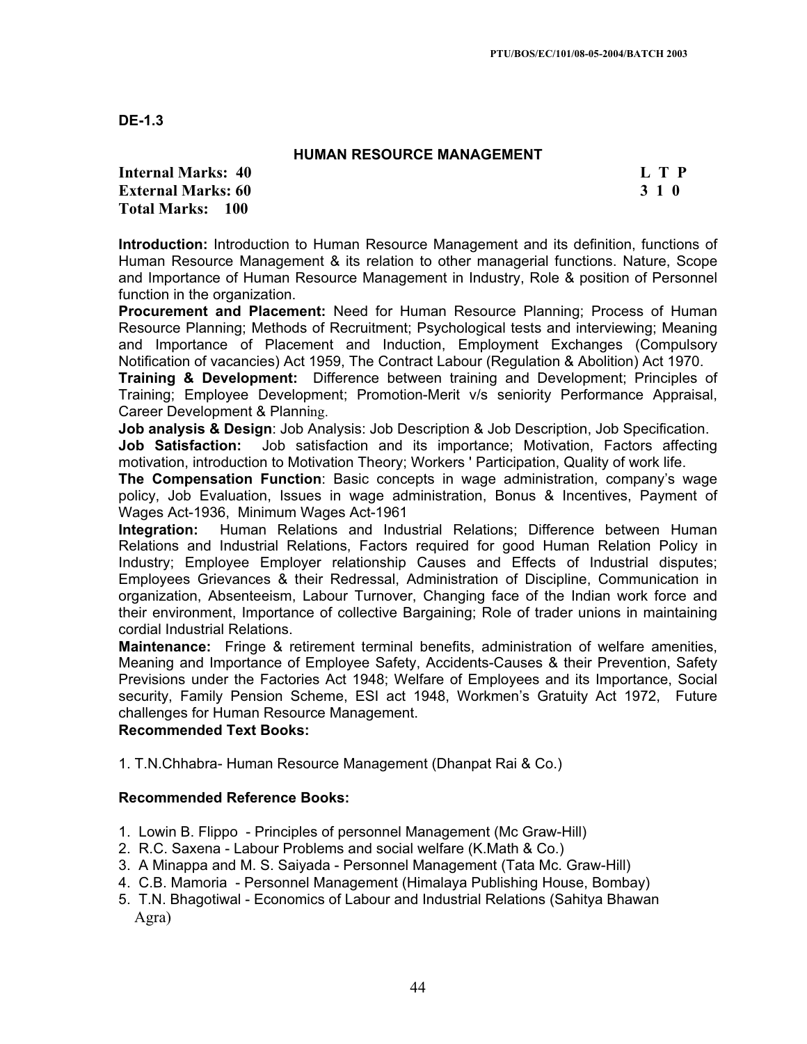**DE-1.3**

## HUMAN RESOURCE MANAGEMENT

| | |
|---|---|
| **Internal Marks: 40** | **L T P** |
| **External Marks: 60** | **3 1 0** |
| **Total Marks: 100** | |

**Introduction:** Introduction to Human Resource Management and its definition, functions of Human Resource Management & its relation to other managerial functions. Nature, Scope and Importance of Human Resource Management in Industry, Role & position of Personnel function in the organization.

**Procurement and Placement:** Need for Human Resource Planning; Process of Human Resource Planning; Methods of Recruitment; Psychological tests and interviewing; Meaning and Importance of Placement and Induction, Employment Exchanges (Compulsory Notification of vacancies) Act 1959, The Contract Labour (Regulation & Abolition) Act 1970.

**Training & Development:** Difference between training and Development; Principles of Training; Employee Development; Promotion-Merit v/s seniority Performance Appraisal, Career Development & Planning.

**Job analysis & Design**: Job Analysis: Job Description & Job Description, Job Specification.

**Job Satisfaction:** Job satisfaction and its importance; Motivation, Factors affecting motivation, introduction to Motivation Theory; Workers ' Participation, Quality of work life.

**The Compensation Function**: Basic concepts in wage administration, company's wage policy, Job Evaluation, Issues in wage administration, Bonus & Incentives, Payment of Wages Act-1936, Minimum Wages Act-1961

**Integration:** Human Relations and Industrial Relations; Difference between Human Relations and Industrial Relations, Factors required for good Human Relation Policy in Industry; Employee Employer relationship Causes and Effects of Industrial disputes; Employees Grievances & their Redressal, Administration of Discipline, Communication in organization, Absenteeism, Labour Turnover, Changing face of the Indian work force and their environment, Importance of collective Bargaining; Role of trader unions in maintaining cordial Industrial Relations.

**Maintenance:** Fringe & retirement terminal benefits, administration of welfare amenities, Meaning and Importance of Employee Safety, Accidents-Causes & their Prevention, Safety Previsions under the Factories Act 1948; Welfare of Employees and its Importance, Social security, Family Pension Scheme, ESI act 1948, Workmen's Gratuity Act 1972, Future challenges for Human Resource Management.

**Recommended Text Books:**

1. T.N.Chhabra- Human Resource Management (Dhanpat Rai & Co.)

**Recommended Reference Books:**

1. Lowin B. Flippo - Principles of personnel Management (Mc Graw-Hill)
2. R.C. Saxena - Labour Problems and social welfare (K.Math & Co.)
3. A Minappa and M. S. Saiyada - Personnel Management (Tata Mc. Graw-Hill)
4. C.B. Mamoria - Personnel Management (Himalaya Publishing House, Bombay)
5. T.N. Bhagotiwal - Economics of Labour and Industrial Relations (Sahitya Bhawan Agra)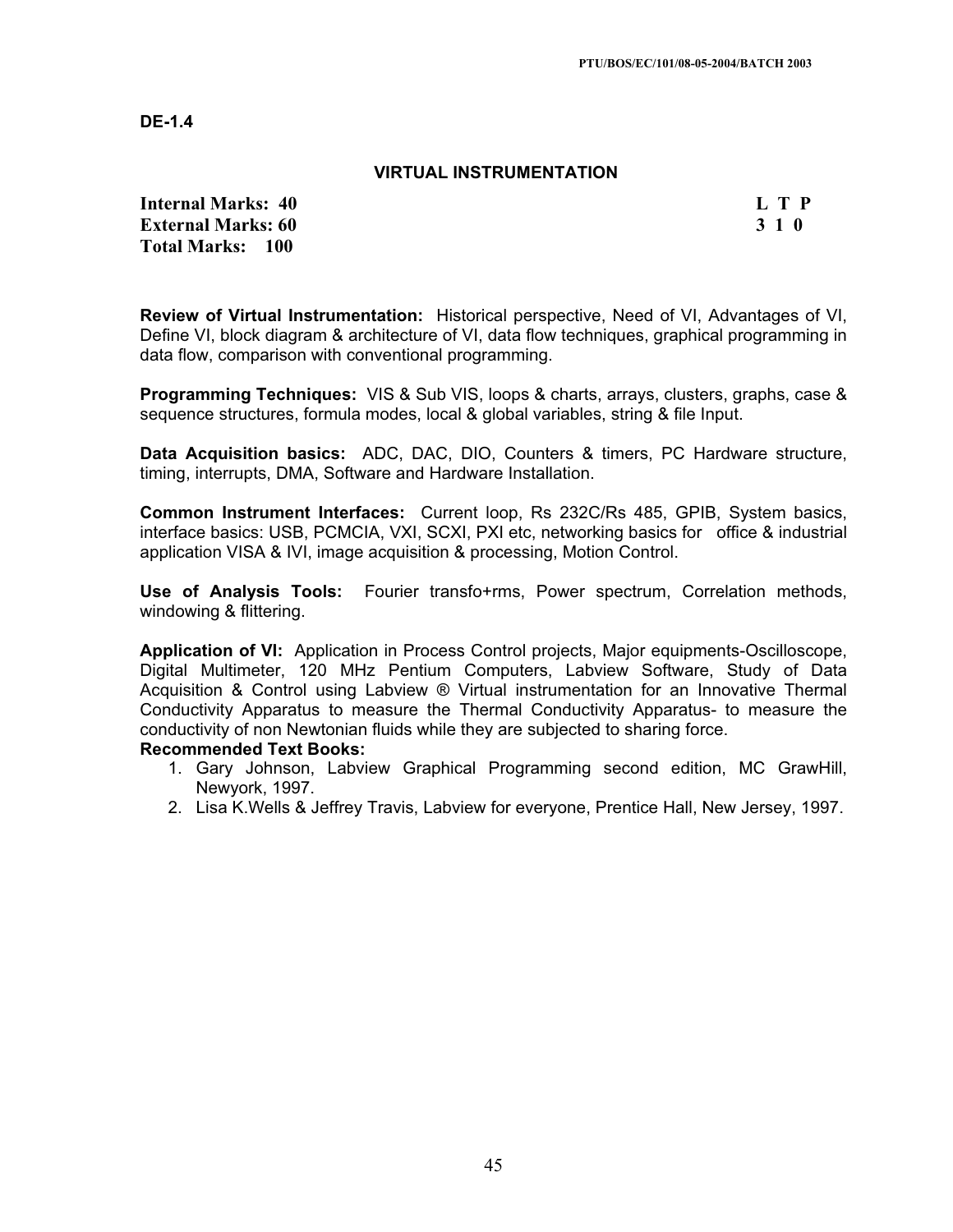**DE-1.4**

## VIRTUAL INSTRUMENTATION

| | |
|---|---|
| **Internal Marks: 40** | **L T P** |
| **External Marks: 60** | **3 1 0** |
| **Total Marks: 100** | |

**Review of Virtual Instrumentation:** Historical perspective, Need of VI, Advantages of VI, Define VI, block diagram & architecture of VI, data flow techniques, graphical programming in data flow, comparison with conventional programming.

**Programming Techniques:** VIS & Sub VIS, loops & charts, arrays, clusters, graphs, case & sequence structures, formula modes, local & global variables, string & file Input.

**Data Acquisition basics:** ADC, DAC, DIO, Counters & timers, PC Hardware structure, timing, interrupts, DMA, Software and Hardware Installation.

**Common Instrument Interfaces:** Current loop, Rs 232C/Rs 485, GPIB, System basics, interface basics: USB, PCMCIA, VXI, SCXI, PXI etc, networking basics for office & industrial application VISA & IVI, image acquisition & processing, Motion Control.

**Use of Analysis Tools:** Fourier transfo+rms, Power spectrum, Correlation methods, windowing & flittering.

**Application of VI:** Application in Process Control projects, Major equipments-Oscilloscope, Digital Multimeter, 120 MHz Pentium Computers, Labview Software, Study of Data Acquisition & Control using Labview ® Virtual instrumentation for an Innovative Thermal Conductivity Apparatus to measure the Thermal Conductivity Apparatus- to measure the conductivity of non Newtonian fluids while they are subjected to sharing force.

**Recommended Text Books:**

1. Gary Johnson, Labview Graphical Programming second edition, MC GrawHill, Newyork, 1997.
2. Lisa K.Wells & Jeffrey Travis, Labview for everyone, Prentice Hall, New Jersey, 1997.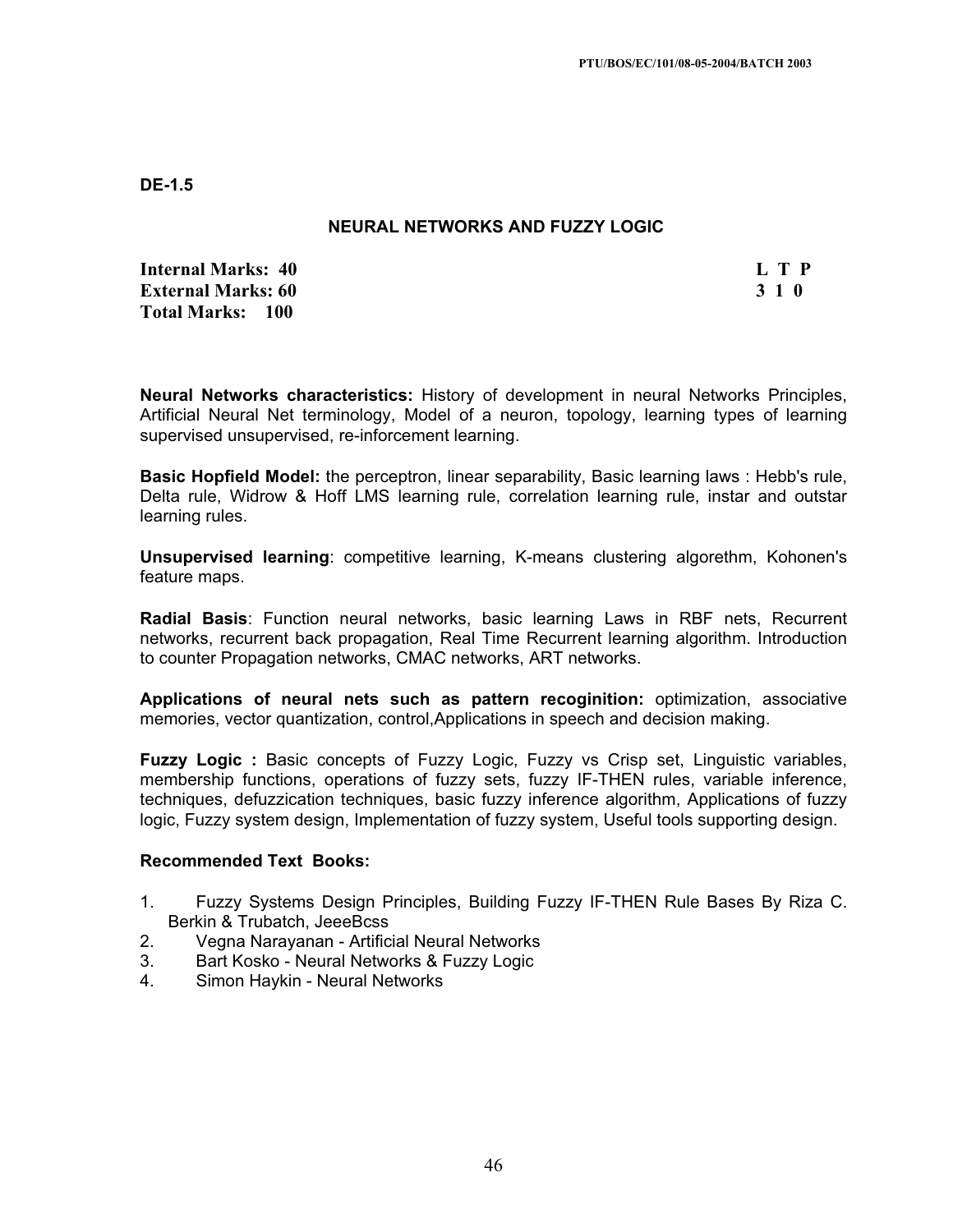**DE-1.5**

## NEURAL NETWORKS AND FUZZY LOGIC

| | |
|---|---|
| **Internal Marks: 40** | **L T P** |
| **External Marks: 60** | **3 1 0** |
| **Total Marks: 100** | |

**Neural Networks characteristics:** History of development in neural Networks Principles, Artificial Neural Net terminology, Model of a neuron, topology, learning types of learning supervised unsupervised, re-inforcement learning.

**Basic Hopfield Model:** the perceptron, linear separability, Basic learning laws : Hebb's rule, Delta rule, Widrow & Hoff LMS learning rule, correlation learning rule, instar and outstar learning rules.

**Unsupervised learning**: competitive learning, K-means clustering algorethm, Kohonen's feature maps.

**Radial Basis**: Function neural networks, basic learning Laws in RBF nets, Recurrent networks, recurrent back propagation, Real Time Recurrent learning algorithm. Introduction to counter Propagation networks, CMAC networks, ART networks.

**Applications of neural nets such as pattern recoginition:** optimization, associative memories, vector quantization, control,Applications in speech and decision making.

**Fuzzy Logic :** Basic concepts of Fuzzy Logic, Fuzzy vs Crisp set, Linguistic variables, membership functions, operations of fuzzy sets, fuzzy IF-THEN rules, variable inference, techniques, defuzzication techniques, basic fuzzy inference algorithm, Applications of fuzzy logic, Fuzzy system design, Implementation of fuzzy system, Useful tools supporting design.

**Recommended Text Books:**

1. Fuzzy Systems Design Principles, Building Fuzzy IF-THEN Rule Bases By Riza C. Berkin & Trubatch, JeeeBcss
2. Vegna Narayanan - Artificial Neural Networks
3. Bart Kosko - Neural Networks & Fuzzy Logic
4. Simon Haykin - Neural Networks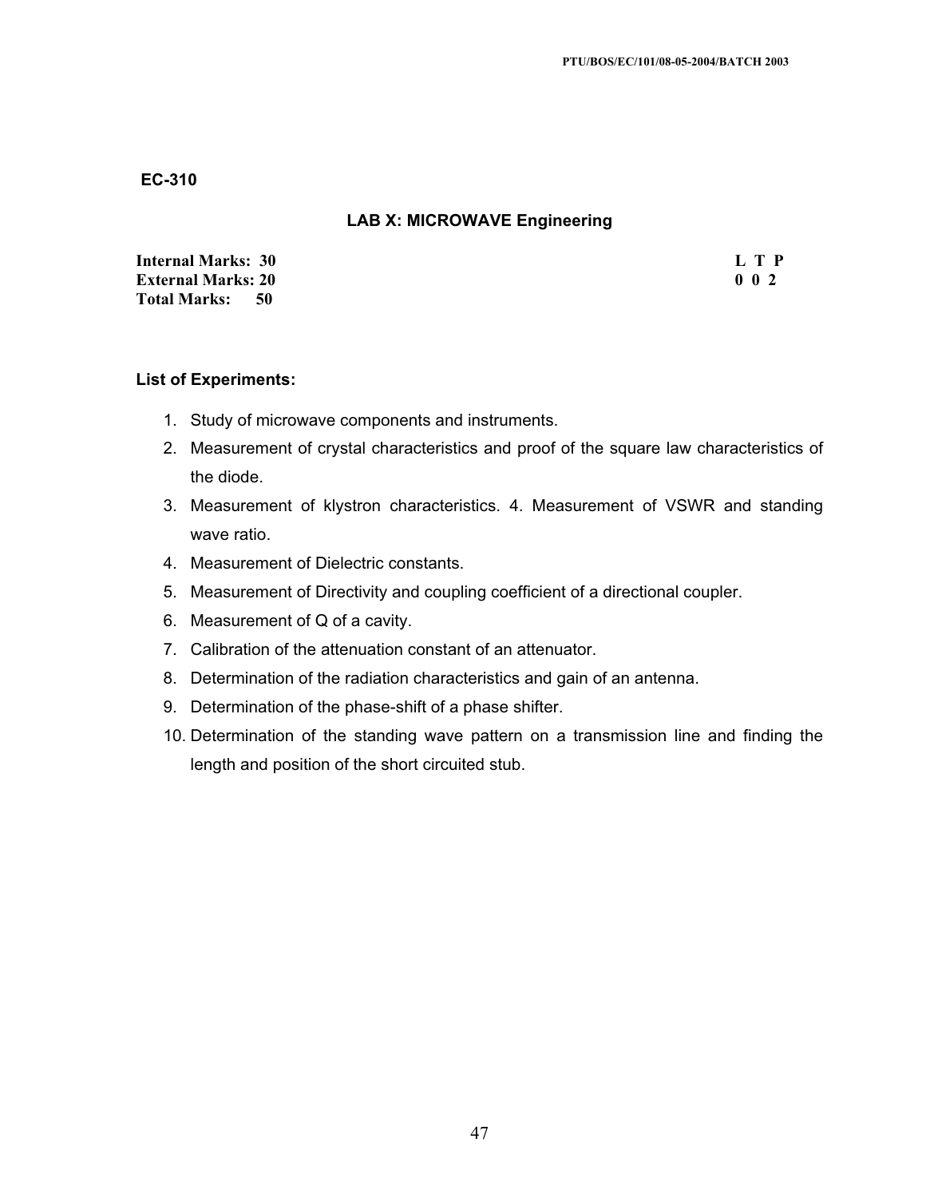**EC-310**

## LAB X: MICROWAVE Engineering

**Internal Marks: 30**
**External Marks: 20**
**Total Marks: 50**

**L T P**
**0 0 2**

### List of Experiments:

1. Study of microwave components and instruments.
2. Measurement of crystal characteristics and proof of the square law characteristics of the diode.
3. Measurement of klystron characteristics. 4. Measurement of VSWR and standing wave ratio.
4. Measurement of Dielectric constants.
5. Measurement of Directivity and coupling coefficient of a directional coupler.
6. Measurement of Q of a cavity.
7. Calibration of the attenuation constant of an attenuator.
8. Determination of the radiation characteristics and gain of an antenna.
9. Determination of the phase-shift of a phase shifter.
10. Determination of the standing wave pattern on a transmission line and finding the length and position of the short circuited stub.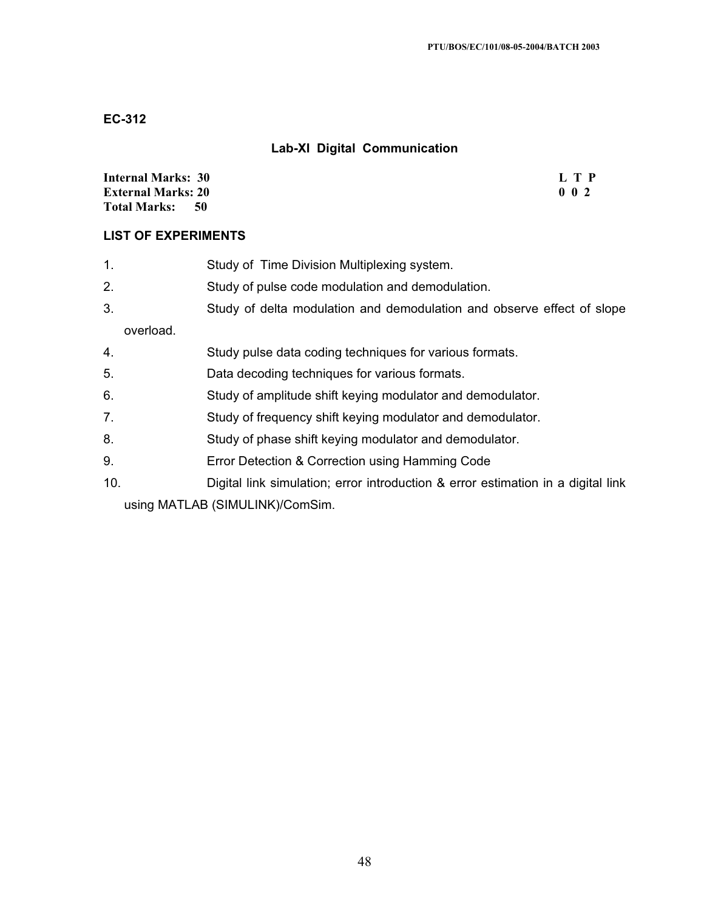**EC-312**

## Lab-XI Digital Communication

| | |
|---|---|
| **Internal Marks: 30** | **L T P** |
| **External Marks: 20** | **0 0 2** |
| **Total Marks: 50** | |

### LIST OF EXPERIMENTS

1. Study of Time Division Multiplexing system.
2. Study of pulse code modulation and demodulation.
3. Study of delta modulation and demodulation and observe effect of slope overload.
4. Study pulse data coding techniques for various formats.
5. Data decoding techniques for various formats.
6. Study of amplitude shift keying modulator and demodulator.
7. Study of frequency shift keying modulator and demodulator.
8. Study of phase shift keying modulator and demodulator.
9. Error Detection & Correction using Hamming Code
10. Digital link simulation; error introduction & error estimation in a digital link using MATLAB (SIMULINK)/ComSim.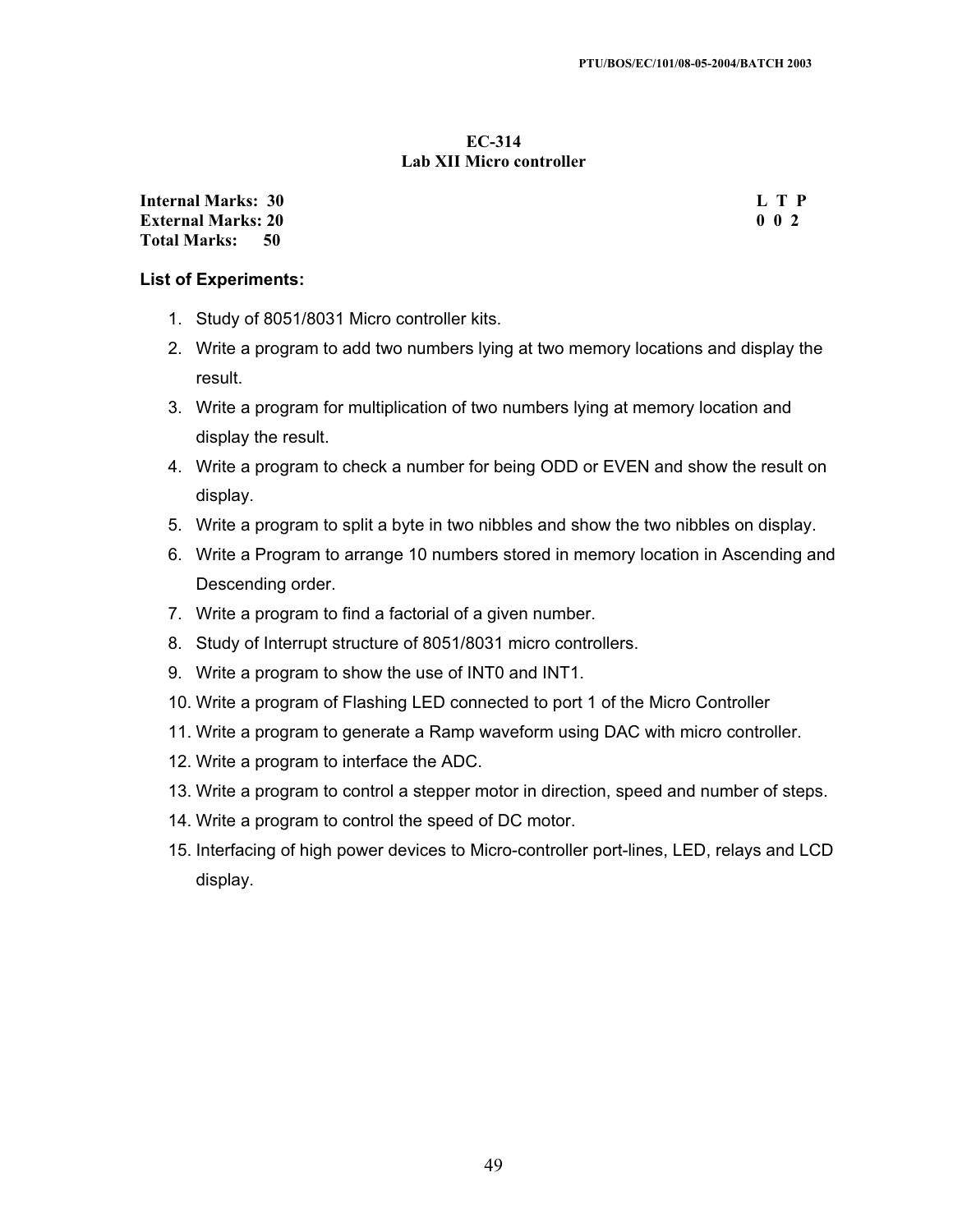# EC-314
## Lab XII Micro controller

| | |
|---|---|
| **Internal Marks: 30** | **L T P** |
| **External Marks: 20** | **0 0 2** |
| **Total Marks: 50** | |

**List of Experiments:**

1. Study of 8051/8031 Micro controller kits.
2. Write a program to add two numbers lying at two memory locations and display the result.
3. Write a program for multiplication of two numbers lying at memory location and display the result.
4. Write a program to check a number for being ODD or EVEN and show the result on display.
5. Write a program to split a byte in two nibbles and show the two nibbles on display.
6. Write a Program to arrange 10 numbers stored in memory location in Ascending and Descending order.
7. Write a program to find a factorial of a given number.
8. Study of Interrupt structure of 8051/8031 micro controllers.
9. Write a program to show the use of INT0 and INT1.
10. Write a program of Flashing LED connected to port 1 of the Micro Controller
11. Write a program to generate a Ramp waveform using DAC with micro controller.
12. Write a program to interface the ADC.
13. Write a program to control a stepper motor in direction, speed and number of steps.
14. Write a program to control the speed of DC motor.
15. Interfacing of high power devices to Micro-controller port-lines, LED, relays and LCD display.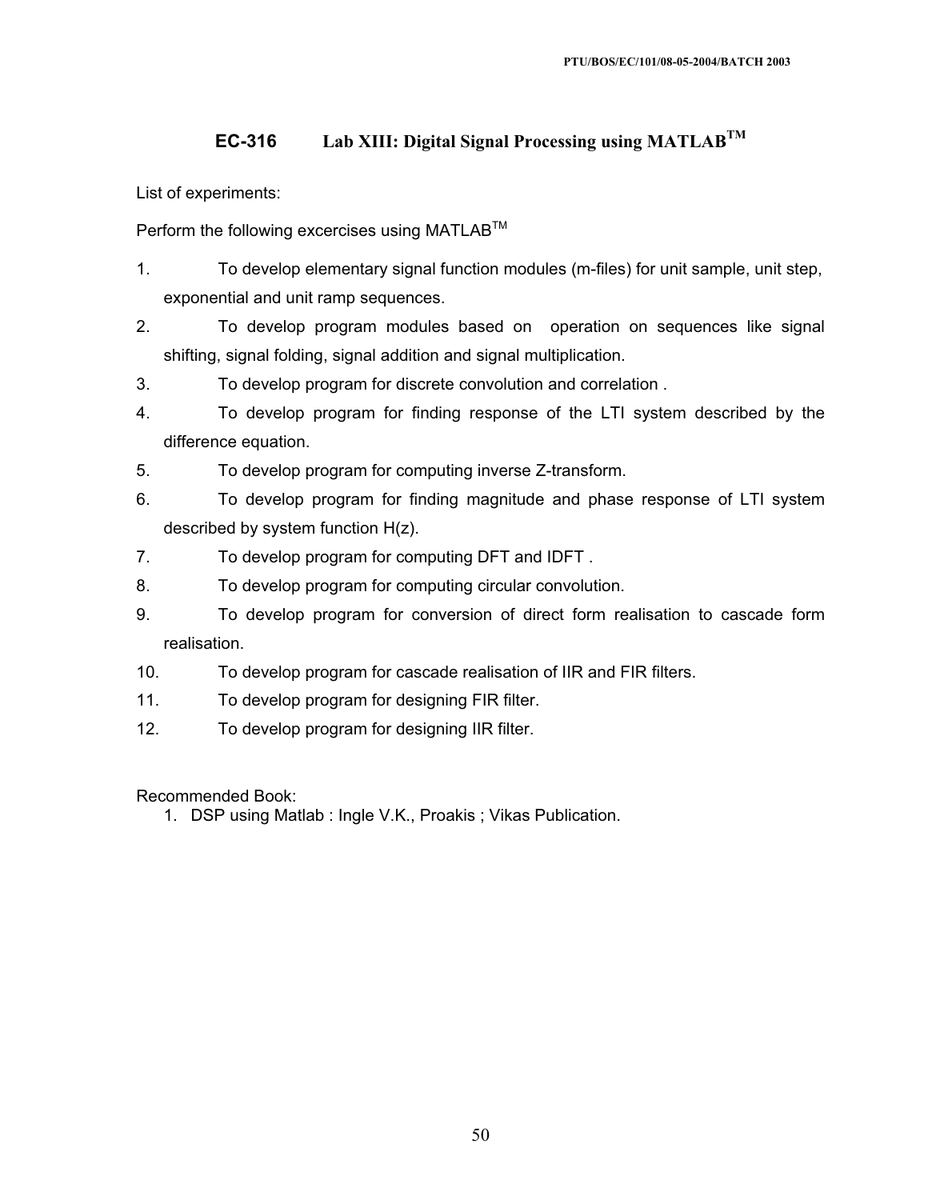## EC-316 Lab XIII: Digital Signal Processing using MATLAB™

List of experiments:

Perform the following excercises using MATLAB™

1. To develop elementary signal function modules (m-files) for unit sample, unit step, exponential and unit ramp sequences.
2. To develop program modules based on operation on sequences like signal shifting, signal folding, signal addition and signal multiplication.
3. To develop program for discrete convolution and correlation .
4. To develop program for finding response of the LTI system described by the difference equation.
5. To develop program for computing inverse Z-transform.
6. To develop program for finding magnitude and phase response of LTI system described by system function H(z).
7. To develop program for computing DFT and IDFT .
8. To develop program for computing circular convolution.
9. To develop program for conversion of direct form realisation to cascade form realisation.
10. To develop program for cascade realisation of IIR and FIR filters.
11. To develop program for designing FIR filter.
12. To develop program for designing IIR filter.

Recommended Book:

1. DSP using Matlab : Ingle V.K., Proakis ; Vikas Publication.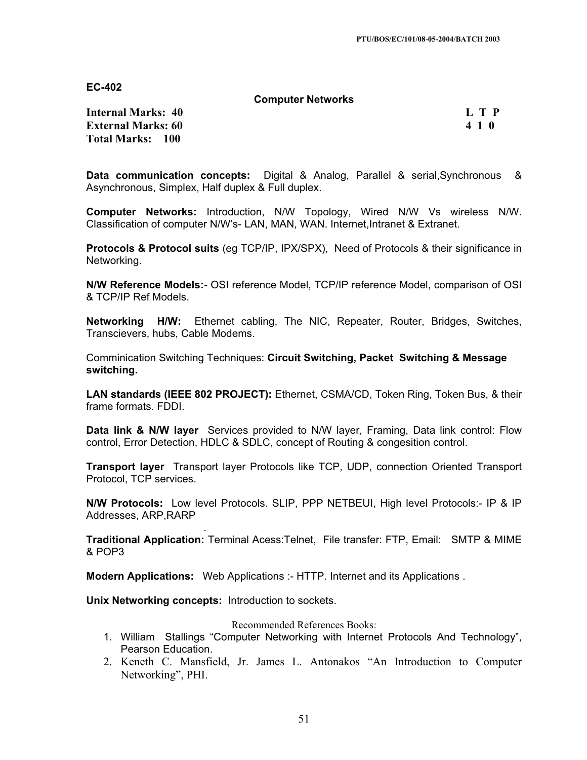**EC-402**

**Computer Networks**

**Internal Marks: 40**
**External Marks: 60**
**Total Marks: 100**

| L | T | P |
|---|---|---|
| 4 | 1 | 0 |

**Data communication concepts:** Digital & Analog, Parallel & serial,Synchronous & Asynchronous, Simplex, Half duplex & Full duplex.

**Computer Networks:** Introduction, N/W Topology, Wired N/W Vs wireless N/W. Classification of computer N/W's- LAN, MAN, WAN. Internet,Intranet & Extranet.

**Protocols & Protocol suits** (eg TCP/IP, IPX/SPX), Need of Protocols & their significance in Networking.

**N/W Reference Models:-** OSI reference Model, TCP/IP reference Model, comparison of OSI & TCP/IP Ref Models.

**Networking H/W:** Ethernet cabling, The NIC, Repeater, Router, Bridges, Switches, Transcievers, hubs, Cable Modems.

Comminication Switching Techniques: **Circuit Switching, Packet Switching & Message switching.**

**LAN standards (IEEE 802 PROJECT):** Ethernet, CSMA/CD, Token Ring, Token Bus, & their frame formats. FDDI.

**Data link & N/W layer** Services provided to N/W layer, Framing, Data link control: Flow control, Error Detection, HDLC & SDLC, concept of Routing & congesition control.

**Transport layer** Transport layer Protocols like TCP, UDP, connection Oriented Transport Protocol, TCP services.

**N/W Protocols:** Low level Protocols. SLIP, PPP NETBEUI, High level Protocols:- IP & IP Addresses, ARP,RARP

**Traditional Application:** Terminal Acess:Telnet, File transfer: FTP, Email: SMTP & MIME & POP3

**Modern Applications:** Web Applications :- HTTP. Internet and its Applications .

**Unix Networking concepts:** Introduction to sockets.

Recommended References Books:

1. William Stallings "Computer Networking with Internet Protocols And Technology", Pearson Education.
2. Keneth C. Mansfield, Jr. James L. Antonakos "An Introduction to Computer Networking", PHI.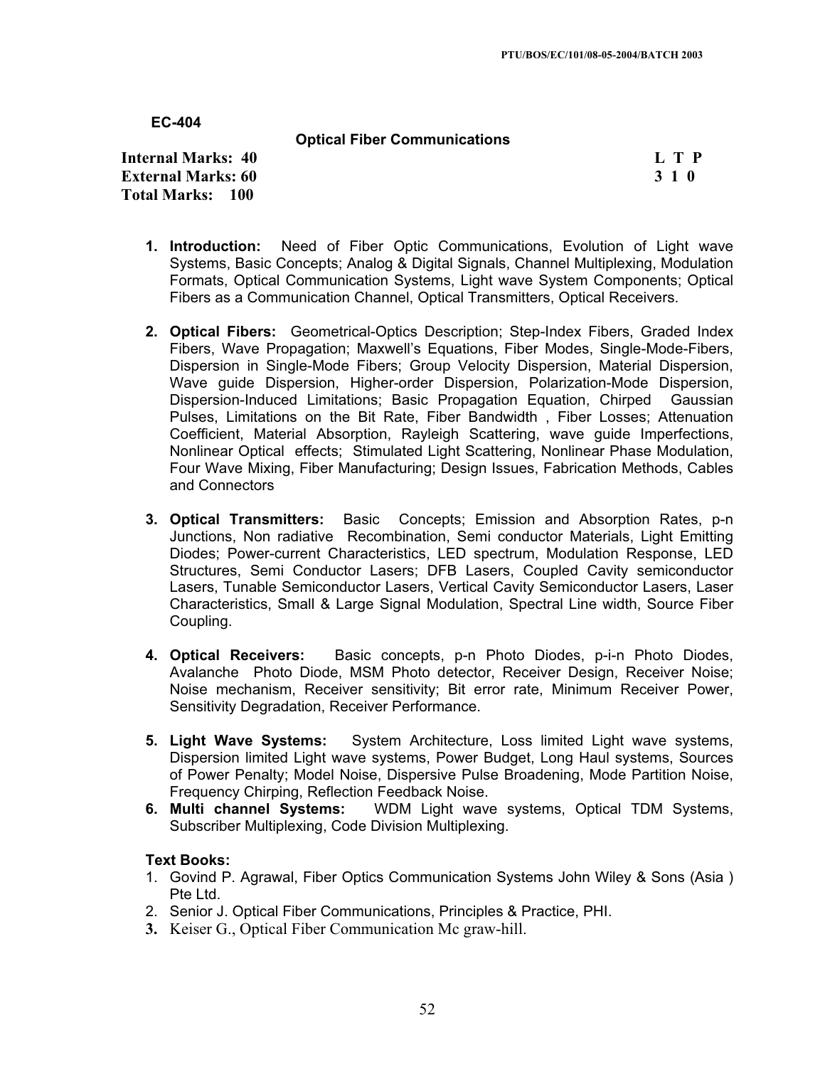**EC-404**

**Optical Fiber Communications**

**Internal Marks: 40** **L T P**
**External Marks: 60** **3 1 0**
**Total Marks: 100**

1. **Introduction:** Need of Fiber Optic Communications, Evolution of Light wave Systems, Basic Concepts; Analog & Digital Signals, Channel Multiplexing, Modulation Formats, Optical Communication Systems, Light wave System Components; Optical Fibers as a Communication Channel, Optical Transmitters, Optical Receivers.

2. **Optical Fibers:** Geometrical-Optics Description; Step-Index Fibers, Graded Index Fibers, Wave Propagation; Maxwell's Equations, Fiber Modes, Single-Mode-Fibers, Dispersion in Single-Mode Fibers; Group Velocity Dispersion, Material Dispersion, Wave guide Dispersion, Higher-order Dispersion, Polarization-Mode Dispersion, Dispersion-Induced Limitations; Basic Propagation Equation, Chirped Gaussian Pulses, Limitations on the Bit Rate, Fiber Bandwidth , Fiber Losses; Attenuation Coefficient, Material Absorption, Rayleigh Scattering, wave guide Imperfections, Nonlinear Optical effects; Stimulated Light Scattering, Nonlinear Phase Modulation, Four Wave Mixing, Fiber Manufacturing; Design Issues, Fabrication Methods, Cables and Connectors

3. **Optical Transmitters:** Basic Concepts; Emission and Absorption Rates, p-n Junctions, Non radiative Recombination, Semi conductor Materials, Light Emitting Diodes; Power-current Characteristics, LED spectrum, Modulation Response, LED Structures, Semi Conductor Lasers; DFB Lasers, Coupled Cavity semiconductor Lasers, Tunable Semiconductor Lasers, Vertical Cavity Semiconductor Lasers, Laser Characteristics, Small & Large Signal Modulation, Spectral Line width, Source Fiber Coupling.

4. **Optical Receivers:** Basic concepts, p-n Photo Diodes, p-i-n Photo Diodes, Avalanche Photo Diode, MSM Photo detector, Receiver Design, Receiver Noise; Noise mechanism, Receiver sensitivity; Bit error rate, Minimum Receiver Power, Sensitivity Degradation, Receiver Performance.

5. **Light Wave Systems:** System Architecture, Loss limited Light wave systems, Dispersion limited Light wave systems, Power Budget, Long Haul systems, Sources of Power Penalty; Model Noise, Dispersive Pulse Broadening, Mode Partition Noise, Frequency Chirping, Reflection Feedback Noise.

6. **Multi channel Systems:** WDM Light wave systems, Optical TDM Systems, Subscriber Multiplexing, Code Division Multiplexing.

**Text Books:**

1. Govind P. Agrawal, Fiber Optics Communication Systems John Wiley & Sons (Asia ) Pte Ltd.
2. Senior J. Optical Fiber Communications, Principles & Practice, PHI.
3. Keiser G., Optical Fiber Communication Mc graw-hill.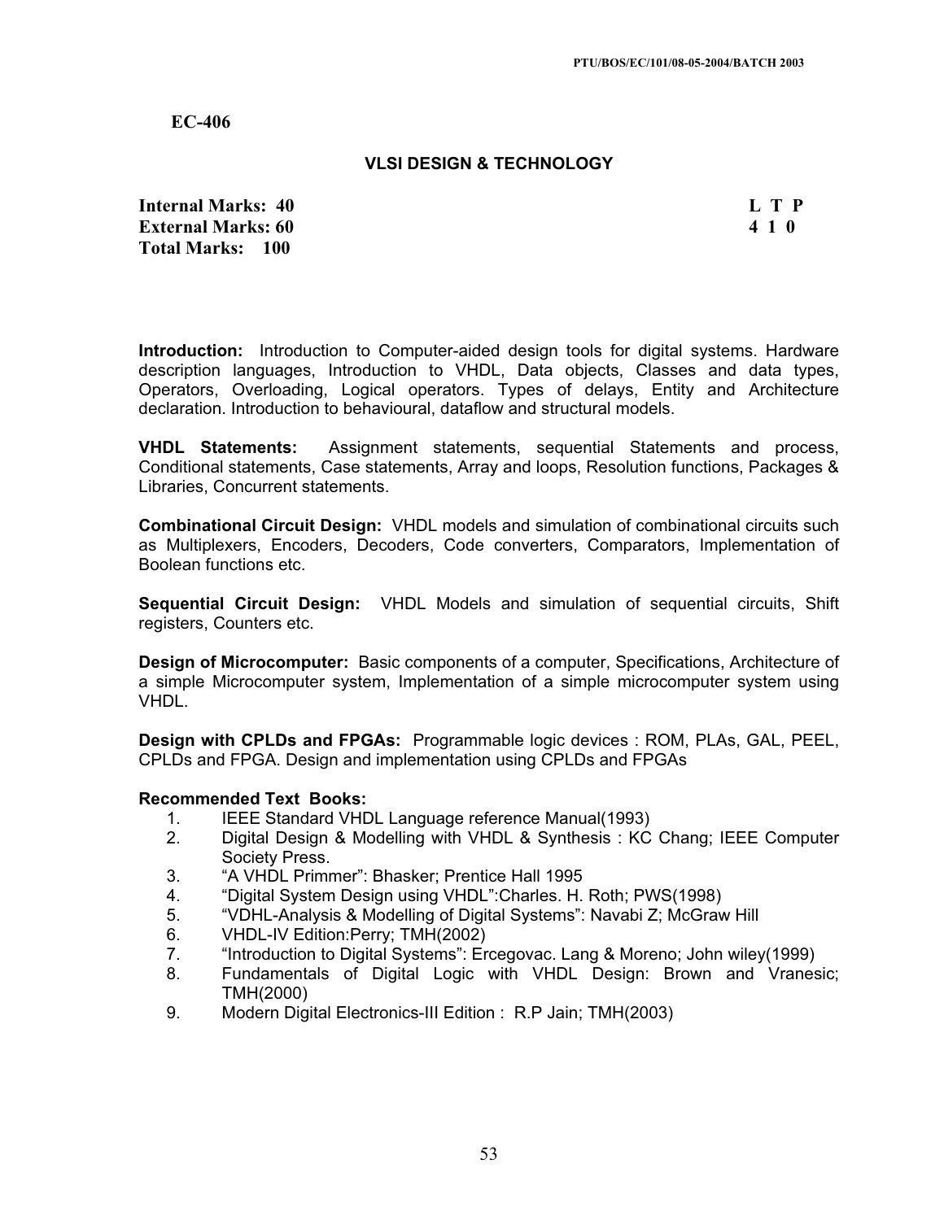**EC-406**

## VLSI DESIGN & TECHNOLOGY

**Internal Marks: 40**
**External Marks: 60**
**Total Marks: 100**

| L | T | P |
|---|---|---|
| 4 | 1 | 0 |

**Introduction:** Introduction to Computer-aided design tools for digital systems. Hardware description languages, Introduction to VHDL, Data objects, Classes and data types, Operators, Overloading, Logical operators. Types of delays, Entity and Architecture declaration. Introduction to behavioural, dataflow and structural models.

**VHDL Statements:** Assignment statements, sequential Statements and process, Conditional statements, Case statements, Array and loops, Resolution functions, Packages & Libraries, Concurrent statements.

**Combinational Circuit Design:** VHDL models and simulation of combinational circuits such as Multiplexers, Encoders, Decoders, Code converters, Comparators, Implementation of Boolean functions etc.

**Sequential Circuit Design:** VHDL Models and simulation of sequential circuits, Shift registers, Counters etc.

**Design of Microcomputer:** Basic components of a computer, Specifications, Architecture of a simple Microcomputer system, Implementation of a simple microcomputer system using VHDL.

**Design with CPLDs and FPGAs:** Programmable logic devices : ROM, PLAs, GAL, PEEL, CPLDs and FPGA. Design and implementation using CPLDs and FPGAs

**Recommended Text Books:**

1. IEEE Standard VHDL Language reference Manual(1993)
2. Digital Design & Modelling with VHDL & Synthesis : KC Chang; IEEE Computer Society Press.
3. "A VHDL Primmer": Bhasker; Prentice Hall 1995
4. "Digital System Design using VHDL":Charles. H. Roth; PWS(1998)
5. "VDHL-Analysis & Modelling of Digital Systems": Navabi Z; McGraw Hill
6. VHDL-IV Edition:Perry; TMH(2002)
7. "Introduction to Digital Systems": Ercegovac. Lang & Moreno; John wiley(1999)
8. Fundamentals of Digital Logic with VHDL Design: Brown and Vranesic; TMH(2000)
9. Modern Digital Electronics-III Edition : R.P Jain; TMH(2003)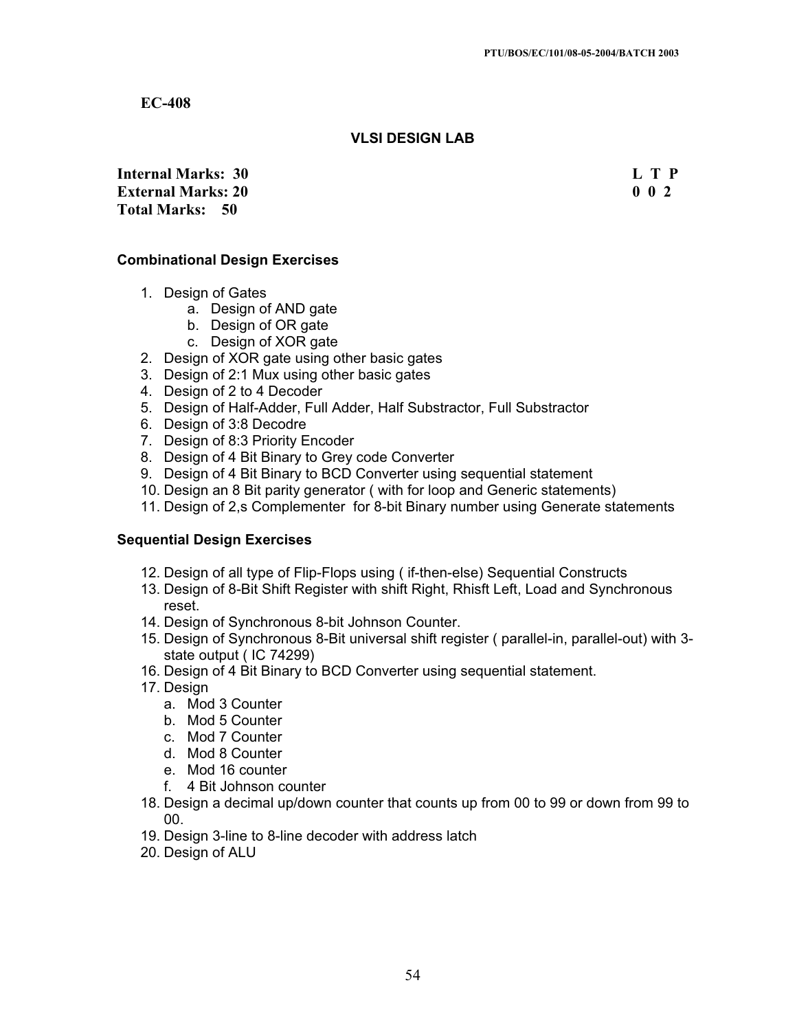**EC-408**

## VLSI DESIGN LAB

| | |
|---|---|
| **Internal Marks: 30** | **L T P** |
| **External Marks: 20** | **0 0 2** |
| **Total Marks: 50** | |

### Combinational Design Exercises

1. Design of Gates
   a. Design of AND gate
   b. Design of OR gate
   c. Design of XOR gate
2. Design of XOR gate using other basic gates
3. Design of 2:1 Mux using other basic gates
4. Design of 2 to 4 Decoder
5. Design of Half-Adder, Full Adder, Half Substractor, Full Substractor
6. Design of 3:8 Decodre
7. Design of 8:3 Priority Encoder
8. Design of 4 Bit Binary to Grey code Converter
9. Design of 4 Bit Binary to BCD Converter using sequential statement
10. Design an 8 Bit parity generator ( with for loop and Generic statements)
11. Design of 2,s Complementer for 8-bit Binary number using Generate statements

### Sequential Design Exercises

12. Design of all type of Flip-Flops using ( if-then-else) Sequential Constructs
13. Design of 8-Bit Shift Register with shift Right, Rhisft Left, Load and Synchronous reset.
14. Design of Synchronous 8-bit Johnson Counter.
15. Design of Synchronous 8-Bit universal shift register ( parallel-in, parallel-out) with 3-state output ( IC 74299)
16. Design of 4 Bit Binary to BCD Converter using sequential statement.
17. Design
   a. Mod 3 Counter
   b. Mod 5 Counter
   c. Mod 7 Counter
   d. Mod 8 Counter
   e. Mod 16 counter
   f. 4 Bit Johnson counter
18. Design a decimal up/down counter that counts up from 00 to 99 or down from 99 to 00.
19. Design 3-line to 8-line decoder with address latch
20. Design of ALU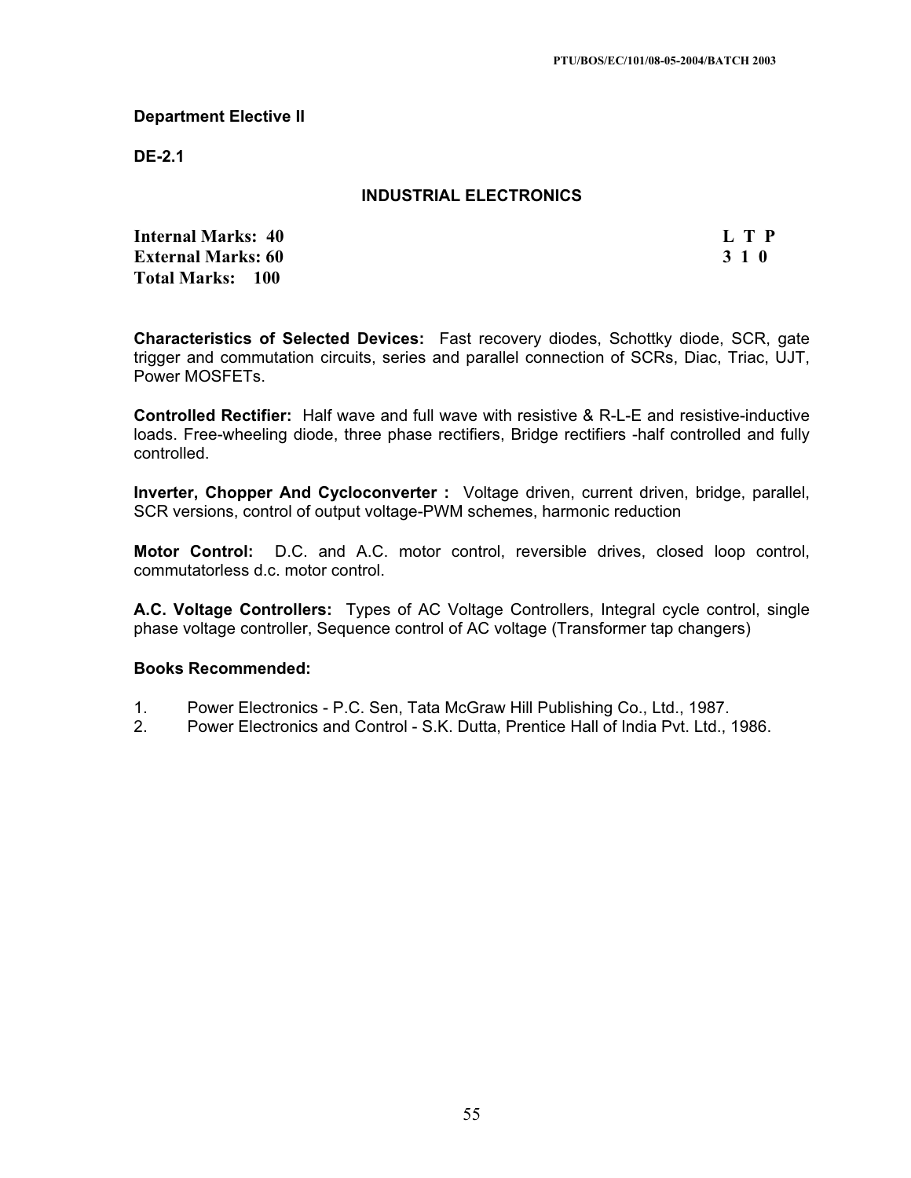**Department Elective II**

**DE-2.1**

## INDUSTRIAL ELECTRONICS

| | |
|---|---|
| **Internal Marks: 40** | **L T P** |
| **External Marks: 60** | **3 1 0** |
| **Total Marks: 100** | |

**Characteristics of Selected Devices:** Fast recovery diodes, Schottky diode, SCR, gate trigger and commutation circuits, series and parallel connection of SCRs, Diac, Triac, UJT, Power MOSFETs.

**Controlled Rectifier:** Half wave and full wave with resistive & R-L-E and resistive-inductive loads. Free-wheeling diode, three phase rectifiers, Bridge rectifiers -half controlled and fully controlled.

**Inverter, Chopper And Cycloconverter :** Voltage driven, current driven, bridge, parallel, SCR versions, control of output voltage-PWM schemes, harmonic reduction

**Motor Control:** D.C. and A.C. motor control, reversible drives, closed loop control, commutatorless d.c. motor control.

**A.C. Voltage Controllers:** Types of AC Voltage Controllers, Integral cycle control, single phase voltage controller, Sequence control of AC voltage (Transformer tap changers)

**Books Recommended:**

1. Power Electronics - P.C. Sen, Tata McGraw Hill Publishing Co., Ltd., 1987.
2. Power Electronics and Control - S.K. Dutta, Prentice Hall of India Pvt. Ltd., 1986.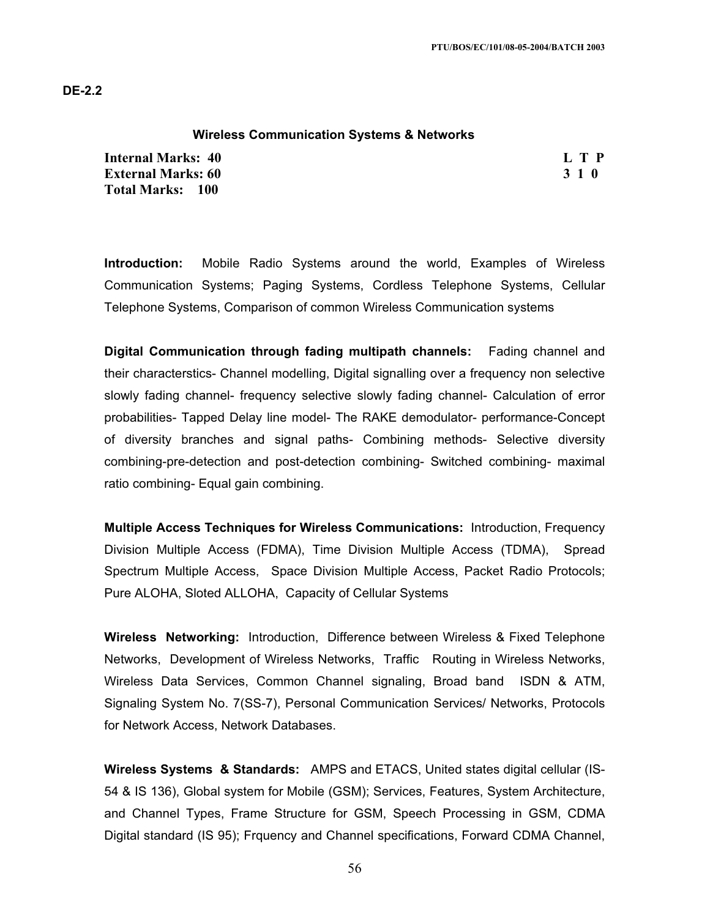**DE-2.2**

### Wireless Communication Systems & Networks

| | |
|---|---|
| **Internal Marks: 40** | **L T P** |
| **External Marks: 60** | **3 1 0** |
| **Total Marks: 100** | |

**Introduction:** Mobile Radio Systems around the world, Examples of Wireless Communication Systems; Paging Systems, Cordless Telephone Systems, Cellular Telephone Systems, Comparison of common Wireless Communication systems

**Digital Communication through fading multipath channels:** Fading channel and their characterstics- Channel modelling, Digital signalling over a frequency non selective slowly fading channel- frequency selective slowly fading channel- Calculation of error probabilities- Tapped Delay line model- The RAKE demodulator- performance-Concept of diversity branches and signal paths- Combining methods- Selective diversity combining-pre-detection and post-detection combining- Switched combining- maximal ratio combining- Equal gain combining.

**Multiple Access Techniques for Wireless Communications:** Introduction, Frequency Division Multiple Access (FDMA), Time Division Multiple Access (TDMA), Spread Spectrum Multiple Access, Space Division Multiple Access, Packet Radio Protocols; Pure ALOHA, Sloted ALLOHA, Capacity of Cellular Systems

**Wireless Networking:** Introduction, Difference between Wireless & Fixed Telephone Networks, Development of Wireless Networks, Traffic Routing in Wireless Networks, Wireless Data Services, Common Channel signaling, Broad band ISDN & ATM, Signaling System No. 7(SS-7), Personal Communication Services/ Networks, Protocols for Network Access, Network Databases.

**Wireless Systems & Standards:** AMPS and ETACS, United states digital cellular (IS-54 & IS 136), Global system for Mobile (GSM); Services, Features, System Architecture, and Channel Types, Frame Structure for GSM, Speech Processing in GSM, CDMA Digital standard (IS 95); Frquency and Channel specifications, Forward CDMA Channel,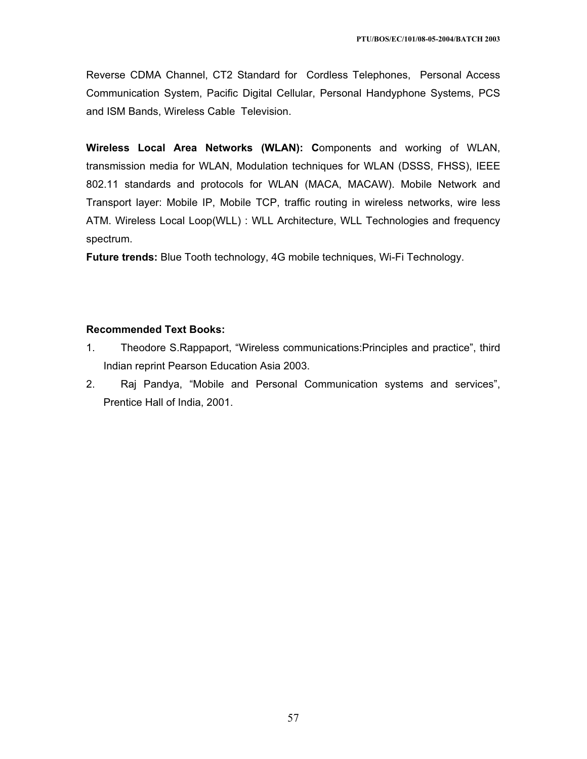Reverse CDMA Channel, CT2 Standard for Cordless Telephones, Personal Access Communication System, Pacific Digital Cellular, Personal Handyphone Systems, PCS and ISM Bands, Wireless Cable Television.

**Wireless Local Area Networks (WLAN): C**omponents and working of WLAN, transmission media for WLAN, Modulation techniques for WLAN (DSSS, FHSS), IEEE 802.11 standards and protocols for WLAN (MACA, MACAW). Mobile Network and Transport layer: Mobile IP, Mobile TCP, traffic routing in wireless networks, wire less ATM. Wireless Local Loop(WLL) : WLL Architecture, WLL Technologies and frequency spectrum.

**Future trends:** Blue Tooth technology, 4G mobile techniques, Wi-Fi Technology.

**Recommended Text Books:**

1. Theodore S.Rappaport, "Wireless communications:Principles and practice", third Indian reprint Pearson Education Asia 2003.
2. Raj Pandya, "Mobile and Personal Communication systems and services", Prentice Hall of India, 2001.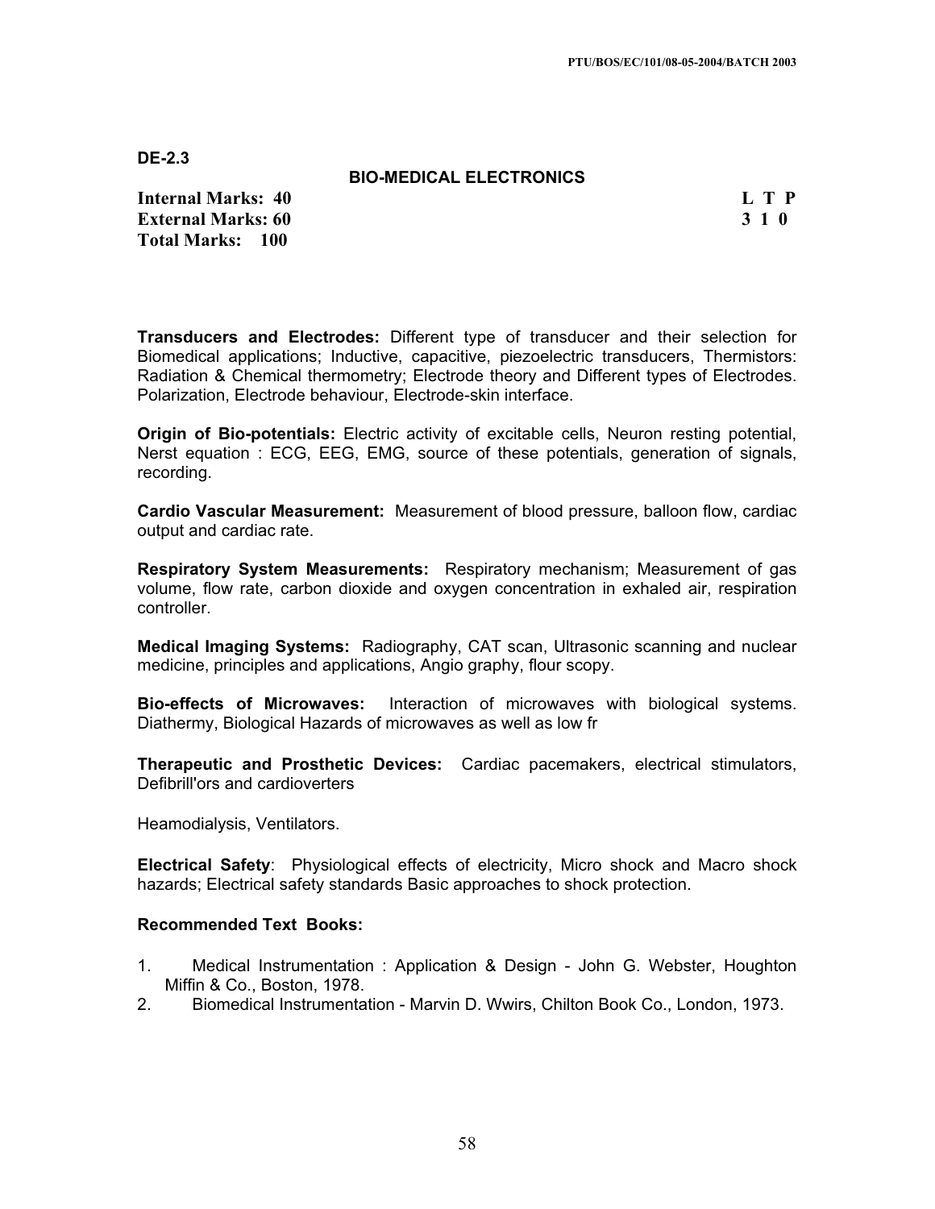**DE-2.3**

## BIO-MEDICAL ELECTRONICS

**Internal Marks: 40** **L T P**
**External Marks: 60** **3 1 0**
**Total Marks: 100**

**Transducers and Electrodes:** Different type of transducer and their selection for Biomedical applications; Inductive, capacitive, piezoelectric transducers, Thermistors: Radiation & Chemical thermometry; Electrode theory and Different types of Electrodes. Polarization, Electrode behaviour, Electrode-skin interface.

**Origin of Bio-potentials:** Electric activity of excitable cells, Neuron resting potential, Nerst equation : ECG, EEG, EMG, source of these potentials, generation of signals, recording.

**Cardio Vascular Measurement:** Measurement of blood pressure, balloon flow, cardiac output and cardiac rate.

**Respiratory System Measurements:** Respiratory mechanism; Measurement of gas volume, flow rate, carbon dioxide and oxygen concentration in exhaled air, respiration controller.

**Medical Imaging Systems:** Radiography, CAT scan, Ultrasonic scanning and nuclear medicine, principles and applications, Angio graphy, flour scopy.

**Bio-effects of Microwaves:** Interaction of microwaves with biological systems. Diathermy, Biological Hazards of microwaves as well as low fr

**Therapeutic and Prosthetic Devices:** Cardiac pacemakers, electrical stimulators, Defibrill'ors and cardioverters

Heamodialysis, Ventilators.

**Electrical Safety**: Physiological effects of electricity, Micro shock and Macro shock hazards; Electrical safety standards Basic approaches to shock protection.

**Recommended Text Books:**

1. Medical Instrumentation : Application & Design - John G. Webster, Houghton Miffin & Co., Boston, 1978.
2. Biomedical Instrumentation - Marvin D. Wwirs, Chilton Book Co., London, 1973.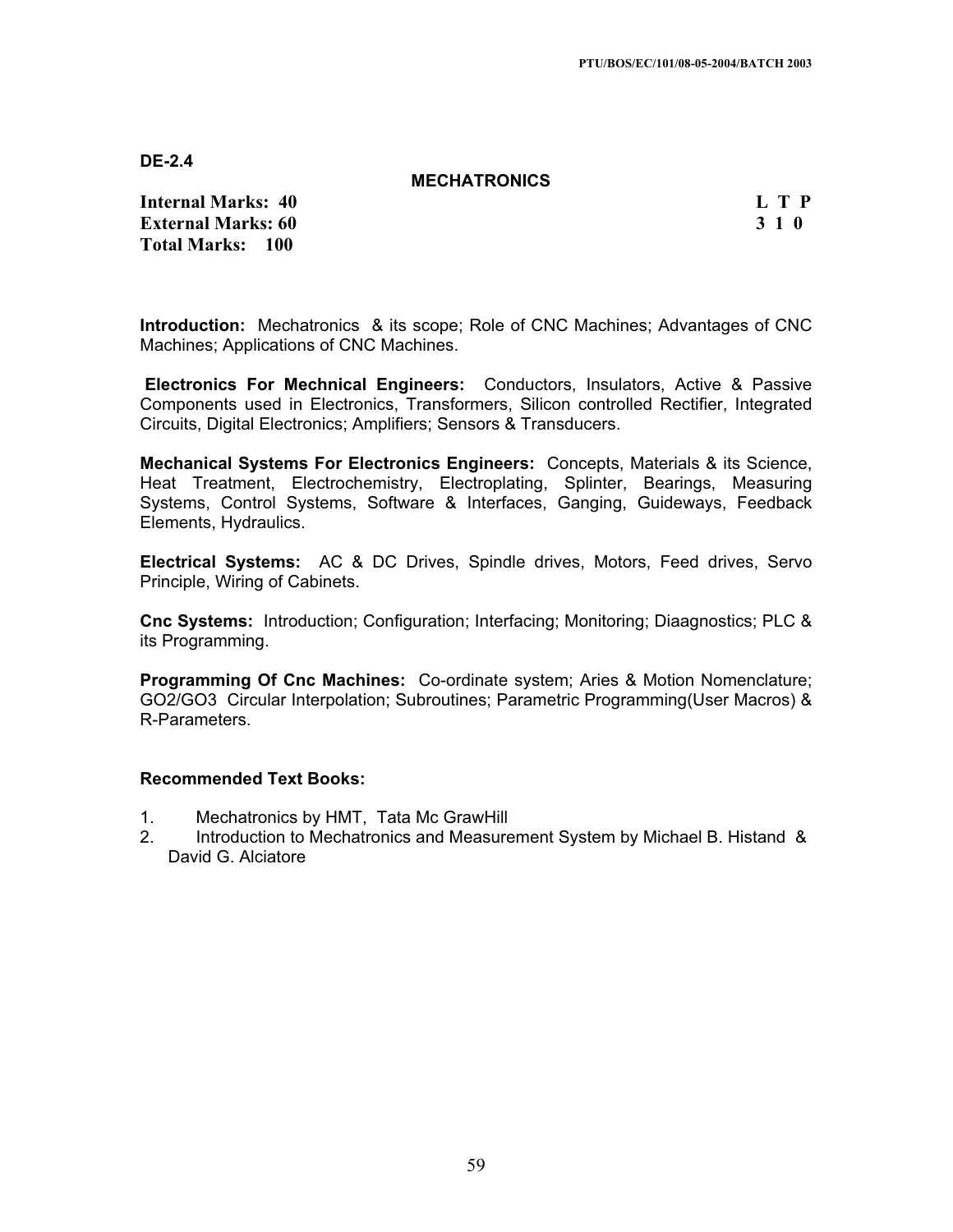**DE-2.4**

## MECHATRONICS

**Internal Marks: 40** 
**External Marks: 60** 
**Total Marks: 100**

| L | T | P |
|---|---|---|
| 3 | 1 | 0 |

**Introduction:** Mechatronics & its scope; Role of CNC Machines; Advantages of CNC Machines; Applications of CNC Machines.

**Electronics For Mechnical Engineers:** Conductors, Insulators, Active & Passive Components used in Electronics, Transformers, Silicon controlled Rectifier, Integrated Circuits, Digital Electronics; Amplifiers; Sensors & Transducers.

**Mechanical Systems For Electronics Engineers:** Concepts, Materials & its Science, Heat Treatment, Electrochemistry, Electroplating, Splinter, Bearings, Measuring Systems, Control Systems, Software & Interfaces, Ganging, Guideways, Feedback Elements, Hydraulics.

**Electrical Systems:** AC & DC Drives, Spindle drives, Motors, Feed drives, Servo Principle, Wiring of Cabinets.

**Cnc Systems:** Introduction; Configuration; Interfacing; Monitoring; Diaagnostics; PLC & its Programming.

**Programming Of Cnc Machines:** Co-ordinate system; Aries & Motion Nomenclature; GO2/GO3 Circular Interpolation; Subroutines; Parametric Programming(User Macros) & R-Parameters.

### Recommended Text Books:

1. Mechatronics by HMT, Tata Mc GrawHill
2. Introduction to Mechatronics and Measurement System by Michael B. Histand & David G. Alciatore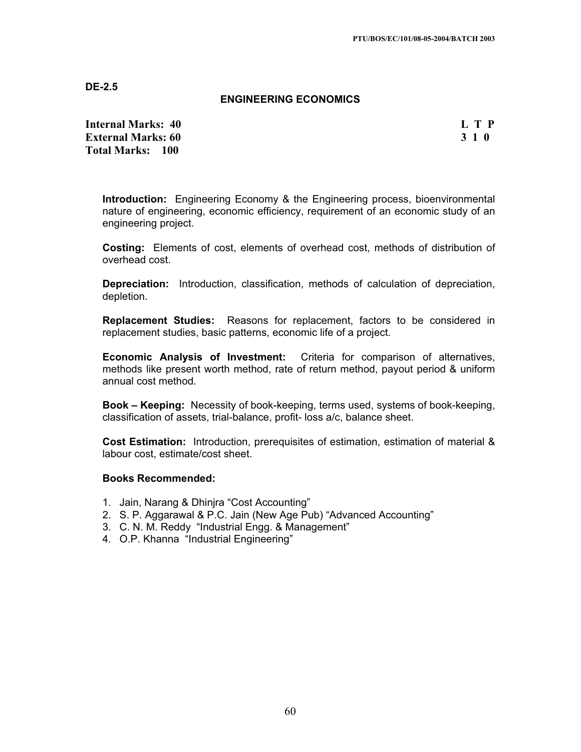**DE-2.5**

## ENGINEERING ECONOMICS

| | L T P |
|---|---|
| **Internal Marks: 40** | **L T P** |
| **External Marks: 60** | **3 1 0** |
| **Total Marks: 100** | |

**Introduction:** Engineering Economy & the Engineering process, bioenvironmental nature of engineering, economic efficiency, requirement of an economic study of an engineering project.

**Costing:** Elements of cost, elements of overhead cost, methods of distribution of overhead cost.

**Depreciation:** Introduction, classification, methods of calculation of depreciation, depletion.

**Replacement Studies:** Reasons for replacement, factors to be considered in replacement studies, basic patterns, economic life of a project.

**Economic Analysis of Investment:** Criteria for comparison of alternatives, methods like present worth method, rate of return method, payout period & uniform annual cost method.

**Book – Keeping:** Necessity of book-keeping, terms used, systems of book-keeping, classification of assets, trial-balance, profit- loss a/c, balance sheet.

**Cost Estimation:** Introduction, prerequisites of estimation, estimation of material & labour cost, estimate/cost sheet.

**Books Recommended:**

1. Jain, Narang & Dhinjra "Cost Accounting"
2. S. P. Aggarawal & P.C. Jain (New Age Pub) "Advanced Accounting"
3. C. N. M. Reddy "Industrial Engg. & Management"
4. O.P. Khanna "Industrial Engineering"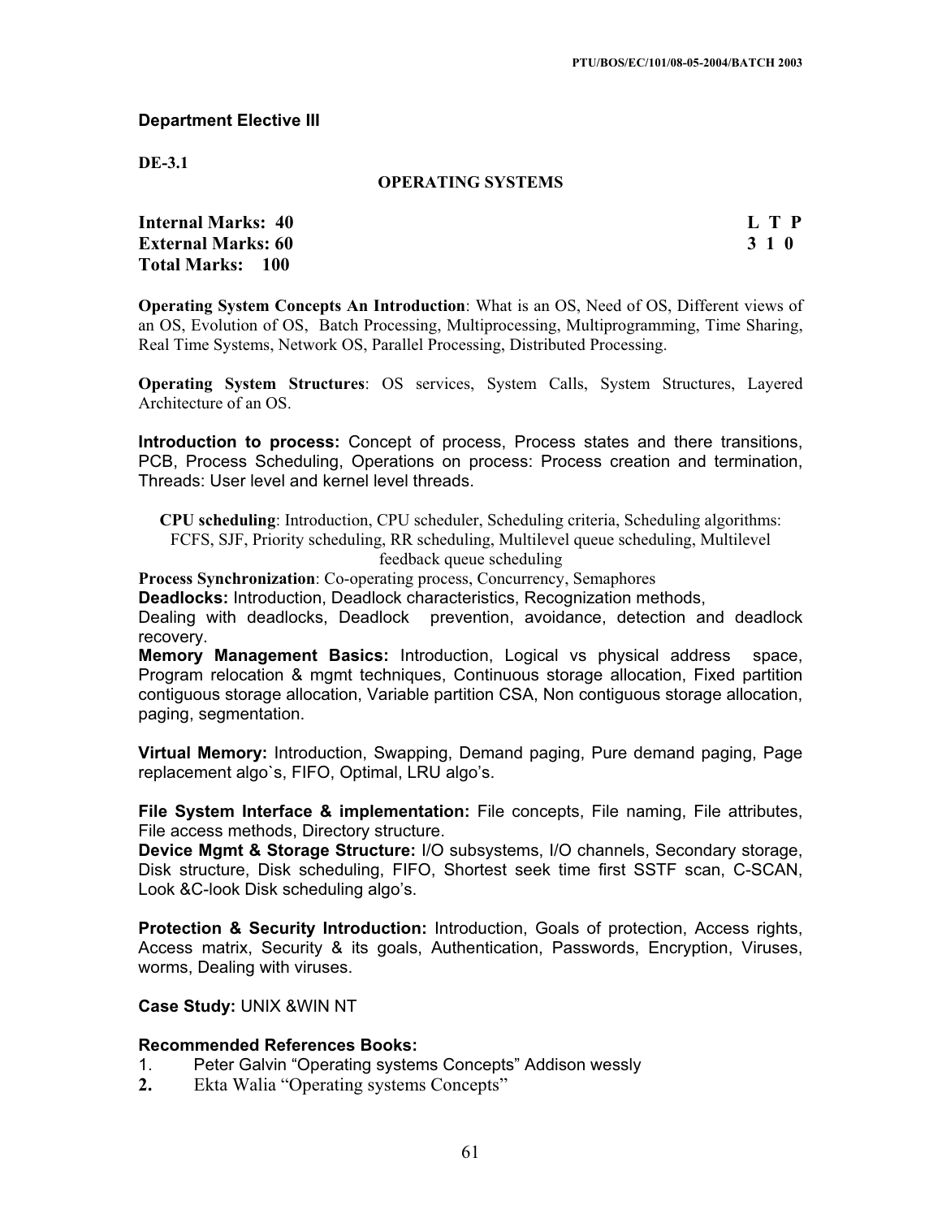## Department Elective III

**DE-3.1**

### OPERATING SYSTEMS

| | |
|---|---|
| **Internal Marks: 40** | **L T P** |
| **External Marks: 60** | **3 1 0** |
| **Total Marks: 100** | |

**Operating System Concepts An Introduction**: What is an OS, Need of OS, Different views of an OS, Evolution of OS, Batch Processing, Multiprocessing, Multiprogramming, Time Sharing, Real Time Systems, Network OS, Parallel Processing, Distributed Processing.

**Operating System Structures**: OS services, System Calls, System Structures, Layered Architecture of an OS.

**Introduction to process:** Concept of process, Process states and there transitions, PCB, Process Scheduling, Operations on process: Process creation and termination, Threads: User level and kernel level threads.

**CPU scheduling**: Introduction, CPU scheduler, Scheduling criteria, Scheduling algorithms: FCFS, SJF, Priority scheduling, RR scheduling, Multilevel queue scheduling, Multilevel feedback queue scheduling

**Process Synchronization**: Co-operating process, Concurrency, Semaphores

**Deadlocks:** Introduction, Deadlock characteristics, Recognization methods, Dealing with deadlocks, Deadlock prevention, avoidance, detection and deadlock recovery.

**Memory Management Basics:** Introduction, Logical vs physical address space, Program relocation & mgmt techniques, Continuous storage allocation, Fixed partition contiguous storage allocation, Variable partition CSA, Non contiguous storage allocation, paging, segmentation.

**Virtual Memory:** Introduction, Swapping, Demand paging, Pure demand paging, Page replacement algo`s, FIFO, Optimal, LRU algo's.

**File System Interface & implementation:** File concepts, File naming, File attributes, File access methods, Directory structure.

**Device Mgmt & Storage Structure:** I/O subsystems, I/O channels, Secondary storage, Disk structure, Disk scheduling, FIFO, Shortest seek time first SSTF scan, C-SCAN, Look &C-look Disk scheduling algo's.

**Protection & Security Introduction:** Introduction, Goals of protection, Access rights, Access matrix, Security & its goals, Authentication, Passwords, Encryption, Viruses, worms, Dealing with viruses.

**Case Study:** UNIX &WIN NT

**Recommended References Books:**

1. Peter Galvin "Operating systems Concepts" Addison wessly
2. Ekta Walia "Operating systems Concepts"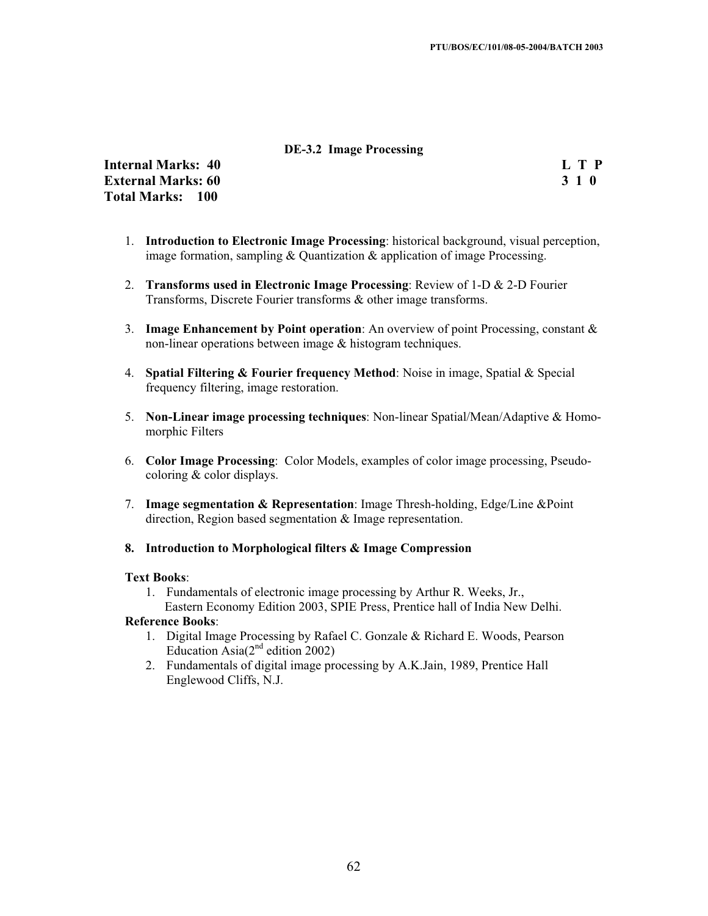## DE-3.2 Image Processing

**Internal Marks: 40** **L T P**
**External Marks: 60** **3 1 0**
**Total Marks: 100**

1. **Introduction to Electronic Image Processing**: historical background, visual perception, image formation, sampling & Quantization & application of image Processing.

2. **Transforms used in Electronic Image Processing**: Review of 1-D & 2-D Fourier Transforms, Discrete Fourier transforms & other image transforms.

3. **Image Enhancement by Point operation**: An overview of point Processing, constant & non-linear operations between image & histogram techniques.

4. **Spatial Filtering & Fourier frequency Method**: Noise in image, Spatial & Special frequency filtering, image restoration.

5. **Non-Linear image processing techniques**: Non-linear Spatial/Mean/Adaptive & Homo-morphic Filters

6. **Color Image Processing**: Color Models, examples of color image processing, Pseudo-coloring & color displays.

7. **Image segmentation & Representation**: Image Thresh-holding, Edge/Line &Point direction, Region based segmentation & Image representation.

8. **Introduction to Morphological filters & Image Compression**

**Text Books**:

1. Fundamentals of electronic image processing by Arthur R. Weeks, Jr., Eastern Economy Edition 2003, SPIE Press, Prentice hall of India New Delhi.

**Reference Books**:

1. Digital Image Processing by Rafael C. Gonzale & Richard E. Woods, Pearson Education Asia(2nd edition 2002)
2. Fundamentals of digital image processing by A.K.Jain, 1989, Prentice Hall Englewood Cliffs, N.J.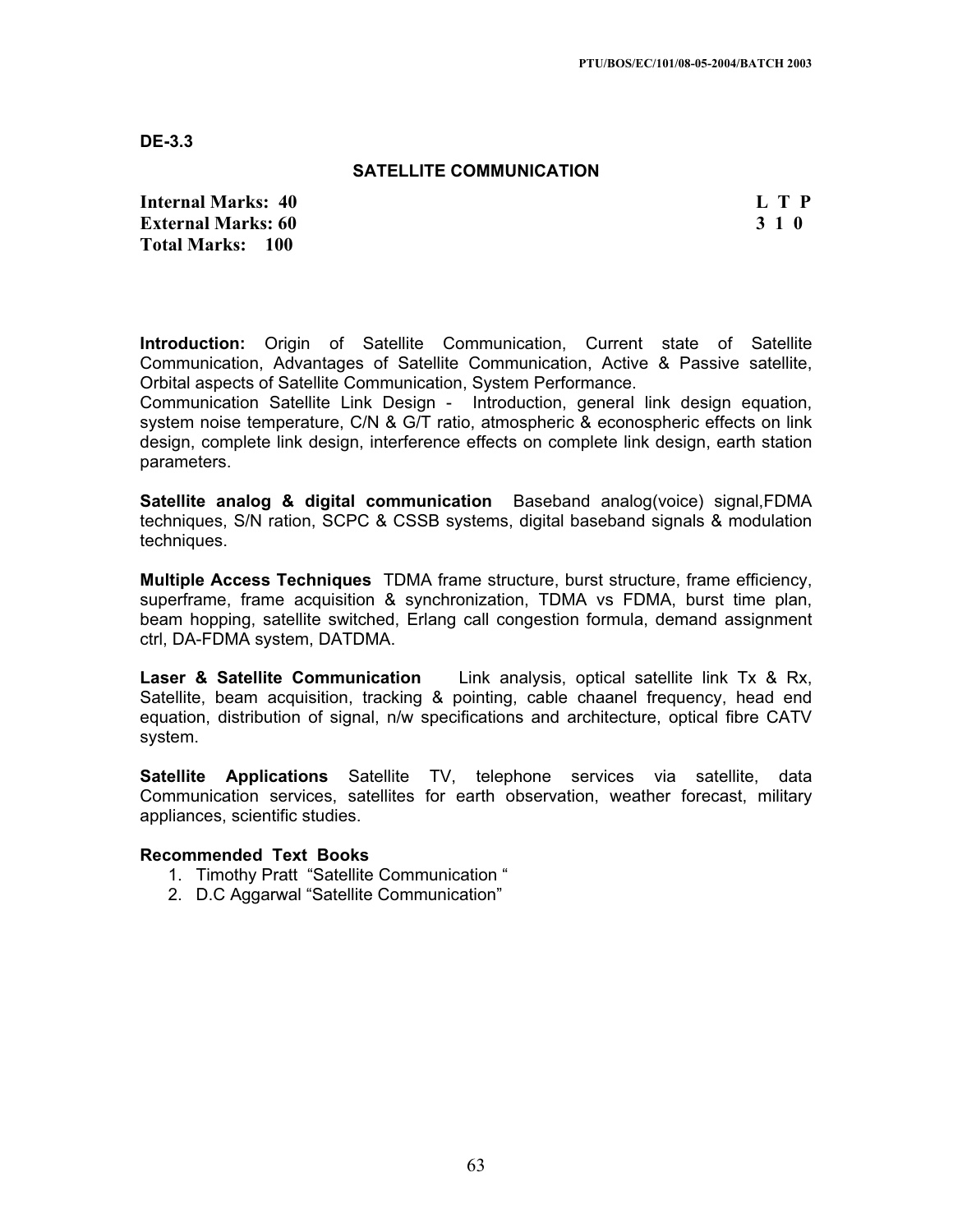**DE-3.3**

## SATELLITE COMMUNICATION

**Internal Marks: 40**
**External Marks: 60**
**Total Marks: 100**

**L T P**
**3 1 0**

**Introduction:** Origin of Satellite Communication, Current state of Satellite Communication, Advantages of Satellite Communication, Active & Passive satellite, Orbital aspects of Satellite Communication, System Performance.
Communication Satellite Link Design - Introduction, general link design equation, system noise temperature, C/N & G/T ratio, atmospheric & econospheric effects on link design, complete link design, interference effects on complete link design, earth station parameters.

**Satellite analog & digital communication** Baseband analog(voice) signal,FDMA techniques, S/N ration, SCPC & CSSB systems, digital baseband signals & modulation techniques.

**Multiple Access Techniques** TDMA frame structure, burst structure, frame efficiency, superframe, frame acquisition & synchronization, TDMA vs FDMA, burst time plan, beam hopping, satellite switched, Erlang call congestion formula, demand assignment ctrl, DA-FDMA system, DATDMA.

**Laser & Satellite Communication** Link analysis, optical satellite link Tx & Rx, Satellite, beam acquisition, tracking & pointing, cable chaanel frequency, head end equation, distribution of signal, n/w specifications and architecture, optical fibre CATV system.

**Satellite Applications** Satellite TV, telephone services via satellite, data Communication services, satellites for earth observation, weather forecast, military appliances, scientific studies.

**Recommended Text Books**

1. Timothy Pratt "Satellite Communication "
2. D.C Aggarwal "Satellite Communication"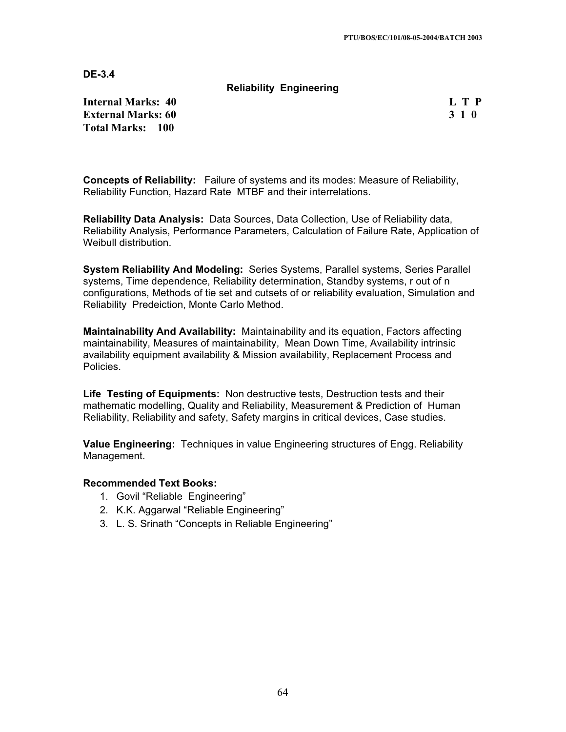**DE-3.4**

## Reliability Engineering

**Internal Marks: 40**
**External Marks: 60**
**Total Marks: 100**

| L | T | P |
|---|---|---|
| 3 | 1 | 0 |

**Concepts of Reliability:** Failure of systems and its modes: Measure of Reliability, Reliability Function, Hazard Rate MTBF and their interrelations.

**Reliability Data Analysis:** Data Sources, Data Collection, Use of Reliability data, Reliability Analysis, Performance Parameters, Calculation of Failure Rate, Application of Weibull distribution.

**System Reliability And Modeling:** Series Systems, Parallel systems, Series Parallel systems, Time dependence, Reliability determination, Standby systems, r out of n configurations, Methods of tie set and cutsets of or reliability evaluation, Simulation and Reliability Predeiction, Monte Carlo Method.

**Maintainability And Availability:** Maintainability and its equation, Factors affecting maintainability, Measures of maintainability, Mean Down Time, Availability intrinsic availability equipment availability & Mission availability, Replacement Process and Policies.

**Life Testing of Equipments:** Non destructive tests, Destruction tests and their mathematic modelling, Quality and Reliability, Measurement & Prediction of Human Reliability, Reliability and safety, Safety margins in critical devices, Case studies.

**Value Engineering:** Techniques in value Engineering structures of Engg. Reliability Management.

### Recommended Text Books:

1. Govil "Reliable Engineering"
2. K.K. Aggarwal "Reliable Engineering"
3. L. S. Srinath "Concepts in Reliable Engineering"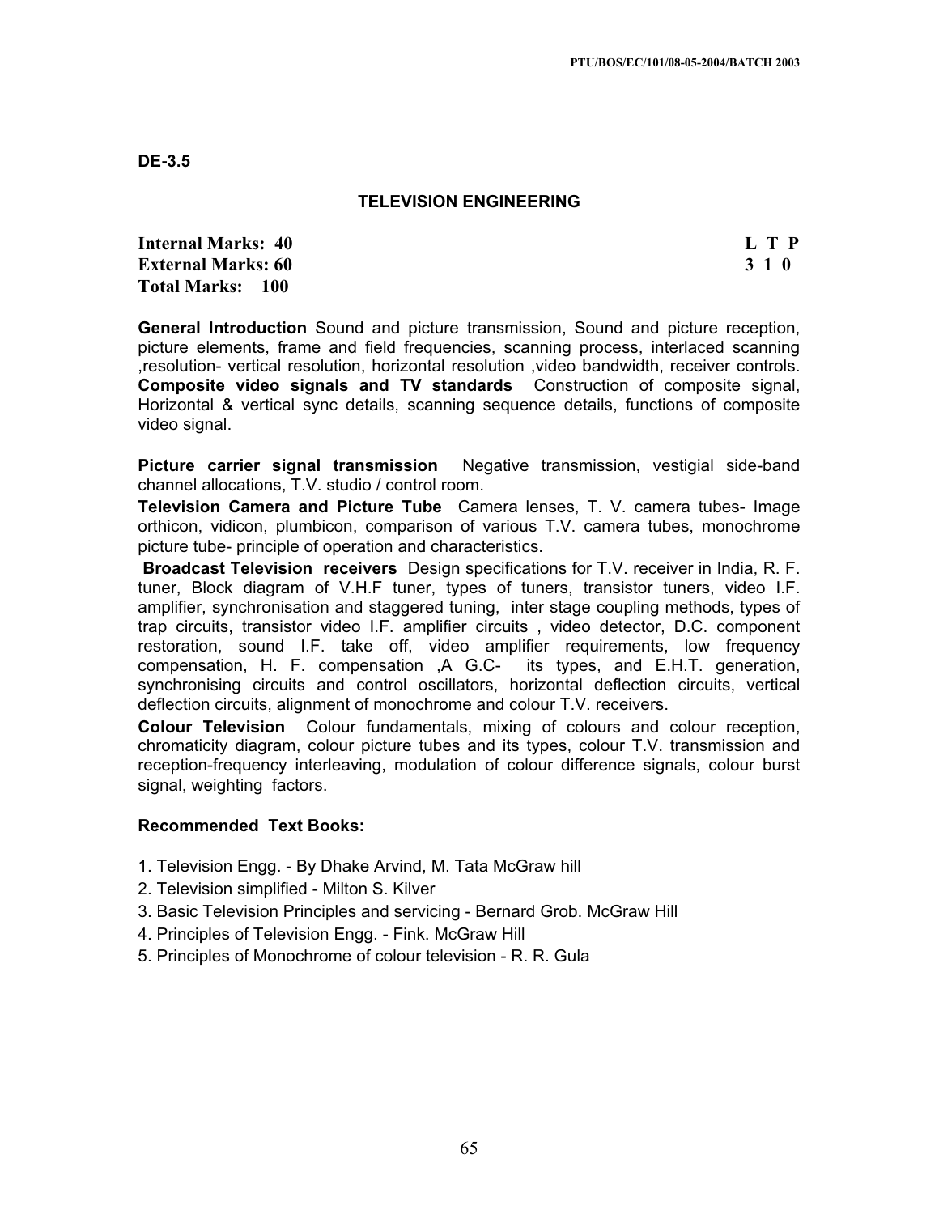**DE-3.5**

## TELEVISION ENGINEERING

| | |
|---|---|
| **Internal Marks: 40** | **L T P** |
| **External Marks: 60** | **3 1 0** |
| **Total Marks: 100** | |

**General Introduction** Sound and picture transmission, Sound and picture reception, picture elements, frame and field frequencies, scanning process, interlaced scanning ,resolution- vertical resolution, horizontal resolution ,video bandwidth, receiver controls.
**Composite video signals and TV standards** Construction of composite signal, Horizontal & vertical sync details, scanning sequence details, functions of composite video signal.

**Picture carrier signal transmission** Negative transmission, vestigial side-band channel allocations, T.V. studio / control room.
**Television Camera and Picture Tube** Camera lenses, T. V. camera tubes- Image orthicon, vidicon, plumbicon, comparison of various T.V. camera tubes, monochrome picture tube- principle of operation and characteristics.
**Broadcast Television receivers** Design specifications for T.V. receiver in India, R. F. tuner, Block diagram of V.H.F tuner, types of tuners, transistor tuners, video I.F. amplifier, synchronisation and staggered tuning, inter stage coupling methods, types of trap circuits, transistor video I.F. amplifier circuits , video detector, D.C. component restoration, sound I.F. take off, video amplifier requirements, low frequency compensation, H. F. compensation ,A G.C- its types, and E.H.T. generation, synchronising circuits and control oscillators, horizontal deflection circuits, vertical deflection circuits, alignment of monochrome and colour T.V. receivers.
**Colour Television** Colour fundamentals, mixing of colours and colour reception, chromaticity diagram, colour picture tubes and its types, colour T.V. transmission and reception-frequency interleaving, modulation of colour difference signals, colour burst signal, weighting factors.

### Recommended Text Books:

1. Television Engg. - By Dhake Arvind, M. Tata McGraw hill
2. Television simplified - Milton S. Kilver
3. Basic Television Principles and servicing - Bernard Grob. McGraw Hill
4. Principles of Television Engg. - Fink. McGraw Hill
5. Principles of Monochrome of colour television - R. R. Gula